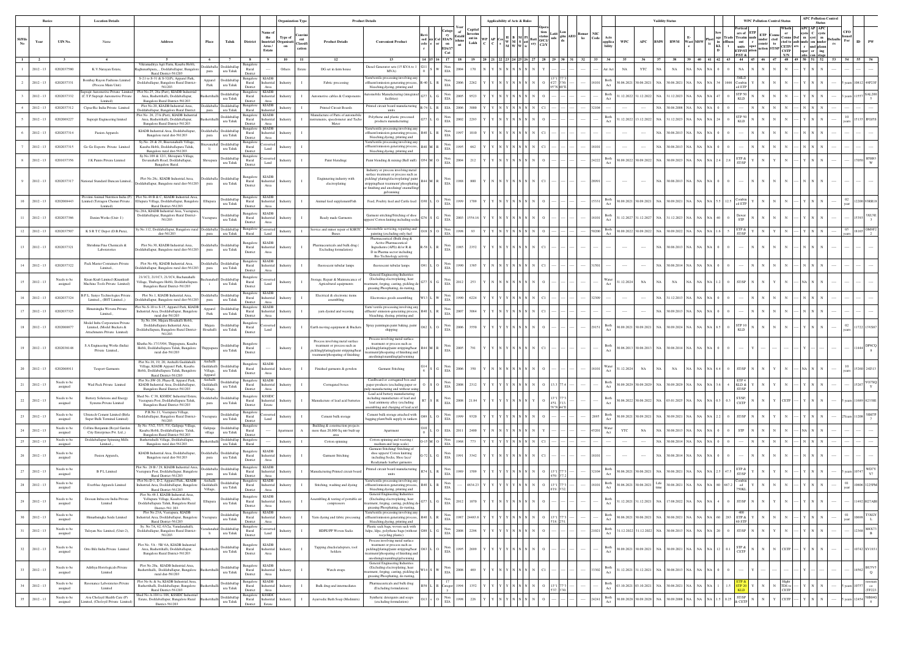| Sl No | Year | UIN No | Name | Address | Place | Taluk | District | Name of the Industrial Area / Estate | Type of Organisation | Convinient Classification | Product Details | Convenient Product | Revised code | Size | Col | Category EIA/Non EIA | Year Estd | Capital Investment (Lakh) | WPC | APC | HWM |
|---|---|---|---|---|---|---|---|---|---|---|---|---|---|---|---|---|---|---|---|---|---|
| 1 | 2012 - 13 | 0202037590 | K V Narayan Estate, | Vikramadithya Agri Farm, Kasaba Hobli, Raghunathpura, , Doddaballapur, Bangalore Rural District-561203 | Doddaballapura | Doddaballapura Taluk | Bangalore Rural District | ---- | Others | Estate | DG set in farm house | Diesel Generator sets (15 KVA to 1 MVA) | G11 0 | S | W | Non EIA | 2004 | 170 | | | |
| 2 | 2012 - 13 | 0202037331 | Bombay Rayon Fashions Limited (Process Main Unit) | S-21 to S-31 & S-32(P), Apparel Park, Doddaballapur, Bangalore Rural District-561203 | Apparel Park | Doddaballapura Taluk | Bangalore Rural District | KIADB Industrial Area | Industry | I | Fabric processing | Yarn/textile processing involving any effluent/emission generating process, bleaching,dyeing, printing and | R-40 | L | R | Non EIA | 2006 | 2262 | 30.06.2021 | 30.06.2021 | 30.06.2021 |
| 3 | 2012 - 13 | 0202037332 | Supraji Automotive Private Limited (C.T.P.Supraji Automotive Private Limited) | Plot No.25, 26a (Part), KIADB Industrial Area, Bashettihalli, Doddaballapur, Bangalore Rural District-561203 | Bashettihalli | Doddaballapura Taluk | Bangalore Rural District | KIADB Industrial Area | Industry | I | Automotive cables & Components | Automobile Manufacturing (integrated facilities) | G77 | L | G | Non EIA | 2005 | 9523 | 31.12.2022 | 31.12.2022 | 31.12.2023 |
| 4 | 2012 - 13 | 0202037312 | Cipsa-Tec India Private Limited | Plot No.20, KIADB Industrial Area, Doddaballapur, Bangalore Rural District-561203 | Doddaballapura | Doddaballapura Taluk | Bangalore Rural District | KIADB Industrial Area | Industry | I | Printed Circuit Boards | Printed circuit board manufacturing units | R-74 | L | R | Non EIA | 2006 | 3000 | ---- | ---- | 30.06.2008 |
| 5 | 2012 - 13 | 0202069227 | Supraji Engineering limited | Plot No. 26, 27A (Part), KIADB Industrial Area, Bashettihalli, Doddaballapur, Bangalore Rural District-561203 | Doddaballapura | Doddaballapura Taluk | Bangalore Rural District | KIADB Industrial Area | Industry | I | Manufacture of Parts of automobile instruments, speedometer and Tacho Meter | Polythene and plastic processed products manufacturing | G73 | L | G | Non EIA | 2002 | 2293 | 31.12.2022 | 13.12.2022 | 31.12.2023 |
| 6 | 2012 - 13 | 0202037314 | Fusion Apparels | KIADB Industrial Area, Doddaballapur, Bangalore rural dist-561203 | Doddaballapura | Doddaballapura Taluk | Bangalore Rural District | KIADB Industrial Area | Industry | I | Yarn dyeing | Yarn/textile processing involving any effluent/emission generating process, bleaching,dyeing, printing and | R40 | L | R | Non EIA | 1997 | 1010 | ---- | ---- | 30.06.2013 |
| 7 | 2012 - 13 | 0202037315 | Go Go Exports Private Limited | Sy.No. 28 & 29, Bisuvanahalli Village, Kasaba Hobli, Doddaballapura Taluk, Bangalore rural dist-561203 | Bisuvanahalli | Doddaballapura Taluk | Bangalore Rural District | Converted Land | Industry | I | Yarn dyeing | Yarn/textile processing involving any effluent/emission generating process, bleaching,dyeing, printing and | R40 | M | R | Non EIA | 1995 | 662 | ---- | ---- | 30.06.2013 |
| 8 | 2012 - 13 | 0201037356 | J K Paints Private Limited | Sy.No.109 & 12/1, Shivapura Village, Devanahalli Road, Doddaballapur, Bangalore Rural | Shivapura | Doddaballapura Taluk | Bangalore Rural District | Converted Land | Industry | I | Paint blendings | Paint blending & mixing (Ball mill) | O54 | M | O | Non EIA | 2004 | 212 | 30.09.2023 | 30.09.2022 | 30.09.2023 |
| 9 | 2012 - 13 | 0202037317 | National Standard Duncan Limited | Plot No.28c, KIADB Industrial Area, Doddaballapur, Bangalore rural dist-561203 | Doddaballapura | Doddaballapura Taluk | Bangalore Rural District | KIADB Industrial Area | Industry | I | Engineering industry with electroplating | Industry or process involving metal surface treatment or process such as pickling/ plating/electroplating/ paint stripping/heat treatment/ phosphating or finishing and anodizing/ enamelling/ galvanizing | R44 | M | R | Non EIA | 1988 | 800 | ---- | ---- | 30.06.2013 |
| 10 | 2012 - 13 | 0202068443 | Provimi Animal Nutrition India (P) Limited (Tetragon Chemie Private Limited) | Plot No.48 B & C, KIADB Industrial Area, Elluputa Village, Doddaballapur, Bangalore Rural District-561203 | Ellupura | Doddaballapura Taluk | Bangalore Rural District | KIADB Industrial Area | Industry | I | Animal feed supplement/Fish | Food, Poultry feed and Cattle feed | O30 | L | O | Non EIA | 1999 | 1709 | 30.09.2021 | 30.09.2021 | 30.09.2021 |
| 11 | 2012 - 13 | 0202037386 | Danim Works (Unit-1) | No.28A, KIADB Industrial Area, Veerapura, Doddaballapur, Bangalore Rural District-561203 | Veerapura | Doddaballapura Taluk | Bangalore Rural District | KIADB Industrial Area | Industry | I | Ready made Garments | Garment stitching/Stitching of shoe uppers/ Cotton knitting including socks | G76 | S | G | Non EIA | 2003 | 1554.16 | 31.12.2027 | 31.12.2027 | 31.12.2023 |
| 12 | 2012 - 13 | 0202037507 | K S R T C Depot (D.B Pura) | Sy.No.112, Doddaballapur, Bangalore rural dist-561203 | Doddaballapura | Doddaballapura Taluk | Bangalore Rural District | Converted Land | Industry | I | Service and minor repair of KSRTC Buses | Automobile servicing, repairing and painting (excluding only fuel | O18 | S | O | Non EIA | 1998 | 93 | 30.09.2022 | 30.09.2022 | 30.09.2022 |
| 13 | 2012 - 13 | 0202037321 | Shreshta Fine Chemicals & Laboratories | Plot No.30, KIADB Industrial Area, Doddaballapur, Bangalore rural dist-561203 | Doddaballapura | Doddaballapura Taluk | Bangalore Rural District | KIADB Industrial Area | Industry | I | Pharmaceuticals and bulk drug (Excluding formulation) | Pharmaceutical (Bulk drug & Active Pharmaceutical Ingredients (API)) d/or R & D in Pharma sector including Bio-Technology activity | R-58 | L | R | Non EIA | 1985 | 2352 | ---- | ---- | 30.06.2013 |
| 14 | 2012 - 13 | 0202037322 | Pack Master Containers Private Limited., | Plot No.48j, KIADB Industrial Area, Doddaballapur, Bangalore rural dist-561203 | Doddaballapura | Doddaballapura Taluk | Bangalore Rural District | KIADB Industrial Area | Industry | I | fluorescent tubular lamps | fluorescent tubular lamps | O81 | L | O | Non EIA | 1990 | 1395 | ---- | ---- | 30.06.2014 |
| 15 | 2012 - 13 | Needs to be assigned | Kisan Kraft Limited (Kisankraft Machine Tools Private Limited) | 21/1C2, 21/1C3, 21/1C4, Bachanahalli Village, Thubagere Hobli, Doddaballapura Taluk, Bangalore Rural District-561203 | Bachanahalli | Doddaballapura Taluk | Bangalore Rural District | Converted Land | Industry | I | Storage, Repair & Maintenance of Agricultural equipments | General Engineering Industries (Excluding electroplating, heat treatment, forging, casting, pickling de-greasing Phosphating, de-rusting, | G77 | S | G | Non EIA | 2012 | 253 | 31.12.2024 | NA | NA |
| 16 | 2012 - 13 | 0202037324 | B.P.L. Sanyo Technologies Private Limited., (BST Limited.,) | Plot No.1, KIADB Industrial Area, Doddaballapur, Bangalore rural dist-561203 | Doddaballapura | Doddaballapura Taluk | Bangalore Rural District | KIADB Industrial Area | Industry | I | Electrical & electronic items assembling | Electronics goods assembling | W13 | L | W | Non EIA | 1990 | 6224 | ---- | ---- | 31.12.2013 |
| 17 | 2012 - 13 | 0202037325 | Himasingka Wovens Private Limited., | Plot No.S-10 to S-15, Apparel Park, KIADB Industrial Area, Doddaballapur, Bangalore rural dist-561203 | Apparel Park | Doddaballapura Taluk | Bangalore Rural District | KIADB Industrial Area | Industry | I | yarn dyeind and weaving | Yarn/ textile processing involving any effluent/ emission generating process, bleaching,dyeing, printing and | R40 | L | R | Non EIA | 2007 | 3064 | ---- | ---- | 30.09.2013 |
| 18 | 2012 - 13 | 0202068877 | Model India Corporation Private Limited, (Model Brackets & Attachments Private Limited) | Sy.No.106, Majara Hosahalli Hobli, Doddaballapura Industrial Area, Doddaballapura, Bangalore Rural District-561203 | Majara Hosahalli | Doddaballapura Taluk | Bangalore Rural District | Converted Land | Industry | I | Earth moving equipment & Buckets | Spray painting,paint baking, paint stripping | O62 | L | O | Non EIA | 2006 | 3550 | 30.09.2021 | 30.09.2021 | 30.09.2024 |
| 19 | 2012 - 13 | 0202038148 | S.A Engineering Works (India) Private Limited., | Khatha No.17/150/4, Thippapura, Kasaba Hobli, Doddaballapura Taluk, Bangalore rural dist-561203 | Thippapura | Doddaballapura Taluk | Bangalore Rural District | ---- | Industry | I | Process involving metal surface treatment or process such as pickling/plating/paint stripping/heat treatment/phosphating of finishing | Process involving metal surface treatment or process such as pickling/plating/paint stripping/heat treatment/phosphating of finishing and anodising/enamling/galvanising | R44 | M | R | Non EIA | 2005 | 791 | 30.06.2013 | 30.06.2013 | 30.06.2014 |
| 20 | 2012 - 13 | 0202068911 | Teeport Garments | Plot No.18, 19, 20, Amballi Gaddahalli Village, KIADB Apparel Park, Kasaba Hobli, Doddaballapura Taluk, Bangalore Rural District-561203 | Amballi Gaddahalli Village, Apparel | Doddaballapura Taluk | Bangalore Rural District | KIADB Industrial Area | Industry | I | Finished garments & goods | Garment Stitching | G14 6 | S | G | Non EIA | 2006 | 350 | 31.12.2024 | NA | NA |
| 21 | 2012 - 13 | Needs to be assigned | Wad Pack Private Limited | Plot No.SW-20, Phase-II, Apparel Park, KIADB Industrial Area, Doddaballapur, Bangalore Rural District-561203 | Amballi Gaddahalli Village, | Doddaballapura Taluk | Bangalore Rural District | KIADB Industrial Area | Industry | I | Corrugated boxes | Cardboard or corrugated box and paper products (excluding paper or pulp manufacturing and without using | O | S | O | Non EIA | 2008 | 2312 | 30.09.2029 | 30.09.2029 | 30.09.2029 |
| 22 | 2012 - 13 | Needs to be assigned | Battery Solutions and Energy Systems Private Limited | Shed No. C 38, KSSIDC Industrial Estate, Veerapura Post, Doddaballapura Taluk, Bangalore Rural District-561203 | Doddaballapura | Doddaballapura Taluk | Bangalore Rural District | KSSIDC Industrial Estate | Industry | I | Manufacture of lead acid batteries | Lead acid battery manufacturing including manufacture of lead and lead antimony alloy (excluding assembling and charging of lead acid | R7 | S | R | Non EIA | 2008 | 21.84 | 30.06.2022 | 30.06.2022 | 03.01.2025 |
| 23 | 2012 - 13 | Needs to be assigned | Ultratech Cement Limited (Birla Super Bulk Terminal Limited) | P.B.No.11, Veerapura Village, Doddaballapur, Bangalore Rural District-561203 | Veerapura | Doddaballapura Taluk | Bangalore Rural District | Converted Land | Industry | I | Cement bulk storage | Cement bulk storage attached with bagging plant/bulk supply in tankers | O89 | L | O | Non EIA | 1999 | 9320 | 30.09.2021 | 30.09.2021 | 30.09.2021 |
| 24 | 2012 - 13 | Needs to be assigned | Colline Benjamin (Royal Garden City Enterprises Pvt. Ltd.,) | Sy.No. 53/2, 53/3, 53/, Gulipalya Village, Kasaba Hobli, Doddaballapura Taluk, Bangalore Rural District-561203 | Gulipalya village | Doddaballapura Taluk | Bangalore Rural District | ---- | Apartment | A | Building & construction projects more than 20,000 Sq.mtr built up area | Apartment | O10 0 | L | O | Non EIA | 2011 | 2400 | YTC | NA | NA |
| 25 | 2012 - 13 | Needs to be assigned | Doddaballapur Spinning Mills Limited., | Bashettihalli Village, Doddaballapur, Bangalore rural dist-561203 | Bashettihalli | Doddaballapura Taluk | Bangalore Rural District | ---- | Industry | I | Cotton spinning | Cotton spinning and weaving (medium and large scale) | O-15 | M | O | Non EIA | 1968 | 773 | ---- | ---- | 30.06.2014 |
| 26 | 2012 - 13 | Needs to be assigned | Fusion Apparels, | KIADB Industrial Area, Doddaballapur, Bangalore rural dist-561203 | Doddaballapura | Doddaballapura Taluk | Bangalore Rural District | KIADB Industrial Area | Industry | I | Garment Stitching | Garment Stitching/ Stitching of shoe uppers/ Cotton knitting including Socks, Shoe lace/ Readymade leather garments | G-72 | L | G | Non EIA | 1991 | 3342 | ---- | ---- | 30.06.2014 |
| 27 | 2012 - 13 | Needs to be assigned | B P L Limited | Plot No. 28 B / 29, KIADB Industrial Area, Veerapura Post, Doddaballapur, Bangalore Rural District-561203 | Doddaballapura | Doddaballapura Taluk | Bangalore Rural District | KIADB Industrial Area | Industry | I | Manufacturing Printed circuit board | Printed circuit board manufacturing units | R74 | L | R | Non EIA | 1989 | 1509 | 30.06.2021 | 30.06.2021 | 30.06.2021 |
| 28 | 2012 - 13 | Needs to be assigned | Everblue Apparels Limited | Plot No.D-1, D-2, Apparel Park, KIADB Industrial Area, Doddaballapur, Bangalore Rural District-561203 | Amballi Gaddahalli Village, | Doddaballapura Taluk | Bangalore Rural District | KIADB Industrial Area | Industry | I | Stitching, washing and dyeing | Yarn/textile processing involving any effluent/emission generating process, bleaching,dyeing, printing and | R40 | L | R | Non EIA | | 4834.23 | 30.06.2021 | 30.06.2021 | 30.06.2021 |
| 29 | 2012 - 13 | Needs to be assigned | Doosan Infracore India Private Limited | Plot No.48-I, KIADB Industrial Area, Yelhapura Village, Kasaba Hobli, Doddaballapura Taluk, Bangalore Rural District-561201 | Ellupura | Doddaballapura Taluk | Bangalore Rural District | KIADB Industrial Area | Industry | I | Assembling & testing of portable air compressors | General Engineering Industries (Excluding electroplating, heat treatment, forging, casting, pickling de-greasing Phosphating, de-rusting, | G77 | L | G | Non EIA | 2012 | 1070 | 31.12.2021 | 31.12.2021 | 17.08.2022 |
| 30 | 2012 - 13 | Needs to be assigned | Himatsingka Seide Limited | Plot No.23A, Veerapura, KIADB Industrial Area, Doddaballapur, Bangalore Rural District-561203 | Veerapura | Doddaballapura Taluk | Bangalore Rural District | KIADB Industrial Area | Industry | I | Yarn dyeing and fabric processing | Yarn/textile processing involving any effluent/emission generating process, bleaching,dyeing, printing and | R40 | L | R | Non EIA | 1987 | 24483.8 | 30.06.2021 | 30.06.2021 | 30.06.2021 |
| 31 | 2012 - 13 | Needs to be assigned | Tulsyan Nec Limited, (Unit-2), | Sy. No.7A, 62, 63/2a, Varadanahalli, Doddaballapur, Bangalore Rural District-561203 | Varadanahalli | Doddaballapura Taluk | Bangalore Rural District | Converted Land | Industry | I | HDPE/PP Woven Sacks | Plastic sack bags, woven sack with hdpe, ldpe, polythene bags (without recycling plastic) | G88 | L | G | Non EIA | 2008 | 2296 | 31.12.2022 | 31.12.2022 | 30.06.2013 |
| 32 | 2012 - 13 | Needs to be assigned | Otto Bilz India Private Limited | Plot No. 5A - 5B/ 6A, KIADB Industrial Area, Bashettihalli, Doddaballapur, Bangalore Rural District-561203 | Bashettihalli | Doddaballapura Taluk | Bangalore Rural District | KIADB Industrial Area | Industry | I | Tapping chucks/adopters, tool holders | Process involving metal surface treatment or process such as pickling/plating/paint stripping/heat treatment/phosphating of finishing and anodising/enamling/galvanising | O63 | L | O | Non EIA | 1995 | 2699 | 30.09.2021 | 30.09.2021 | 30.09.2021 |
| 33 | 2012 - 13 | Needs to be assigned | Adithya Horologicals Private Limited | Plot No.20c, KIADB Industrial Area, Bashettihalli, Doddaballapur, Bangalore Rural District-561203 | Bashettihalli | Doddaballapura Taluk | Bangalore Rural District | KIADB Industrial Area | Industry | I | Watch straps | General Engineering Industries (Excluding electroplating, heat treatment, forging, casting, pickling de-greasing Phosphating, de-rusting, | W14 | S | W | Non EIA | 2008 | 469 | 31.12.2021 | 31.12.2021 | 30.06.2013 |
| 34 | 2012 - 13 | Needs to be assigned | Resonance Laboratories Private Limited | Plot No.8c & 9c, KIADB Industrial Area, Bashettihalli, Doddaballapur, Bangalore Rural District-561203 | Bashettihalli | Doddaballapura Taluk | Bangalore Rural District | KIADB Industrial Area | Industry | I | Bulk drug and intermediates | Pharmaceuticals and bulk drug (Excluding formulation) | R58 | L | R | 17 Category | 1994 | 1352 | 03.10.2021 | 03.10.2021 | 30.06.2021 |
| 35 | 2012 - 13 | Needs to be assigned | Ava Cholayil Health Care (P) Limited, (Cholayil Private Limited) | Shed No.A-104 to 106, KSSIDC Industrial Estate, Doddaballapur, Bangalore Rural District-561203 | Bashettihalli | Doddaballapura Taluk | Bangalore Rural District | KSSIDC Industrial Estate | Industry | I | Ayurvedic Bath Soap (Medimix) | Synthetic detergents and soaps (excluding formulation) | O13 | S | O | Non EIA | 1998 | 226 | 30.09.2028 | 30.09.2028 | 30.09.2008 |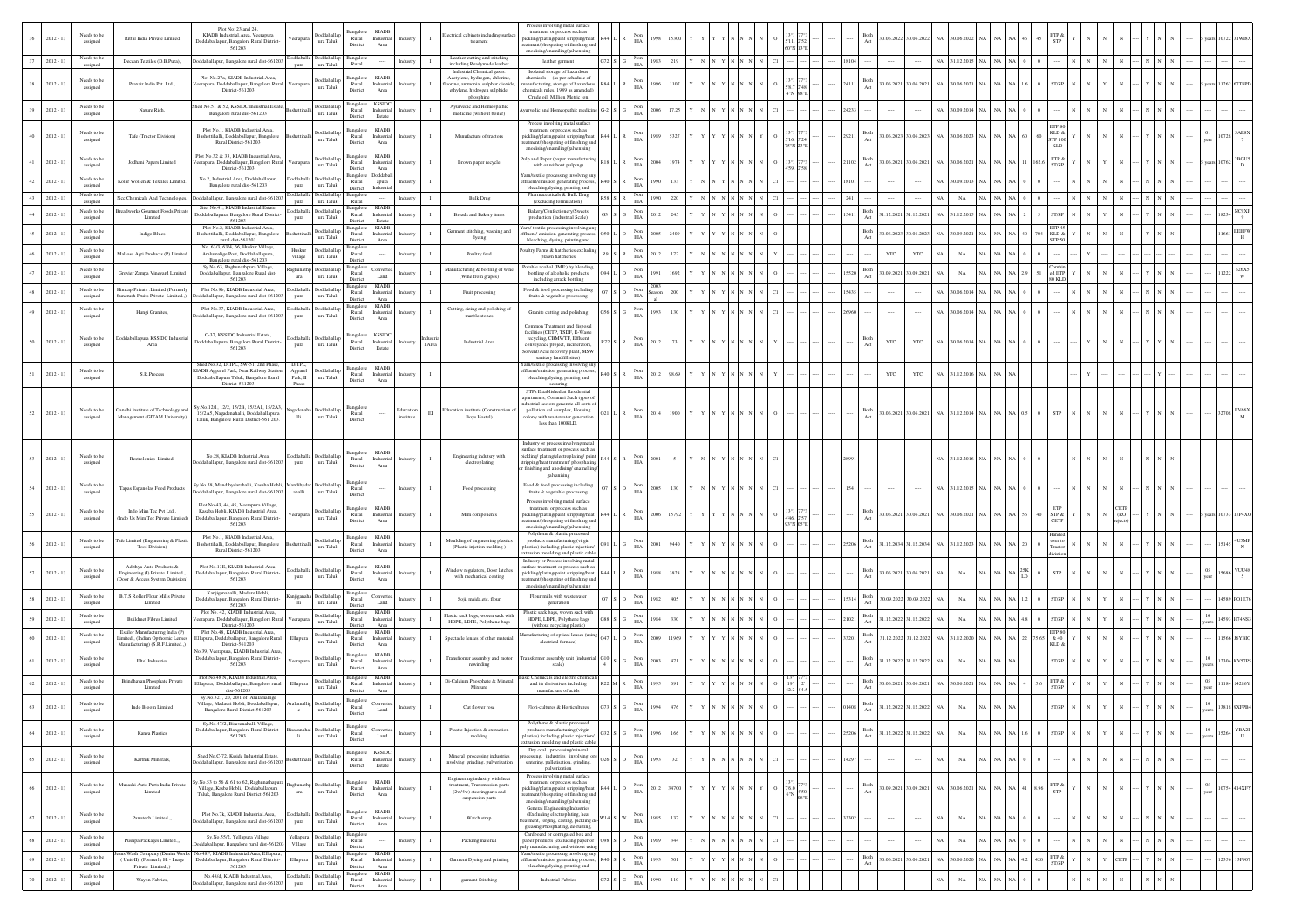| No. | Year | Status | Name of Industry | Address | Village | Taluk | District | Area | Type | Category | Activity | Products | Code | Size | Colour | EIA | Year | Investment | | | | | | | | | | | | | | | | | | | | |
|---|---|---|---|---|---|---|---|---|---|---|---|---|---|---|---|---|---|---|---|---|---|---|---|---|---|---|---|---|---|---|---|---|---|---|---|---|---|---|
| 36 | 2012 - 13 | Needs to be assigned | Ritral India Private Limited | Plot No: 23 and 24, KIADB Industrial Area, Veerapura Doddaballapur, Bangalore Rural District-561203 | Veerapura | Doddaballapura Taluk | Bangalore Rural District | KIADB Industrial Area | Industry | I | Electrical cabinets including surface treament | Process involving metal surface treatment or process such as pickling/plating/paint stripping/heat treatment/phosphating of finishing and anodising/enamelling/galvanising | R44 | L | R | Non EIA | 1998 | 15300 | Y | Y | Y | Y | N | N | N | O | 13°1'5'11. 2"E 60°N 13"E | ---- | ---- | Both Act | 30.06.2022 | 30.06.2022 | NA | 30.06.2022 | NA | NA | NA | 46 | 45 | ETP & STP | Y | N | N |
| 37 | 2012 - 13 | Needs to be assigned | Deccan Textiles (D.B Pura), | Doddaballapur, Bangalore rural dist-561203 | Doddaballapura | Doddaballapura Taluk | Bangalore Rural | ---- | Industry | I | Leather cutting and stitching including Readymade leather | leather garment | G72 | S | G | Non EIA | 1983 | 219 | Y | N | N | Y | N | N | N | C1 | | | 18104 | ---- | ---- | NA | 31.12.2015 | NA | NA | NA | 0 | 0 | ---- | N | N | N |
| 38 | 2012 - 13 | Needs to be assigned | Prasaar India Pvt. Ltd., | Plot No.27a, KIADB Industrial Area, Veerapura, Doddaballapur, Bangalore Rural District-561203 | Veerapura | Doddaballapura Taluk | Bangalore Rural District | KIADB Industrial Area | Industry | I | Industrial Chemicals (Acetylene, hydrogen, chlorine, fluorine, ammonia, sulphur dioxide, ethylene, hydrogen sulphide, phosphine | Isolated storage of hazardous chemicals (as per schedule of manufacturing, storage of hazardous chemicals rules, 1989 as amended) Crude oil, Million Metric ton | R84 | L | R | Non EIA | 1996 | 1107 | Y | Y | Y | Y | N | N | N | O | 13°1'58.7"E 4"N 68"E | | 24111 | Both Act | 30.06.2021 | 30.06.2021 | NA | 30.06.2021 | NA | NA | NA | 1.6 | 0 | ST/SP | Y | N | Y |
| 39 | 2012 - 13 | Needs to be assigned | Nature Rich, | Shed No.51 & 52, KSSIDC Industrial Estate, Bangalore rural dist-561203 | Bashettihalli | Doddaballapura Taluk | Bangalore Rural District | KSSIDC Industrial Estate | Industry | I | Ayurvedic and Homeopathic medicine (without boiler) | Ayurvedic and Homeopathic medicine | G-2 | S | G | Non EIA | 2006 | 17.25 | Y | N | N | Y | N | N | N | C1 | | | 24233 | ---- | ---- | NA | 30.09.2014 | NA | NA | NA | 0 | 0 | ---- | N | N | N |
| 40 | 2012 - 13 | Needs to be assigned | Tafe (Tractor Division) | Plot No.1, KIADB Industrial Area, Bashettihalli, Doddaballapur, Bangalore Rural District-561203 | Bashettihalli | Doddaballapura Taluk | Bangalore Rural District | KIADB Industrial Area | Industry | I | Manufacture of tractors | Process involving metal surface treatment or process such as pickling/plating/paint stripping/heat treatment/phosphating of finishing and anodising/enamelling/galvanising | R44 | L | R | Non EIA | 1989 | 5327 | Y | Y | Y | Y | N | N | Y | O | 13°1'16.3"24.7"5"N 23"E | | 29211 | Both Act | 30.06.2023 | 30.06.2023 | NA | 30.06.2023 | NA | NA | NA | 60 | 60 | ETP 80 KLD & STP 100 KLD | Y | N | N |
| 41 | 2012 - 13 | Needs to be assigned | Jodhani Papers Limited | Plot No.32 & 33, KIADB Industrial Area, Veerapura, Doddaballapur, Bangalore Rural District-561203 | Veerapura | Doddaballapura Taluk | Bangalore Rural District | KIADB Industrial Area | Industry | I | Brown paper recycle | Pulp and Paper (paper manufacturing with or without pulping) | R18 | L | R | Non EIA | 2004 | 1974 | Y | Y | Y | Y | N | N | N | O | 13°1'4.59. 27"E | | 21102 | Both Act | 30.06.2021 | 30.06.2021 | NA | 30.06.2021 | NA | NA | NA | 11 | 162.6 | ETP & ST/SP | Y | N | Y |
| 42 | 2012 - 13 | Needs to be assigned | Kolar Wollen & Textiles Limited, | No.2, Industrial Area, Doddaballapur, Bangalore rural dist-561203 | Doddaballapura | Doddaballapura Taluk | Bangalore Rural District | Doddaballapura | Industry | I | Yarn/textile processing involving any effluent/emission generating process, bleaching,dyeing, printing and | | R40 | S | R | Non EIA | 1990 | 133 | Y | N | N | Y | N | N | N | C1 | | | 18101 | ---- | ---- | NA | 30.09.2013 | NA | NA | NA | 0 | 0 | ---- | N | N | N |
| 43 | 2012 - 13 | Needs to be assigned | Ncc Chemicals And Technologies, | Doddaballapur, Bangalore rural dist-561203 | Doddaballapura | Doddaballapura Taluk | Bangalore Rural | ---- | Industry | I | Bulk Drug | Pharmaceuticals & Bulk Drug (excluding formulation) | R58 | S | R | Non EIA | 1990 | 220 | Y | N | N | N | N | N | N | C1 | | | ---- | ---- | ---- | NA | NA | NA | NA | NA | 0 | 0 | ---- | N | N | N |
| 44 | 2012 - 13 | Needs to be assigned | Breadworks Gourmet Foods Private Limited | Site No.41, KIADB Industrial Estate, Doddaballapura, Bangalore Rural District-561203 | Doddaballapura | Doddaballapura Taluk | Bangalore Rural District | KIADB Industrial Estate | Industry | I | Breads and Bakery items | Bakery/Confectionery/Sweets production (Industrial Scale) | G3 | S | G | Non EIA | 2012 | 245 | Y | Y | Y | Y | N | N | N | O | | | 15411 | Both Act | 31.12.2021 | 31.12.2021 | NA | 31.12.2015 | NA | NA | NA | 2 | 5 | ST/SP | N | N | Y |
| 45 | 2012 - 13 | Needs to be assigned | Indigo Blues | Plot No.2, KIADB Industrial Area, Bashettihalli, Doddaballapur, Bangalore rural dist-561203 | Bashettihalli | Doddaballapura Taluk | Bangalore Rural District | KIADB Industrial Area | Industry | I | Garment stitching, washing and dyeing | Yarn/ textile processing involving any effluent/ emission generating process, bleaching, dyeing, printing and | O50 | L | O | Non EIA | 2005 | 2409 | Y | Y | Y | Y | N | N | N | O | | | ---- | Both Act | 30.06.2023 | 30.06.2023 | NA | 30.09.2021 | NA | NA | NA | 40 | 704 | ETP 45 KLD & STP 50 | Y | N | N |
| 46 | 2012 - 13 | Needs to be assigned | Maltose Agri Products (P) Limited | No. 63/3, 63/4, 66, Hasakur Village, Arahunalige Post, Doddaballapura, Bangalore rural dist-561203 | Hasakur village | Doddaballapura Taluk | Bangalore Rural District | ---- | Industry | I | Poultry feed | Poultry Farms & hatcheries excluding prawn hatcheries | R9 | S | R | Non EIA | 2012 | 172 | Y | N | N | Y | N | N | N | Y | | | ---- | ---- | YTC | YTC | NA | NA | NA | NA | NA | 0 | 0 | ---- | Y | | |
| 47 | 2012 - 13 | Needs to be assigned | Grover Zampa Vineyard Limited | Sy.No.65, Raghunathpura Village, Doddaballapur, Bangalore Rural dist-561203 | Raghunathpura | Doddaballapura Taluk | Bangalore Rural District | Converted Land | Industry | I | Manufacturing & bottling of wine (Wine from grapes) | Potable alcohol (IMF) by blending, bottling of alcoholic products including arrack bottling | O84 | L | O | Non EIA | 1991 | 1692 | Y | Y | Y | Y | N | N | N | O | | | 15520 | Both Act | 30.09.2021 | 30.09.2021 | NA | NA | NA | NA | NA | 2.9 | 51 | Combined ETP 80 KLD | Y | N | N |
| 48 | 2012 - 13 | Needs to be assigned | Himcap Private Limited (Formerly Suncrush Fruits Private Limited.), | Plot No.98, KIADB Industrial Area, Doddaballapur, Bangalore rural dist-561203 | Doddaballapura | Doddaballapura Taluk | Bangalore Rural District | KIADB Industrial Area | Industry | I | Fruit processing | Food & food processing including fruits & vegetable processing | O7 | S | O | Non EIA (Seasonal) | 2003 | 200 | Y | Y | Y | Y | N | N | N | C1 | | | 15435 | ---- | ---- | NA | 30.06.2014 | NA | NA | NA | 0 | 0 | ---- | N | N | N |
| 49 | 2012 - 13 | Needs to be assigned | Hungi Granites, | Plot No.37, KIADB Industrial Area, Doddaballapur, Bangalore rural dist-561203 | Doddaballapura | Doddaballapura Taluk | Bangalore Rural District | KIADB Industrial Area | Industry | I | Cutting, sizing and polishing of marble stones | Granite cutting and polishing | G56 | S | G | Non EIA | 1993 | 130 | Y | N | N | Y | N | N | N | C1 | | | 26960 | ---- | ---- | NA | 30.06.2014 | NA | NA | NA | 0 | 0 | ---- | N | N | N |
| 50 | 2012 - 13 | Needs to be assigned | Doddaballapura KSSIDC Industrial Area | C-37, KSSIDC Industrial Estate, Doddaballapura, Bangalore Rural District-561203 | Doddaballapura | Doddaballapura Taluk | Bangalore Rural District | KSSIDC Industrial Estate | Industry | Industrial Area | Industrial Area | Common Treatment and disposal facilities (CETP, TSDF, E-Waste recycling, CBMWTF, Effluent conveyance project, incinerators, Solvent/Acid recovery plant, MSW sanitary landfill sites) | R72 | S | R | Non EIA | 2012 | 73 | Y | Y | Y | Y | N | N | N | Y | | | ---- | Both Act | YTC | YTC | NA | 30.06.2014 | NA | NA | NA | 0 | 0 | ---- | N | N | N |
| 51 | 2012 - 13 | Needs to be assigned | S.R Process | Shed No.32, DITPL, SW-51, 2nd Phase, KIADB Apparel Park, Near Railway Station, Doddaballapura Taluk, Bangalore Rural District-561203 | DITPL, Apparel Park, II Phase | Doddaballapura Taluk | Bangalore Rural District | KIADB Industrial Area | Industry | I | | Yarn/textile processing involving any effluent/emission generating process, bleaching,dyeing, printing and scouring | R40 | S | R | Non EIA | 2012 | 98.69 | Y | Y | Y | Y | N | N | N | Y | | | ---- | ---- | YTC | YTC | NA | 31.12.2016 | NA | NA | NA | | | | Y | | |
| 52 | 2012 - 13 | Needs to be assigned | Gandhi Institute of Technology and Management (GITAM University) | Sy.No.12/1, 12/2, 15/2B, 15/2A1, 15/2A3, 15/2A5, Nagadenahalli, Doddaballapura Taluk, Bangalore Rural District-561 203 | Nagadenahalli | Doddaballapura Taluk | Bangalore Rural District | ---- | Education institute | III | Education institute (Construction of Boys Hostel) | STPs Established at Residential apartments, Commerc Such types of industrial sectors generate all sorts of pollution ad complex, Housing colony with wastewater generation less than 100KLD. | O21 | L | R | Non EIA | 2014 | 1900 | Y | Y | Y | Y | N | N | N | O | | | ---- | Both Act | 30.06.2021 | 30.06.2021 | NA | 31.12.2014 | NA | NA | NA | 0.5 | 0 | STP | N | N | N |
| 53 | 2012 - 13 | Needs to be assigned | Rentrolonics Limited, | No.28, KIADB Industrial Area, Doddaballapur, Bangalore rural dist-561203 | Doddaballapura | Doddaballapura Taluk | Bangalore Rural District | KIADB Industrial Area | Industry | I | Engineering industry with electroplating | Industry or process involving metal surface treatment or process such as pickling/ plating/electroplating/ paint stripping/heat treatment/ phosphating or finishing and anodising/ enamelling/ galvanising | R44 | S | R | Non EIA | 2001 | 5 | Y | N | N | Y | N | N | N | C1 | | | 28991 | ---- | ---- | NA | 31.12.2016 | NA | NA | NA | 0 | 0 | ---- | N | N | N |
| 54 | 2012 - 13 | Needs to be assigned | Tapas Espanolas Food Products | Sy.No.58, Mandibyderahalli, Kasaba Hobli, Doddaballapur, Bangalore rural dist-561203 | Mandibyderahalli | Doddaballapura Taluk | Bangalore Rural District | ---- | Industry | I | Food processing | Food & food processing including fruits & vegetable processing | O7 | S | O | Non EIA | 2005 | 130 | Y | N | N | Y | N | N | N | C1 | | | 154 | ---- | ---- | NA | 31.12.2015 | NA | NA | NA | 0 | 0 | ---- | N | N | N |
| 55 | 2012 - 13 | Needs to be assigned | Indo Mim Tec Pvt Ltd., (Indo Us Mim Tec Private Limited) | Plot No.43, 44, 45, Veerapura Village, Kasaba Hobli, KIADB Industrial Area, Doddaballapur, Bangalore Rural District-561203 | Veerapura | Doddaballapura Taluk | Bangalore Rural District | KIADB Industrial Area | Industry | I | Mim components | Process involving metal surface treatment or process such as pickling/plating/paint stripping/heat treatment/phosphating of finishing and anodising/enamelling/galvanising | R44 | L | R | Non EIA | 2006 | 15792 | Y | Y | Y | Y | N | N | N | O | 13°1'4'46. 2"57. 65"N 36"E | | ---- | Both Act | 30.06.2021 | 30.06.2021 | NA | 30.06.2021 | NA | NA | NA | 56 | 40 | ETP STP & CETP | Y | N | CETP (RO rejects) |
| 56 | 2012 - 13 | Needs to be assigned | Tafe Limited (Engineering & Plastic Tool Division) | Plot No.1, KIADB Industrial Area, Bashettihalli, Doddaballapur, Bangalore Rural District-561203 | Bashettihalli | Doddaballapura Taluk | Bangalore Rural District | KIADB Industrial Area | Industry | I | Moulding of engineering plastics (Plastic injection molding) | Polythene & plastic processed products manufacturing (virgin plastics) including plastic injection/ extrusion moulding and plastic cable | G91 | L | G | Non EIA | 2001 | 9440 | Y | Y | Y | Y | N | N | N | O | | | 25206 | Both Act | 31.12.2034 | 31.12.2034 | NA | 31.12.2023 | NA | NA | NA | 20 | 0 | Handed over to Tractor division | N | N | N |
| 57 | 2012 - 13 | Needs to be assigned | Adithya Auto Products & Engineering (I) Private Limited, (Door & Access System Division) | Plot No.13E, KIADB Industrial Area, Doddaballapur, Bangalore Rural District-561203 | Doddaballapura | Doddaballapura Taluk | Bangalore Rural District | KIADB Industrial Area | Industry | I | Window regulators, Door latches with mechanical coating | Industry or Process involving metal surface treatment or process such as pickling/plating/paint stripping/heat treatment/phosphating of finishing and anodising/enamelling/galvanising | R44 | L | R | Non EIA | 1988 | 3828 | Y | Y | Y | Y | N | N | N | O | | | ---- | Both Act | 30.06.2021 | 30.06.2021 | NA | NA | NA | NA | 25KLD | 0 | | STP | N | N | N |
| 58 | 2012 - 13 | Needs to be assigned | B.T.S Roller Flour Mills Private Limited | Kanjaganahalli, Madure Hobli, Doddaballapur, Bangalore Rural District-561203 | Kanjaganahalli | Doddaballapura Taluk | Bangalore Rural District | Converted Land | Industry | I | Soji, maida,etc, flour | Flour mills with wastewater generation | O7 | S | O | Non EIA | 1982 | 405 | Y | Y | Y | Y | N | N | N | O | | | 15314 | Both Act | 30.09.2022 | 30.09.2022 | NA | NA | NA | NA | NA | 1.2 | 0 | ST/SP | N | N | Y |
| 59 | 2012 - 13 | Needs to be assigned | Buildmat Fibres Limited | Plot No. 42, KIADB Industrial Area, Veerapura, Doddaballapur, Bangalore Rural District-561203 | Veerapura | Doddaballapura Taluk | Bangalore Rural District | KIADB Industrial Area | Industry | I | Plastic sack bags, woven sack with HDPE, LDPE, Polythene bags | Plastic sack bags, woven sack with HDPE, LDPE, Polythene bags (without recycling plants) | G88 | S | G | Non EIA | 1984 | 330 | Y | Y | Y | Y | N | N | N | O | | | 21021 | Both Act | 31.12.2023 | 31.12.2022 | NA | NA | NA | NA | NA | 4.8 | 0 | ST/SP | N | N | N |
| 60 | 2012 - 13 | Needs to be assigned | Essilor Manufacturing India (P) Limited., (Indian Opthomic Lenses Manufacturing) (S.R.F.Limited.,) | Plot No.48, KIADB Industrial Area, Elluparu, Doddaballapur, Bangalore Rural District-561203 | Ellupura | Doddaballapura Taluk | Bangalore Rural District | KIADB Industrial Area | Industry | I | Spectacle lenses of other material | Manufacturing of optical lenses (using electrical furnace) | O47 | L | O | Non EIA | 2009 | 11969 | Y | Y | Y | Y | N | N | N | O | | | 33201 | Both Act | 31.12.2022 | 31.12.2022 | NA | 31.12.2020 | NA | NA | NA | 22 | 75.65 | ETP 80 & 40 KLD & | Y | N | N |
| 61 | 2012 - 13 | Needs to be assigned | Ebel Industries | No.39, Veerapura, KIADB Industrial Area, Doddaballapur, Bangalore Rural District-561203 | Veerapura | Doddaballapura Taluk | Bangalore Rural District | KIADB Industrial Area | Industry | I | Transformer assembly and motor rewinding | Transformer assembly unit (industrial scale) | G10 4 | S | G | Non EIA | 2003 | 471 | Y | Y | Y | Y | N | N | N | O | | | ---- | Both Act | 31.12.2022 | 31.12.2022 | NA | NA | NA | NA | NA | | | ST/SP | N | N | N |
| 62 | 2012 - 13 | Needs to be assigned | Brindhavan Phosphate Private Limited | Plot No.48 N, KIADB Industrial Area, Ellupura, Doddaballapur, Bangalore rural dist-561203 | Ellupura | Doddaballapura Taluk | Bangalore Rural District | KIADB Industrial Area | Industry | I | Di-Calcium Phosphate & Mineral Mixture | Basic Chemicals and electro chemicals and its derivatives including manufacture of acids | R22 | M | R | Non EIA | 1995 | 691 | Y | Y | Y | Y | N | N | N | O | 13°19'42.2"2"54.5 | | ---- | Both Act | 30.06.2021 | 30.06.2021 | NA | 30.06.2021 | NA | NA | NA | 4 | 5.6 | ETP & ST/SP | Y | N | Y |
| 63 | 2012 - 13 | Needs to be assigned | Indo Bloom Limited | Sy.No.327, 20, 20/1 of Arulumallige Village, Madure Hobli, Doddaballapur, Bangalore Rural District-561203 | Arahmallige | Doddaballapura Taluk | Bangalore Rural District | Converted Land | Industry | I | Cut flower rose | Flori-cultures & Horticultures | G73 | S | G | Non EIA | 1994 | 476 | Y | Y | Y | Y | N | N | N | O | | | 01408 | Both Act | 31.12.2022 | 31.12.2022 | NA | NA | NA | NA | NA | | | ST/SP | N | N | Y |
| 64 | 2012 - 13 | Needs to be assigned | Karon Plastics | Sy.No.47/2, Bisuvanahalli Village, Doddaballapur, Bangalore Rural District-561203 | Bisuvanahalli | Doddaballapura Taluk | Bangalore Rural District | Converted Land | Industry | I | Plastic Injection & extraction molding | Polythene & plastic processed products manufacturing (virgin plastics) including plastic injection/ extrusion moulding and plastic cable | G32 | S | G | Non EIA | 1996 | 166 | Y | Y | Y | Y | N | N | N | O | | | 25206 | Both Act | 31.12.2022 | 31.12.2022 | NA | NA | NA | NA | NA | 1.6 | 0 | ST/SP | N | N | Y |
| 65 | 2012 - 13 | Needs to be assigned | Karthik Minerals, | Shed No.C-72, Kssidc Industrial Estate, Doddaballapur, Bangalore rural dist-561203 | Doddaballapura | Doddaballapura Taluk | Bangalore Rural District | KSSIDC Industrial Estate | Industry | I | Mineral processing industries involving grinding, pulverization | Dry coal processing/mineral processing, industries involving ore sintering, palletisation, grinding, pulverization | O26 | S | O | Non EIA | 1993 | 32 | Y | N | N | Y | N | N | N | C1 | | | 14297 | ---- | ---- | NA | NA | NA | NA | NA | 0 | 0 | ---- | N | N | N |
| 66 | 2012 - 13 | Needs to be assigned | Maxaabi Auto Parts India Private Limited | Sy.No.53 to 56 & 61 to 62, Raghunathapura Village, Kasaba Hobli, Doddaballapura Taluk, Bangalore Rural District-561203 | Raghunathapura | Doddaballapura Taluk | Bangalore Rural District | KIADB Industrial Area | Industry | I | Engineering industry with heat treatment, Transmission parts (2w/4w) steeringparts and suspension parts | Process involving metal surface treatment or process such as pickling/plating/paint stripping/heat treatment/phosphating of finishing and anodising/enamelling/galvanising | R44 | L | O | Non EIA | 2012 | 34700 | Y | Y | Y | Y | N | N | Y | O | 13°17'6.0"N 6"E 8"50. 98"E | | ---- | Both Act | 30.09.2021 | 30.09.2021 | NA | 30.06.2021 | NA | NA | NA | 41 | 8.96 | ETP & STP | Y | N | N |
| 67 | 2012 - 13 | Needs to be assigned | Panorech Limited., | Plot No.74, KIADB Industrial Area, Doddaballapur, Bangalore rural dist-561203 | Doddaballapura | Doddaballapura Taluk | Bangalore Rural District | KIADB Industrial Area | Industry | I | Watch strap | General Engineering Industries (Excluding electroplating, heat treatment, forging, casting, pickling de-greasing Phosphating, de-rusting, | W14 | S | W | Non EIA | 1985 | 137 | Y | Y | N | N | N | N | N | C1 | | | 33302 | ---- | ---- | NA | NA | NA | NA | NA | 0 | 0 | ---- | N | N | N |
| 68 | 2012 - 13 | Needs to be assigned | Pradipta Packages Limited., | Sy.No.55/2, Yellapura Village, Doddaballapur, Bangalore rural dist-561203 | Yellapura Village | Doddaballapura Taluk | Bangalore Rural District | ---- | Industry | I | Packing material | Cardboard or corrugated box and paper products (excluding paper or pulp manufacturing and without using | G98 | S | G | Non EIA | 1989 | 344 | Y | N | N | N | N | N | N | C1 | | | ---- | ---- | ---- | NA | NA | NA | NA | NA | 0 | 0 | ---- | N | N | N |
| 69 | 2012 - 13 | Needs to be assigned | Jeans Wash Company (Denim Works) (Unit-II) (Formerly IIi - Image Private Limited.,) | No.48F, KIADB Industrial Area, Ellupura, Doddaballapur, Bangalore Rural District-561203 | Ellupura | Doddaballapura Taluk | Bangalore Rural District | KIADB Industrial Area | Industry | I | Garment Dyeing and printing | Yarn/textile processing involving any effluent/emission generating process, bleaching,dyeing, printing and | R40 | S | R | Non EIA | 1993 | 501 | Y | Y | Y | Y | N | N | N | O | | | ---- | Both Act | 30.06.2021 | 30.06.2021 | NA | 30.06.2020 | NA | NA | NA | 4.2 | 420 | ETP & ST/SP | Y | N | CETP |
| 70 | 2012 - 13 | Needs to be assigned | Wayon Fabrics, | No.48(4), KIADB Industrial Area, Doddaballapur, Bangalore rural dist-561203 | Doddaballapura | Doddaballapura Taluk | Bangalore Rural District | KIADB Industrial Area | Industry | I | garment Stitching | Industrial Fabrics | G72 | S | G | Non EIA | 1990 | 110 | Y | Y | N | N | N | N | N | C1 | | | ---- | ---- | ---- | NA | NA | NA | NA | NA | 0 | 0 | ---- | N | N | N |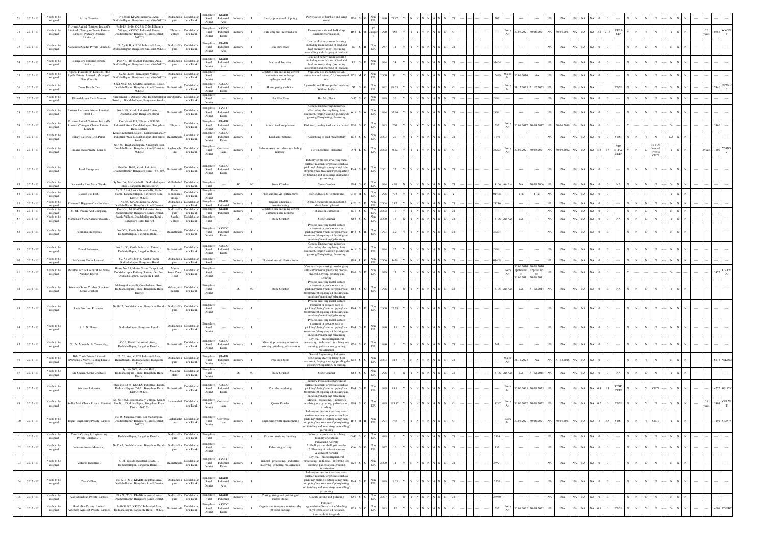| 71 | 2012 - 13 | Needs to be assigned | Alcon Ceramics | No.48/D KIADB Industrial Area, Doddaballapur, Bangalore rural dist-561203 | Doddaballapura | Doddaballapura Taluk | Bangalore Rural District | KIADB Industrial Area | Industry | I | Eucalyptus wood chipping | Pulverisation of bamboo and scrap wood | G36 | S | G | Non EIA | 1990 | 74.47 | Y | Y | N | N | N | N | N | N | C1 | | 202 | | ---- | ---- | NA | NA | NA | NA | NA | 0 | | ---- | N | N | N | ---- | N | N | N | | |
|---|---|---|---|---|---|---|---|---|---|---|---|---|---|---|---|---|---|---|---|---|---|---|---|---|---|---|---|---|---|---|---|---|---|---|---|---|---|---|---|---|---|---|---|---|---|---|---|---|---|---|
| 72 | 2012 - 13 | Needs to be assigned | Province Animal Nutrition India (P) Limited ( Tetragon Chemie Private Limited) (Votcare Organics Limited ,) | No.B-15, B-16, C-25 & C-26, Ellupura Village, KSSIDC Industrial Estate, Doddaballapur, Bangalore Rural District-561203 | Ellupura Village | Doddaballapura Taluk | Bangalore Rural District | KSSIDC Industrial Estate | Industry | I | Bulk drug and intermediates | Pharmaceuticals and bulk drug( Excluding formulation) | R58 | L | R | Category 7 | 1990 | 458 | Y | Y | Y | Y | N | N | N | N | O | | ---- | Both Act | 30.06.2021 | 30.06.2021 | NA | 30.06.2021 | NA | NA | 3.2 | 91.5 | ETP & STP | Y | N | Y | N | ---- | Y | N | N | 02 years | 10787 | WXOF1V |
| 73 | 2012 - 13 | Needs to be assigned | Associated Oxides Private Limited, | No.7g & H, KIADB Industrial Area, Doddaballapur, Bangalore rural dist-561203 | Doddaballapura | Doddaballapura Taluk | Bangalore Rural District | KIADB Industrial Area | Industry | I | lead sub oxide | Lead acid battery manufacturing including manufacture of lead and lead antimony alloy (excluding assembling and charging of lead acid | R7 | S | R | Non EIA | 1987 | 11 | Y | Y | N | N | N | N | N | N | C1 | | ---- | ---- | ---- | ---- | NA | NA | NA | NA | NA | 0 | | ---- | N | N | N | ---- | N | N | N | | |
| 74 | 2012 - 13 | Needs to be assigned | Bangalore Batteries Private Limited,, | Plot No.11b, KIADB Industrial Area, Doddaballapur, Bangalore rural dist-561203 | Doddaballapura | Doddaballapura Taluk | Bangalore Rural District | KIADB Industrial Area | Industry | I | lead acid batteries | Lead acid battery manufacturing including manufacture of lead and lead antimony alloy (excluding assembling and charging of lead acid | R7 | S | R | Non EIA | 1994 | 24 | Y | Y | N | N | N | N | N | N | C1 | | 31404 | ---- | ---- | ---- | NA | NA | NA | NA | NA | 0 | | ---- | N | N | N | ---- | N | N | N | | |
| 75 | 2012 - 13 | Needs to be assigned | Tropical Flavours (P) Limited,. (Bio-Lipids Private Limited,,) (Marigold Plant (Unit-3), | Sy.No.129/1, Narasapura Village, Doddaballapur, Bangalore rural dist-561203 | Doddaballapura | Doddaballapura Taluk | Bangalore Rural District | ---- | Industry | I | Vegetable oils including solvent extraction and refinery/ hydrogenated oils | Vegetable oils including solvent extraction and refinery/ hydrogenated oils | O71 | M | O | Non EIA | 2000 | 521 | Y | Y | N | N | N | N | N | N | C1 | | 15499 | Water Act | 30.09.2016 | NA | NA | NA | NA | NA | NA | 0 | | ---- | N | N | N | ---- | N | N | N | | |
| 76 | 2012 - 13 | Needs to be assigned | Caram Health Care | Shed No.C-64, KSSIDC Industrial. Estate, Doddaballapur, Bangalore Rural District-561203. | Bashettihalli | Doddaballapura Taluk | Bangalore Rural District | KSSIDC Industrial Estate | Industry | I | Homeopathy medicine | Ayurvedic and Homeopathic medicine (Without boiler) | G2 | S | G | Non EIA | 1992 | 88.53 | Y | Y | N | N | N | N | N | N | O | | ---- | Both Act | 31.12.2023 | 21.12.2023 | NA | NA | NA | NA | NA | 0 | ST/SP | N | N | Y | N | ---- | N | N | N | | 17440 | U9W4H3 |
| 77 | 2012 - 13 | Needs to be assigned | Dhanalakshmi Earth Movers | Kurubarahalli, Dabaspet And Doddaballapur Road, , . Doddaballapur, Bangalore Rural - , | Kurubarahalli | Doddaballapura Taluk | Bangalore Rural District | ---- | Industry | I | Hot Mix Plant | Hot Mix Plant | O-37 | S | O | Non EIA | 1999 | 30 | Y | Y | N | N | N | N | N | N | C1 | | 28991 | ---- | ---- | ---- | NA | NA | NA | NA | NA | 0 | | ---- | N | N | N | ---- | N | N | N | | |
| 78 | 2012 - 13 | Needs to be assigned | Eastern Radiators Private Limited,. (Unit-1), | No.B-16, Kssidc Industrial Estate, , , Doddaballapur, Bangalore Rural | Bashettihalli | Doddaballapura Taluk | Bangalore Rural District | KSSIDC Industrial Estate | Industry | I | | General Engineering Industries (Excluding electroplating, heat treatment, forging, casting, pickling de-greasing Phosphating, de-rusting, | W14 | S | W | Non EIA | 1994 | 32.96 | Y | Y | N | N | N | N | N | N | C1 | | 28991 | ---- | ---- | ---- | NA | NA | NA | NA | NA | 0 | | ---- | N | N | N | ---- | N | N | N | | |
| 79 | 2012 - 13 | Needs to be assigned | Province Animal Nutrition India (P) Limited (Tetragon Chemie Private Limited) | Plot No.48 E 3, Ellupura, KIADB Industrial Area, Doddaballapur, Bangalore Rural District | Ellupura | Doddaballapura Taluk | Bangalore Rural District | KIADB Industrial Area | Industry | I | Animal feed supplement | Fish feed, poultry feed and cattle feed | O30 | S | O | Non EIA | 1995 | 260 | Y | Y | Y | Y | N | N | N | N | C1 | | 15331 | Both Act | 30.09.2017 | 30.09.2017 | NA | 30.06.2019 | NA | NA | NA | 0 | | ---- | Y | | | ---- | Y | | | | 12466 | |
| 80 | 2012 - 13 | Needs to be assigned | Eskay Batteries (D.B.Pura), | Kssidc Industrial Estate, , Lakkammanahally Industrial Area, Doddaballapur, Bangalore Rural - , | Bashettihalli | Doddaballapura Taluk | Bangalore Rural District | KSSIDC Industrial Estate | Industry | I | Lead acid batteries | Assembling of lead Acid battery | O73 | S | O | Non EIA | 2003 | 20 | Y | Y | N | N | N | N | N | N | C1 | | 3140 | ---- | ---- | ---- | NA | NA | NA | NA | NA | 0 | ST/SP | N | N | Y | N | ---- | NA | N | N | | |
| 81 | 2012 - 13 | Needs to be assigned | Indena India Private Limited | No.43/3, Raghunathapura, Shivapura Post, Doddaballapur, Bangalore Rural District-561203 | Raghunathpura | Doddaballapura Taluk | Bangalore Rural District | Converted Land | Industry | I | Solvent extraction plants (excluding refining) | oleresin,botical derivaties | O 71 | L | O | Non EIA | 2002 | 5822 | Y | Y | Y | Y | N | N | N | N | O | | 24293 | Both Act | 30.09.2021 | 30.09.2021 | NA | 30.09.2022 | NA | NA | 5.8 | 17 | STP ETP & CETP | Y | N | N | HL TDS handed over to CETP | ---- | Y | N | N | 2Years | 11200 | Y74W42 |
| 82 | 2012 - 13 | Needs to be assigned | Ideal Enterprises | Shed No.B-10, Kssidc Ind. Area, , , Doddaballapur, Bangalore Rural - 561203, | Bashettihalli | Doddaballapura Taluk | Bangalore Rural District | KSSIDC Industrial Estate | Industry | I | | Industry or process involving metal surface treatment or process such as pickling/ plating/electroplating/ paint stripping/heat treatment/ phosphating or finishing and anodising/ enamelling/ galvanising | R44 | S | R | Non EIA | 2001 | 27 | Y | Y | N | N | N | N | N | N | C1 | | ---- | ---- | ---- | ---- | NA | NA | NA | NA | NA | 0 | | ---- | N | N | N | ---- | N | N | N | | |
| 83 | 2012 - 13 | Needs to be assigned | Karnataka Blue Metal Works | Sy.No.106, Mallathahalli, Doddaballapura Taluk , Bangalore Rural District | Mallathahalli | Doddaballapura Taluk | Bangalore Rural | ---- | SC | SC | Stone Crusher | Stone Crusher | O64 | S | O | Non EIA | 1994 | 4.89 | N | Y | N | N | N | N | N | N | C1 | | 14106 | Air Act | NA | 30.06.2006 | NA | NA | NA | NA | NA | 0 | NA | N | N | N | N | ---- | Y | N | N | | |
| 84 | 2012 - 13 | Needs to be assigned | Classic Bio-Tech, | Sy.No.73/4, kanni Sonnenahalli, Madur Hobli, Doddaballapura, Bangalore Rural District -561203 | Sonnenahalli village | Doddaballapura Taluk | Bangalore Rural District | ---- | Industry | I | Flori-cultures & Horticultures | Flori-cultures & Horticultures | G-69 | M | G | Non EIA | 1996 | 704 | Y | Y | N | N | N | N | N | N | Y | | 01408 | | YTC | YTC | NA | NA | NA | NA | NA | 0 | | ---- | N | N | N | ---- | N | N | N | | |
| 85 | 2012 - 13 | Needs to be assigned | Khanwell Hygenne Care Products, | No.38, KIADB Industrial Area, Doddaballapur, Bangalore Rural District. | Doddaballapura | Doddaballapura Taluk | Bangalore Rural | KIADB Industrial | Industry | I | Organic Chemicals manufacturing | Organic chemicals manufacturing. Mono Amino phenol | R-22 | S | R | Non EIA | 2004 | 23.2 | Y | Y | N | N | N | N | N | N | C1 | | 24246 | ---- | ---- | ---- | NA | NA | NA | NA | NA | 0 | | ---- | N | N | N | ---- | N | N | N | | |
| 86 | 2012 - 13 | Needs to be assigned | M. M. Swamy And Company, | Plot No.11d, KIADB Industrial Area, Doddaballapur, Bangalore Rural District. | Doddaballapura | Doddaballapura Taluk | Bangalore Rural | KIADB Industrial | Industry | I | Vegetable oils including solvent extraction and refinery/ | tobacco oil extraction | O71 | S | O | Non EIA | 2002 | 10 | Y | Y | N | N | N | N | N | N | C1 | | ---- | ---- | ---- | ---- | NA | NA | NA | NA | NA | 0 | | ---- | N | N | N | ---- | N | N | N | | |
| 87 | 2012 - 13 | Needs to be assigned | Manjunath Stone Crusher (Sasalu), | Sasalu Village, Doddaballapura Taluk , Bangalore Rural District | Sasalu Village | Doddaballapura Taluk | Bangalore Rural | ---- | SC | SC | Stone Crusher | Stone Crusher | O64 | S | O | Non EIA | 2000 | 17 | N | Y | N | N | N | N | N | N | C1 | | 14106 | Air Act | NA | ---- | NA | NA | NA | NA | NA | 0 | NA | N | N | N | N | ---- | Y | N | N | | |
| 88 | 2012 - 13 | Needs to be assigned | Poornima Enterprises | No.D65, Kssidc Industrial. Estate, , , Doddaballapur, Bangalore Rural - , | Bashettihalli | Doddaballapura Taluk | Bangalore Rural District | KSSIDC Industrial Estate | Industry | I | | Process involving metal surface treatment or process such as pickling/plating/paint stripping/heat treatment/phosphating of finishing and anodising/enamling/galvanising | R44 | S | R | Non EIA | 1993 | 2.2 | Y | Y | N | N | N | N | N | N | C1 | | 27204 | ---- | ---- | ---- | NA | NA | NA | NA | NA | 0 | | ---- | N | N | N | ---- | N | N | N | | |
| 89 | 2012 - 13 | Needs to be assigned | Prasad Industries,, | No.B 100, Kssidc Industrial. Estate, , , Doddaballapur, Bangalore Rural - , | Bashettihalli | Doddaballapura Taluk | Bangalore Rural District | KSSIDC Industrial Estate | Industry | I | | General Engineering Industries (Excluding electroplating, heat treatment, forging, casting, pickling de-greasing Phosphating, de-rusting, | W14 | S | W | Non EIA | 1994 | 22 | Y | Y | N | N | N | N | N | N | C1 | | 28991 | ---- | ---- | ---- | NA | NA | NA | NA | NA | 0 | | ---- | N | N | N | ---- | N | N | N | | |
| 90 | 2012 - 13 | Needs to be assigned | Sri.Vasavi Flores Limited,, | Sy. No.234 & 242, Kasaba Hobli, Doddaballapur, Bangalore Rural | Doddaballapura | Doddaballapura Taluk | Bangalore Rural | ---- | Industry | I | Flori-cultures & Horticultures | | G69 | L | G | Non EIA | 2006 | 1459 | Y | Y | N | N | N | N | N | N | C1 | | 01408 | ---- | ---- | ---- | NA | NA | NA | NA | NA | 0 | | ---- | N | N | N | ---- | N | N | N | | |
| 91 | 2012 - 13 | Needs to be assigned | Revathi Textile Colour (Old Name Nandish Dyers), | House No.25, Mutter Scout Camp Road, Doddaballapur Railway Station, Orc Post, Doddaballapura, Bangalore Rural | Mutter Scout Camp Road | Doddaballapura Taluk | Bangalore Rural District | ---- | Industry | I | | Yarn/textile processing involving any effluent/emission generating process, bleaching,dyeing, printing and scouring | R40 | S | R | Non EIA | 1999 | 13 | Y | Y | N | N | N | N | N | N | C1 | | ---- | Both Act | 30.06.2010 applied up to 30.06.2011 | 30.06.2010 applied up to 30.06.2011 | NA | NA | NA | NA | NA | 0 | | ---- | Y | | | ---- | Y | | | | 12472 | OVAW7Q |
| 92 | 2012 - 13 | Needs to be assigned | Srinivasa Stone Crusher (Rockson Stone Crusher) | Melanayakanahalli, Gourtibidanur Road, Doddaballapura Taluk , Bangalore Rural District | Melanayakanahalli | Doddaballapura Taluk | Bangalore Rural District | ---- | SC | SC | Stone Crusher | Process involving metal surface treatment or process such as pickling/plating/paint stripping/heat treatment/phosphating of finishing and anodising/enamling/galvanising | O64 | S | O | Non EIA | 1998 | 12 | N | Y | N | N | N | N | N | N | C2 | | 14106 | Air Act | NA | 31.12.2014 | NA | NA | NA | NA | NA | 0 | NA | N | N | N | N | ---- | N | N | N | | |
| 93 | 2012 - 13 | Needs to be assigned | Rass Precision Products,, | No.B-12, Doddaballapur, Bangalore Rural - , | Doddaballapura | Doddaballapura Taluk | Bangalore Rural District | ---- | Industry | I | | Process involving metal surface treatment or process such as pickling/plating/paint stripping/heat treatment/phosphating of finishing and anodising/enamling/galvanising | R44 | S | R | Non EIA | 2000 | 22.79 | Y | Y | N | N | N | N | N | N | C1 | | ---- | ---- | ---- | ---- | NA | NA | NA | NA | NA | 0 | | ---- | N | N | N | ---- | N | N | N | | |
| 94 | 2012 - 13 | Needs to be assigned | S. L. N. Platers, | Doddaballapur, Bangalore Rural - | Doddaballapura | Doddaballapura Taluk | Bangalore Rural District | ---- | Industry | I | | Process involving metal surface treatment or process such as pickling/plating/paint stripping/heat treatment/phosphating of finishing and anodising/enamling/galvanising | R44 | S | R | Non EIA | 1990 | 115 | Y | Y | N | N | N | N | N | N | C1 | | ---- | ---- | ---- | ---- | NA | NA | NA | NA | NA | 0 | | ---- | N | N | N | ---- | N | N | N | | |
| 95 | 2012 - 13 | Needs to be assigned | S.L.N. Minerals & Chemicals,, | C-26, Kssidc Industrial. Area, , , Doddaballapur, Bangalore Rural - , | Bashettihalli | Doddaballapura Taluk | Bangalore Rural District | KSSIDC Industrial Estate | Industry | I | Mineral processing industries involving grinding, pulverization | Dry coal processing/mineral processing, industries involving ore sintering, pelletisation, grinding, pulverization | O26 | S | O | Non EIA | 1990 | 3 | Y | Y | N | N | N | N | N | N | C1 | | 241 | ---- | ---- | ---- | NA | NA | NA | NA | NA | 0 | | ---- | N | N | N | ---- | N | N | N | | |
| 96 | 2012 - 13 | Needs to be assigned | Bilz Tools Private Limited (Previously Morris Tooling Private Limited ) | No.5B, 6A, KIADB Industrial Area, Bashettihalli, Doddaballapur, Bangalore Rural | Doddaballapura | Doddaballapura Taluk | Bangalore Rural District | KIADB Industrial Area | Industry | I | Precision tools | General Engineering Industries (Excluding electroplating, heat treatment, forging, casting, pickling de-greasing Phosphating, de-rusting, | G93 | S | G | Non EIA | 2003 | 514 | Y | Y | N | N | N | N | N | N | C1 | | ---- | Water Act | 31.12.2023 | NA | NA | 31.12.2018 | NA | NA | NA | 0 | | ---- | N | N | Y | N | ---- | N | N | N | | 16278 | N9LI8M |
| 97 | 2012 - 13 | Needs to be assigned | Sri Shankar Stone Crushers | Sy. No.50/6, Malatha Halli, Doddaballapura Taluk , Bangalore Rural District | Malatha Halli | Doddaballapura Taluk | Bangalore Rural District | ---- | SC | SC | Stone Crusher | Stone Crusher | O64 | S | O | Non EIA | 1996 | 3 | N | Y | N | N | N | N | N | N | C2 | | 14106 | Air Act | NA | 31.12.2015 | NA | NA | NA | NA | NA | 0 | NA | N | N | N | N | ---- | N | N | N | | |
| 98 | 2012 - 13 | Needs to be assigned | Srinivasa Industries | Shed No. D 65, KSSIDC Industrial. Estate, Doddaballapura Taluk, Bangalore Rural District-561203 | Bashettihalli | Doddaballapura Taluk | Bangalore Rural District | KSSIDC Industrial Estate | Industry | I | Zinc electroplating | Industry Process involving metal surface treatment or process such as pickling/plating/paint stripping/heat treatment/phosphating of finishing and anodising/enamling/galvanising | R44 | S | R | Non EIA | 1999 | 99.8 | Y | Y | N | N | N | N | N | N | O | | ---- | Both Act | 30.06.2025 | 30.06.2025 | NA | NA | NA | NA | 0.4 | 1.1 | ST/SP, CETP | N | N | Y | CETP | ---- | N | N | N | | 14272 | 8G19TY |
| 99 | 2012 - 13 | Needs to be assigned | Sudha Malt Chemie Private Limited | Sy. No.47/2, Bheeramallanahally Village, Kasaba Hobli, , Doddaballapur, Bangalore Rural District-561203 | Bheeramallanahally | Doddaballapura Taluk | Bangalore Rural District | Converted Land | Industry | I | Quartz Powder | Mineral processing, industries involving ore grinding, pulverization, crushing | O64 | S | O | Non EIA | 1999 | 113.17 | Y | Y | N | N | N | N | N | N | O | | 14297 | Both Act | 30.06.2022 | 30.06.2022 | NA | NA | NA | NA | 0.2 | 0 | ST/SP | N | N | Y | N | ---- | N | N | N | 05 years | 12401 | VMLX1T |
| 100 | 2012 - 13 | Needs to be assigned | Trigno Engineering Private Limited | No.46, Sandhya Farm, Raughunathpura, Doddaballapur, Bangalore Rural District-561203. | Raghunathpura | Doddaballapura Taluk | Bangalore Rural District | Converted Land | Industry | I | Engineering with electroplating | Industry or process involving metal surface treatment or process such as pickling/ plating/electroplating/ paint stripping/heat treatment/ phosphating or finishing and anodising/ enamelling/ galvanising | R44 | M | R | Non EIA | 1994 | 748 | Y | Y | Y | Y | N | N | N | N | O | | ---- | Both Act | 30.06.2021 | 30.06.2021 | NA | 30.06.2021 | NA | NA | 3 | 5.5 | ST/SP | N | N | Y | CETP | ---- | Y | N | N | | 11192 | 5E2575 |
| 101 | 2012 - 13 | Needs to be assigned | Varsha Casting & Engineering Private Limited,, , | Doddaballapur, Bangalore Rural - , | Doddaballapura | Doddaballapura Taluk | Bangalore Rural | ---- | Industry | I | Process involving foundary | Industry or processes involving foundry operations | O-42 | S | O | Non EIA | 1988 | 3 | Y | Y | N | N | N | N | N | N | C1 | | 2914 | ---- | ---- | ---- | NA | NA | NA | NA | NA | 0 | | ---- | N | N | N | ---- | N | N | N | | |
| 102 | 2012 - 13 | Needs to be assigned | Venkateshwara Minerals,, | No.D-45, Doddaballapur, Bangalore Rural - , | Doddaballapura | Doddaballapura Taluk | Bangalore Rural District | ---- | Industry | I | Pulverising activity | Pulverizing Activity 2. Shell grit and shell grit powder 3. Blending of melamine resins & different powder | G-6 | S | G | Non EIA | 1987 | 10 | Y | Y | N | N | N | N | N | N | C1 | | 153 | ---- | ---- | ---- | NA | NA | NA | NA | NA | 0 | | ---- | N | N | N | ---- | N | N | N | | |
| 103 | 2012 - 13 | Needs to be assigned | Vishwas Industries,, | C-31, Kssidc Industrial Estate, , , Doddaballapur, Bangalore Rural - , | Bashettihalli | Doddaballapura Taluk | Bangalore Rural District | KSSIDC Industrial Estate | Industry | I | mineral processing, industries involving grinding, pulverization | Dry coal processing/mineral processing, industries involving ore sintering, pelletisation, grinding, pulverization | O26 | S | O | Non EIA | 2000 | 11 | Y | Y | N | N | N | N | N | N | C1 | | 28991 | ---- | ---- | ---- | NA | NA | NA | NA | NA | 0 | | ---- | N | N | N | ---- | N | N | N | | |
| 104 | 2012 - 13 | Needs to be assigned | Zinc-O-Plast, | No.12-B & C, KIADB Industrial Area, Doddaballapur, Bangalore Rural District. | Doddaballapura | Doddaballapura Taluk | Bangalore Rural District | KIADB Industrial Area | Industry | I | | Industry or process involving metal surface treatment or process such as pickling/ plating/electroplating/ paint stripping/heat treatment/ phosphating or finishing and anodising/ enamelling/ galvanising | R44 | S | R | Non EIA | 1999 | 19.05 | Y | Y | N | N | N | N | N | N | C1 | | 2520 | ---- | ---- | ---- | NA | NA | NA | NA | NA | 0 | | ---- | N | N | N | ---- | N | N | N | | |
| 105 | 2012 - 13 | Needs to be assigned | Ajax Stonekraft Private Limited | Plot No.22/B, KIADB Industrial Area, Doddaballapur, Bangalore Rural District. | Doddaballapura | Doddaballapura Taluk | Bangalore Rural | KIADB Industrial | Industry | I | Cutting, sizing and polishing of marble stones | Granite cutting and polishing | G56 | S | G | Non EIA | 2007 | 36 | N | Y | N | N | N | N | N | N | C1 | | 26960 | ---- | ---- | ---- | NA | NA | NA | NA | NA | 0 | | ---- | N | N | N | ---- | N | N | N | | |
| 106 | 2012 - 13 | Needs to be assigned | Healthline Private Limited (Ashcherm Agrotech Private Limited) | B-60/81/82, KSSIDC Industrial Area, Doddaballapur, Bangalore Rural - 561203 | Bashettihalli | Doddaballapura Taluk | Bangalore Rural District | KSSIDC Industrial Estate | Industry | I | Organic and inorganic nutrients (by physical mixing) | Fertilizer (granulation/formulation/blending only) formulation of Pesticide, insecticide & fungicide | O29 | S | O | Non EIA | 1983 | 112 | Y | Y | N | N | N | N | N | N | C1 | | 15331 | Both Act | 30.09.2022 | 30.09.2022 | NA | NA | NA | NA | 0.8 | 0 | ST/SP | N | N | Y | N | ---- | N | N | N | | 14606 | 5T9FBT |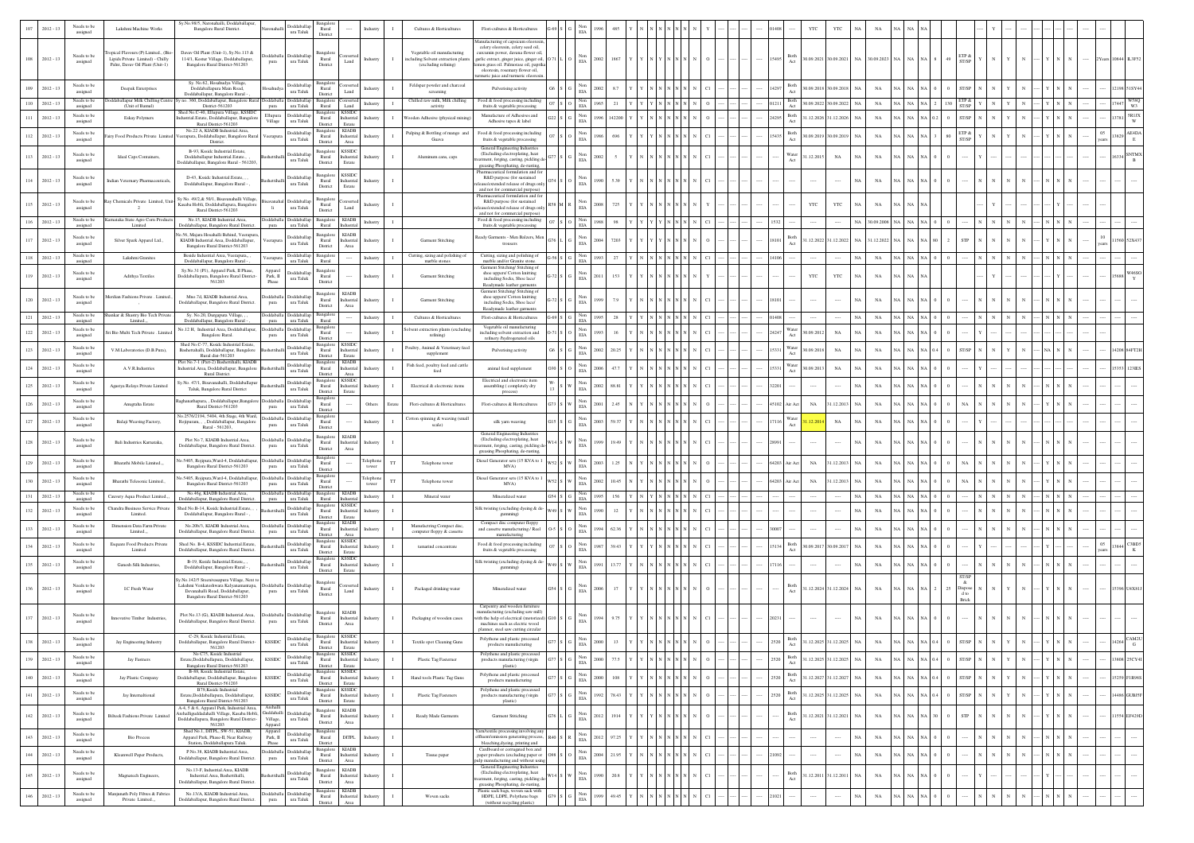| 107 | 2012 - 13 | Needs to be assigned | Lakshmi Machine Works | Sy.No.98/5, Naronahalli, Doddaballapur, Bangalore Rural District. | Naronahalli | Doddaballapura Taluk | Bangalore Rural District | ---- | Industry | I | Cultures & Horticultures | Flori-cultures & Horticultures | G-69 | S | G | Non EIA | 1996 | 485 | Y | Y | N | N | N | N | N | Y | | | | 01408 | | YTC | YTC | NA | NA | NA | NA | NA | | | | | Y | | | | | | | | | | |
|---|---|---|---|---|---|---|---|---|---|---|---|---|---|---|---|---|---|---|---|---|---|---|---|---|---|---|---|---|---|---|---|---|---|---|---|---|---|---|---|---|---|---|---|---|---|---|---|---|---|---|---|---|---|
| 108 | 2012 - 13 | Needs to be assigned | Tropical Flavours (P) Limited., (Bio-Lipids Private Limited) - Chilly Pulse, Davor Oil Plant (Unit-1) | Davor Oil Plant (Unit-1), Sy.No.113 & 114/1, Kottur Village, Doddaballapur, Bangalore Rural District-561203 | Doddaballapura | Doddaballapura Taluk | Bangalore Rural District | Converted Land | Industry | I | Vegetable oil manufacturing including Solvent extraction plants (excluding refining) | Manufacturing of capsicum oleoresin, celery oleoresin, celery seed oil, curcumin powder, davana flower oil, garlic extract, ginger juice, ginger oil, lemon grass oil, Palmerosa oil, paprika oleoresin, rosemary flower oil, turmeric juice and turmeric oleoresin | O-71 | L | O | Non EIA | 2002 | 1867 | Y | Y | N | Y | N | N | N | N | O | | | | 15495 | Both Act | 30.09.2021 | 30.09.2021 | NA | 30.09.2023 | NA | NA | NA | 8 | 49 | ETP & ST/SP | Y | N | Y | N | | Y | N | N | ---- | 2Years | 10844 | ILSF52 |
| 109 | 2012 - 13 | Needs to be assigned | Deepak Enterprises | Sy. No.62, Hosahudya Village, Doddaballapura Main Road, Doddaballapur, Bangalore Rural | Hosahudya | Doddaballapura Taluk | Bangalore Rural District | Converted Land | Industry | I | Feldspar powder and charcoal screening | Pulverising activity | G6 | S | G | Non EIA | 2002 | 8.7 | Y | Y | N | N | N | N | N | N | C1 | | | | 14297 | Both Act | 30.09.2018 | 30.09.2018 | NA | NA | NA | NA | NA | 0 | 0 | ST/SP | N | N | Y | N | | Y | N | N | ---- | | 12198 | 51SY44 |
| 110 | 2012 - 13 | Needs to be assigned | Doddaballapur Milk Chilling Centre (Unit of Bamul) | Sy.no. 390, Doddaballapur, Bangalore Rural District-561203 | Doddaballapura | Doddaballapura Taluk | Bangalore Rural District | Converted Land | Industry | I | Chilled raw milk, Milk chilling activity | Food & food processing including fruits & vegetable processing | O7 | S | O | Non EIA | 1965 | 21 | Y | Y | Y | Y | N | N | N | N | O | | | | 01211 | Both Act | 30.09.2022 | 30.09.2022 | NA | NA | NA | NA | NA | 2 | 130 | ETP & ST/SP | Y | N | Y | N | | Y | N | N | ---- | | 17447 | W56Q W3 |
| 111 | 2012 - 13 | Needs to be assigned | Eshay Polymers | Shed No.C-40, Ellupura Village, KSSIDC Industrial Estate, Doddaballapur, Bangalore Rural District-561203 | Ellupura Village | Doddaballapura Taluk | Bangalore Rural District | KSSIDC Industrial Estate | Industry | I | Wooden Adhesive (physical mixing) | Manufacture of Adhesives and Adhesive tapes & label | G22 | S | G | Non EIA | 1996 | 142200 | Y | Y | N | N | N | N | N | N | O | | | | 24295 | Both Act | 31.12.2026 | 31.12.2026 | NA | NA | NA | NA | 0.2 | 0 | | ST/SP | N | N | Y | N | | Y | N | N | ---- | | 13781 | 5R1JX W |
| 112 | 2012 - 13 | Needs to be assigned | Fairy Food Products Private Limited | No.22 A, KIADB Industrial Area, Veerapura, Doddaballapur, Bangalore Rural District. | Veerapura | Doddaballapura Taluk | Bangalore Rural District | KIADB Industrial Area | Industry | I | Pulping & Bottling of mango and Guava | Food & food processing including fruits & vegetable processing | O7 | S | O | Non EIA | 1986 | 696 | Y | Y | Y | Y | N | N | N | N | C1 | | | | 15435 | Both Act | 30.09.2019 | 30.09.2019 | NA | NA | NA | NA | NA | 3 | 80 | ETP & ST/SP | Y | N | Y | N | | Y | N | N | 05 years | | 13629 | AE4DA E |
| 113 | 2012 - 13 | Needs to be assigned | Ideal Caps Containers, | B-93, Kssidc Industrial Estate, Doddaballapur Industrial Estate, , Doddaballapur, Bangalore Rural - 561203. | Bashettihalli | Doddaballapura Taluk | Bangalore Rural District | KSSIDC Industrial Estate | Industry | I | Aluminium cans, caps | General Engineering Industries (Excluding electroplating, heat treatment, forging, casting, pickling de-greasing Phosphating, de-rusting, | G77 | S | G | Non EIA | 2002 | 5 | Y | N | N | N | N | N | N | N | C1 | | | | ---- | Water Act | 31.12.2015 | NA | NA | NA | NA | NA | NA | 0 | | ---- | N | N | N | N | | N | N | N | ---- | | 16334 | SNTMX B |
| 114 | 2012 - 13 | Needs to be assigned | Indian Veterinary Pharmaceuticals, | D-43, Kssidc Industrial Estate, , , Doddaballapur, Bangalore Rural - , | Bashettihalli | Doddaballapura Taluk | Bangalore Rural District | KSSIDC Industrial Estate | Industry | I | | Pharmaceutical formulation and for R&D purpose (for sustained release/extended release of drugs only and not for commercial purpose) | O74 | S | O | Non EIA | 1990 | 5.39 | Y | N | N | N | N | N | N | N | C1 | | | | ---- | ---- | ---- | ---- | NA | NA | NA | NA | NA | 0 | | ---- | N | N | N | N | | N | N | N | ---- | | ---- | ---- |
| 115 | 2012 - 13 | Needs to be assigned | Ray Chemicals Private Limited, Unit 2 | Sy.No. 49/2,& 50/1, Bisuvanahalli Village, Kasaba Hobli, Doddaballapura, Bangalore Rural District-561203 | Bisuvanahalli | Doddaballapura Taluk | Bangalore Rural District | Converted Land | Industry | I | | Pharmaceutical formulation and for R&D purpose (for sustained release/extended release of drugs only and not for commercial purpose) | R58 | M | R | Non EIA | 2008 | 725 | Y | Y | N | N | N | N | N | Y | | | | ---- | ---- | YTC | YTC | NA | NA | NA | NA | NA | | | | | Y | | | | | | Y | | | | |
| 116 | 2012 - 13 | Needs to be assigned | Karnataka State Agro Corn Products Limited | No.15, KIADB Industrial Area, Doddaballapur, Bangalore Rural District. | Doddaballapura | Doddaballapura Taluk | Bangalore Rural District | KIADB Industrial | Industry | I | | Food & food processing including fruits & vegetable processing | O7 | S | O | Non EIA | 1988 | 98 | Y | Y | Y | Y | Y | N | N | N | C1 | | | | 1532 | ---- | ---- | ---- | NA | 30.09.2008 | NA | NA | NA | 0 | | ---- | N | N | N | N | | N | N | N | ---- | | ---- | ---- |
| 117 | 2012 - 13 | Needs to be assigned | Silver Spark Apparel Ltd., | No.56, Majara Hosahalli Behind, Veerapura, KIADB Industrial Area, Doddaballapur, Bangalore Rural District-561203 | Veerapura | Doddaballapura Taluk | Bangalore Rural District | KIADB Industrial Area | Industry | I | Garment Stitching | Ready Garments - Men Balzers, Men trousers | G76 | L | G | Non EIA | 2004 | 7203 | Y | Y | Y | Y | N | N | N | N | O | | | | 18101 | Both Act | 31.12.2022 | 31.12.2022 | NA | 31.12.2022 | NA | NA | NA | 80 | 2 | STP | N | N | N | N | | Y | N | N | 10 years | | 11560 | 52X437 |
| 118 | 2012 - 13 | Needs to be assigned | Lakshmi Granites | Beside Industrial Area, Veerapura, , Doddaballapur, Bangalore Rural - , | Veerapura | Doddaballapura Taluk | Bangalore Rural District | ---- | Industry | I | Cutting, sizing and polishing of marble stones | Cutting, sizing and polishing of marble and/or Granite stone | G-56 | S | G | Non EIA | 1993 | 27 | Y | N | N | N | N | N | N | N | C1 | | | | 14106 | ---- | ---- | ---- | NA | NA | NA | NA | NA | 0 | | ---- | N | N | N | N | | N | N | N | ---- | | ---- | ---- |
| 119 | 2012 - 13 | Needs to be assigned | Adithya Textiles | Sy.No.31 (P1), Apparel Park, II Phase, Doddaballapura, Bangalore Rural District-561203 | Apparel Park, II Phase | Doddaballapura Taluk | Bangalore Rural District | ---- | Industry | I | Garment Stitching | Garment Stitching/ Stitching of shoe uppers/ Cotton knitting including Socks, Shoe lace/ Readymade leather garments | G-72 | S | G | Non EIA | 2011 | 153 | Y | Y | N | N | N | N | N | Y | | | | ---- | ---- | YTC | YTC | NA | NA | NA | NA | NA | | | | | Y | | | | | | Y | | | | 15688 | W46SO Y |
| 120 | 2012 - 13 | Needs to be assigned | Meridian Fashions Private Limited, , | Mno 7d, KIADB Industrial Area, Doddaballapur, Bangalore Rural District. | Doddaballapura | Doddaballapura Taluk | Bangalore Rural District | KIADB Industrial Area | Industry | I | Garment Stitching | Garment Stitching/ Stitching of shoe uppers/ Cotton knitting including Socks, Shoe lace/ Readymade leather garments | G-72 | S | G | Non EIA | 1999 | 7.9 | Y | N | N | N | N | N | N | N | C1 | | | | 18101 | ---- | ---- | ---- | NA | NA | NA | NA | NA | 0 | | ---- | N | N | N | N | | N | N | N | ---- | | ---- | ---- |
| 121 | 2012 - 13 | Needs to be assigned | Shankar & Shastry Bio Tech Private Limited, , | Sy. No.20, Dargajogin Village, , Doddaballapur, Bangalore Rural - , | Doddaballapura | Doddaballapura Taluk | Bangalore Rural District | ---- | Industry | I | Cultures & Horticultures | Flori-cultures & Horticultures | G-69 | S | G | Non EIA | 1995 | 28 | Y | Y | N | N | N | N | N | N | C1 | | | | 01408 | ---- | ---- | ---- | NA | NA | NA | NA | NA | 0 | | ---- | N | N | N | N | | N | N | N | ---- | | ---- | ---- |
| 122 | 2012 - 13 | Needs to be assigned | Sri Bio Multi Tech Private Limited | No.12 H, Industrial Area, Doddaballapur, Bangalore Rural | Doddaballapura | Doddaballapura Taluk | Bangalore Rural District | ---- | Industry | I | Solvent extraction plants (excluding refining) | Vegetable oil manufacturing including solvent extraction and refinery /hydrogenated oils | O-71 | S | O | Non EIA | 1993 | 36 | Y | N | N | N | N | N | N | N | C1 | | | | 24247 | Water Act | 30.09.2012 | NA | NA | NA | NA | NA | NA | 0 | | ---- | Y | | | | | | | | | | | |
| 123 | 2012 - 13 | Needs to be assigned | V.M.Laboratories (D.B.Pura), | Shed No.C-77, Kssidc Industrial Estate, Bashettahalli, Doddaballapur, Bangalore Rural dist-561203 | Bashettihalli | Doddaballapura Taluk | Bangalore Rural District | KSSIDC Industrial Estate | Industry | I | Poultry, Animal & Veterinary feed supplement | Pulverising activity | G6 | S | G | Non EIA | 2002 | 20.25 | Y | Y | N | N | N | N | N | N | C1 | | | | 15331 | Water Act | 30.09.2018 | NA | NA | NA | NA | NA | 0.4 | 0 | | ST/SP | N | N | Y | N | NA | N | N | N | ---- | | 14208 | 84FT2H |
| 124 | 2012 - 13 | Needs to be assigned | A.V.R.Industries | Plot No.7-1 (Part-2) Bashettihalli, KIADB Industrial Area, Doddaballapur, Bangalore Rural District. | Bashettihalli | Doddaballapura Taluk | Bangalore Rural District | KIADB Industrial Area | Industry | I | Fish feed, poultry feed and cattle feed | animal feed supplement | O30 | S | O | Non EIA | 2006 | 47.7 | Y | Y | N | N | N | N | N | N | C1 | | | | 15331 | Water Act | 30.09.2013 | NA | NA | NA | NA | NA | NA | 0 | | ---- | Y | | | | | | | | | | 15353 | 123IES |
| 125 | 2012 - 13 | Needs to be assigned | Agastya Relays Private Limited | Sy.No. 47/1, Bisuvanahalli, Doddaballapur Taluk, Bangalore Rural District | Bashettihalli | Doddaballapura Taluk | Bangalore Rural District | KSSIDC Industrial Estate | Industry | I | Electrical & electronic items | Electrical and electronic item assembling ( completely dry process) | W-13 | S | W | Non EIA | 2002 | 88.81 | Y | Y | N | N | N | N | N | N | C1 | | | | 32201 | ---- | ---- | ---- | NA | NA | NA | NA | NA | 0 | | ---- | N | N | N | N | | N | N | N | ---- | | ---- | ---- |
| 126 | 2012 - 13 | Needs to be assigned | Anugraha Estate. | Raghunathapura, , Doddaballapur,Bangalore Rural District-561203 | Doddaballapura | Doddaballapura Taluk | Bangalore Rural District | ---- | Others | Estate | Flori-cultures & Horticultures | Flori-cultures & Horticultures | G73 | S | W | Non EIA | 2001 | 2.45 | Y | N | N | N | N | N | N | N | O | | | | 45102 | Air Act | NA | 31.12.2013 | NA | NA | NA | NA | NA | 0 | | NA | N | N | N | N | | Y | N | N | ---- | | ---- | ---- |
| 127 | 2012 - 13 | Needs to be assigned | Balaji Weaving Factory, | No.2576/2194, 5404, 4th Stage, 4th Ward, Rojipuram, , , Doddaballapur, Bangalore Rural - 561203, | Doddaballapura | Doddaballapura Taluk | Bangalore Rural District | ---- | Industry | I | Cotton spinning & weaving (small scale) | silk yarn weaving | G15 | S | G | Non EIA | 2003 | 59.37 | Y | Y | N | N | N | N | N | N | C1 | | | | 17116 | Water Act | 31.12.2014 | NA | NA | NA | NA | NA | NA | 0 | | ---- | Y | | | | | | | | | | | |
| 128 | 2012 - 13 | Needs to be assigned | Bali Industries Karnataka, | Plot No.7, KIADB Industrial Area, Doddaballapur, Bangalore Rural District. | Doddaballapura | Doddaballapura Taluk | Bangalore Rural District | KIADB Industrial Area | Industry | I | | General Engineering Industries (Excluding electroplating, heat treatment, forging, casting, pickling de-greasing Phosphating, de-rusting, | W14 | S | W | Non EIA | 1999 | 19.49 | Y | N | N | N | N | N | N | N | C1 | | | | 28091 | ---- | ---- | ---- | NA | NA | NA | NA | NA | 0 | | ---- | N | N | N | N | | N | N | N | ---- | | ---- | ---- |
| 129 | 2012 - 13 | Needs to be assigned | Bharathi Mobile Limited, , | No.5405, Rojipura,Ward-4, Doddaballapur, Bangalore Rural District-561203 | Doddaballapura | Doddaballapura Taluk | Bangalore Rural District | ---- | Telephone tower | TT | Telephone tower | Diesel Generator sets (15 KVA to 1 MVA) | W52 | S | W | Non EIA | 2003 | 1.25 | Y | N | N | N | N | N | N | N | O | | | | 64203 | Air Act | NA | 31.12.2013 | NA | NA | NA | NA | NA | 0 | | NA | N | N | N | N | | Y | N | N | ---- | | ---- | ---- |
| 130 | 2012 - 13 | Needs to be assigned | Bharathi Telesonic Limited., | No.5405, Rojipura,Ward-4, Doddaballapur, Bangalore Rural District-561203 | Doddaballapura | Doddaballapura Taluk | Bangalore Rural District | ---- | Telephone tower | TT | Telephone tower | Diesel Generator sets (15 KVA to 1 MVA) | W52 | S | W | Non EIA | 2002 | 10.45 | Y | N | N | N | N | N | N | N | O | | | | 64203 | Air Act | NA | 31.12.2013 | NA | NA | NA | NA | NA | 0 | | NA | N | N | N | N | | Y | N | N | ---- | | ---- | ---- |
| 131 | 2012 - 13 | Needs to be assigned | Cauvery Aqua Product Limited., | No.46g, KIADB Industrial Area, Doddaballapur, Bangalore Rural District. | Doddaballapura | Doddaballapura Taluk | Bangalore Rural District | KIADB Industrial | Industry | I | Mineral water | Mineralized water | G54 | S | G | Non EIA | 1995 | 156 | Y | Y | N | Y | N | N | N | N | C1 | | | | ---- | ---- | ---- | ---- | NA | NA | NA | NA | NA | 0 | | ---- | N | N | N | N | | N | N | N | ---- | | ---- | ---- |
| 132 | 2012 - 13 | Needs to be assigned | Chandra Business Service Private Limited. | Shed No.B-14, Kssidc Industrial Estate, , Doddaballapur, Bangalore Rural - , | Bashettihalli | Doddaballapura Taluk | Bangalore Rural District | KSSIDC Industrial Estate | Industry | I | | Silk twisting (excluding dyeing & de-gumming) | W49 | S | W | Non EIA | 1990 | 12 | Y | N | N | N | N | N | N | N | C1 | | | | ---- | ---- | ---- | ---- | NA | NA | NA | NA | NA | 0 | | ---- | N | N | N | N | | N | N | N | ---- | | ---- | ---- |
| 133 | 2012 - 13 | Needs to be assigned | Dimension Data Farm Private Limited., | No.20b/3, KIADB Industrial Area, Doddaballapur, Bangalore Rural District. | Doddaballapura | Doddaballapura Taluk | Bangalore Rural District | KIADB Industrial Area | Industry | I | Manufacturing Compact disc, computer floppy & cassette | Compact disc computer floppy and cassette manufacturing / Reel manufacturing | O-5 | S | O | Non EIA | 1994 | 62.36 | Y | N | N | N | N | N | N | N | C1 | | | | 30007 | ---- | ---- | ---- | NA | NA | NA | NA | NA | 0 | | ---- | N | N | N | N | | N | N | N | ---- | | ---- | ---- |
| 134 | 2012 - 13 | Needs to be assigned | Esquare Food Products Private Limited | Shed No. B-4, KSSIDC Industrial Estate, Doddaballapur, Bangalore Rural District. | Bashettihalli | Doddaballapura Taluk | Bangalore Rural District | KSSIDC Industrial Estate | Industry | I | tamarind concentrate | Food & food processing including fruits & vegetable processing | O7 | S | O | Non EIA | 1987 | 39.43 | Y | Y | Y | Y | N | N | N | N | C1 | | | | 15134 | Both Act | 30.09.2017 | 30.09.2017 | NA | NA | NA | NA | NA | 0 | | ---- | Y | | | | | | Y | | | 05 years | 13844 | C5BD5 K |
| 135 | 2012 - 13 | Needs to be assigned | Ganesh Silk Industries, | B-19, Kssidc Industrial Estate, , Doddaballapur, Bangalore Rural District. | Bashettihalli | Doddaballapura Taluk | Bangalore Rural District | KSSIDC Industrial Estate | Industry | I | | Silk twisting (excluding dyeing & de-gumming) | W49 | S | W | Non EIA | 1991 | 13.77 | Y | N | N | N | N | N | N | N | C1 | | | | 17116 | ---- | ---- | ---- | NA | NA | NA | NA | NA | 0 | | ---- | N | N | N | N | | N | N | N | ---- | | ---- | ---- |
| 136 | 2012 - 13 | Needs to be assigned | I.C Fresh Water | Sy.No.142/5 Sreeeeraapura Village, Next to Lakshmi Venkateshwara Kalyanamantapa, Devanahalli Road, Doddaballapur, Bangalore Rural District-561203 | Doddaballapura | Doddaballapura Taluk | Bangalore Rural District | Converted Land | Industry | I | Packaged drinking water | Mineralized water | G54 | S | G | Non EIA | 2006 | 17 | Y | Y | N | N | N | N | N | N | O | | | | ---- | Both Act | 31.12.2024 | 31.12.2024 | NA | NA | NA | NA | NA | 2 | 25 | ST/SP & Disposal to Brick | N | N | Y | N | | Y | N | N | ---- | | 15396 | U4X811 |
| 137 | 2012 - 13 | Needs to be assigned | Innovative Timber Industries, | Plot No.13 (G), KIADB Industrial Area, Doddaballapur, Bangalore Rural District. | Doddaballapura | Doddaballapura Taluk | Bangalore Rural District | KIADB Industrial Area | Industry | I | Packaging of wooden cases | Carpentry and wooden furniture manufacturing (excluding saw mill) with the help of electrical (motorized) machines such as electric wood planner, steel saw cutting circular | G10 | S | G | Non EIA | 1994 | 9.75 | Y | Y | N | N | N | N | N | N | C1 | | | | 20231 | ---- | ---- | ---- | NA | NA | NA | NA | NA | 0 | | ---- | N | N | N | N | | N | N | N | ---- | | ---- | ---- |
| 138 | 2012 - 13 | Needs to be assigned | Jay Engineering Industry | C-29, Kssidc Industrial Estate, Doddaballapur, Bangalore Rural District-561203 | KSSIDC | Doddaballapura Taluk | Bangalore Rural District | KSSIDC Industrial Estate | Industry | I | Textile spot Cleaning Guns | Polythene and plastic processed products manufacturing | G77 | S | G | Non EIA | 2000 | 13 | Y | Y | N | N | N | N | N | N | O | | | | 2520 | Both Act | 31.12.2025 | 31.12.2025 | NA | NA | NA | NA | 0.4 | 0 | | ST/SP | N | N | Y | N | | Y | N | N | ---- | | 14264 | CAM2U G |
| 139 | 2012 - 13 | Needs to be assigned | Jay Fastners | No.C75, Kssidc Industrial Estate,Doddaballapura, Doddaballapur, Bangalore Rural District-561203 | KSSIDC | Doddaballapura Taluk | Bangalore Rural District | KSSIDC Industrial Estate | Industry | I | Plastic Tag Fastermer | Polythene and plastic processed products manufacturing (virgin plastic) | G77 | S | G | Non EIA | 2000 | 77.5 | Y | Y | N | N | N | N | N | N | O | | | | 2520 | Both Act | 31.12.2025 | 31.12.2025 | NA | NA | NA | NA | 0.4 | 0 | | ST/SP | N | N | Y | N | | Y | N | N | ---- | | 13808 | 25CY4I |
| 140 | 2012 - 13 | Needs to be assigned | Jay Plastic Company | B-98, Kssidc Industrial Estate, Doddaballapur, Doddaballapur, Bangalore Rural District-561203 | KSSIDC | Doddaballapura Taluk | Bangalore Rural District | KSSIDC Industrial Estate | Industry | I | Hand tools Plastic Tag Guns | Polythene and plastic processed products manufacturing | G77 | S | G | Non EIA | 2000 | 108 | Y | Y | N | N | N | N | N | N | O | | | | 2520 | Both Act | 31.12.2027 | 31.12.2027 | NA | NA | NA | NA | NA | 0 | | ---- | N | N | N | N | | Y | N | N | ---- | | 15259 | F1R08S |
| 141 | 2012 - 13 | Needs to be assigned | Jay International | B78,Kssidc Industrial Estate,Doddaballapura, Doddaballapur, Bangalore Rural District-561203 | KSSIDC | Doddaballapura Taluk | Bangalore Rural District | KSSIDC Industrial Estate | Industry | I | Plastic Tag Fasteners | Polythene and plastic processed products manufacturing (virgin plastic) | G77 | S | G | Non EIA | 1992 | 78.43 | Y | Y | N | N | N | N | N | N | O | | | | 2520 | Both Act | 31.12.2025 | 31.12.2025 | NA | NA | NA | NA | 0.4 | 0 | | ST/SP | N | N | Y | N | | Y | N | N | ---- | | 14486 | GUB15F |
| 142 | 2012 - 13 | Needs to be assigned | Bilhook Fashions Private Limited | A-4, 5 & 6, Apparel Park, Industrial Area, Arehalliguddadahalli Village, Kasaba Hobli, Doddaballapura, Bangalore Rural District-561203 | Arehalli Guddahalli Village, Apparel Park | Doddaballapura Taluk | Bangalore Rural District | KIADB Industrial Area | Industry | I | Ready Made Garments | Garment Stitching | G76 | L | G | Non EIA | 2012 | 1914 | Y | Y | Y | Y | N | N | N | N | O | | | | ---- | Both Act | 31.12.2021 | 31.12.2021 | NA | NA | NA | NA | NA | 30 | 0 | STP | N | N | Y | N | | Y | N | N | ---- | | 11554 | EF42SD |
| 143 | 2012 - 13 | Needs to be assigned | Bio Process | Shed No.1, DTPPL, SW-51, KIADB, Apparel Park, Phase-II, Near Railway Station, Doddaballapura Taluk. | Apparel Park, II Phase | Doddaballapura Taluk | Bangalore Rural District | DTPPL | Industry | I | | Yarn/textile processing involving any effluent/emission generating process, bleaching,dyeing, printing and | R40 | S | R | Non EIA | 2012 | 97.25 | Y | Y | N | N | N | N | N | N | C1 | | | | ---- | ---- | ---- | ---- | NA | NA | NA | NA | NA | 0 | | ---- | N | N | N | N | | N | N | N | ---- | | ---- | ---- |
| 144 | 2012 - 13 | Needs to be assigned | Kleanwell Paper Products, | P.No.38, KIADB Industrial Area, Doddaballapur, Bangalore Rural District. | Doddaballapura | Doddaballapura Taluk | Bangalore Rural District | KIADB Industrial Area | Industry | I | Tissue paper | Cardboard or corrugated box and paper products (excluding paper or pulp manufacturing and without using | O98 | S | O | Non EIA | 2004 | 21.95 | Y | N | N | N | N | N | N | N | C1 | | | | 21092 | ---- | ---- | ---- | NA | NA | NA | NA | NA | 0 | | ---- | N | N | N | N | | N | N | N | ---- | | ---- | ---- |
| 145 | 2012 - 13 | Needs to be assigned | Magnatech Engineers, | No.13-F, Industrial Area, KIADB Industrial Area, Bashettihalli, Doddaballapur, Bangalore Rural District. | Bashettihalli | Doddaballapura Taluk | Bangalore Rural District | KIADB Industrial Area | Industry | I | | General Engineering Industries (Excluding electroplating, heat treatment, forging, casting, pickling de-greasing Phosphating, de-rusting, | W14 | S | W | Non EIA | 1990 | 20.8 | Y | Y | N | N | N | N | N | N | C1 | | | | ---- | Both Act | 31.12.2011 | 31.12.2011 | NA | NA | NA | NA | NA | 0 | | ---- | N | N | N | N | | Y | | | | | | |
| 146 | 2012 - 13 | Needs to be assigned | Manjunath Poly Films & Fabrics Private Limited., | No.13/A, KIADB Industrial Area, Doddaballapur, Bangalore Rural District. | Doddaballapura | Doddaballapura Taluk | Bangalore Rural District | KIADB Industrial Area | Industry | I | Woven sacks | Plastic sack bags, woven sack with HDPE, LDPE, Polythene bags (without recycling plastic) | G79 | S | G | Non EIA | 1999 | 49.45 | Y | N | N | N | N | N | N | N | C1 | | | | 21021 | ---- | ---- | ---- | NA | NA | NA | NA | NA | 0 | | ---- | N | N | N | N | | N | N | N | ---- | | ---- | ---- |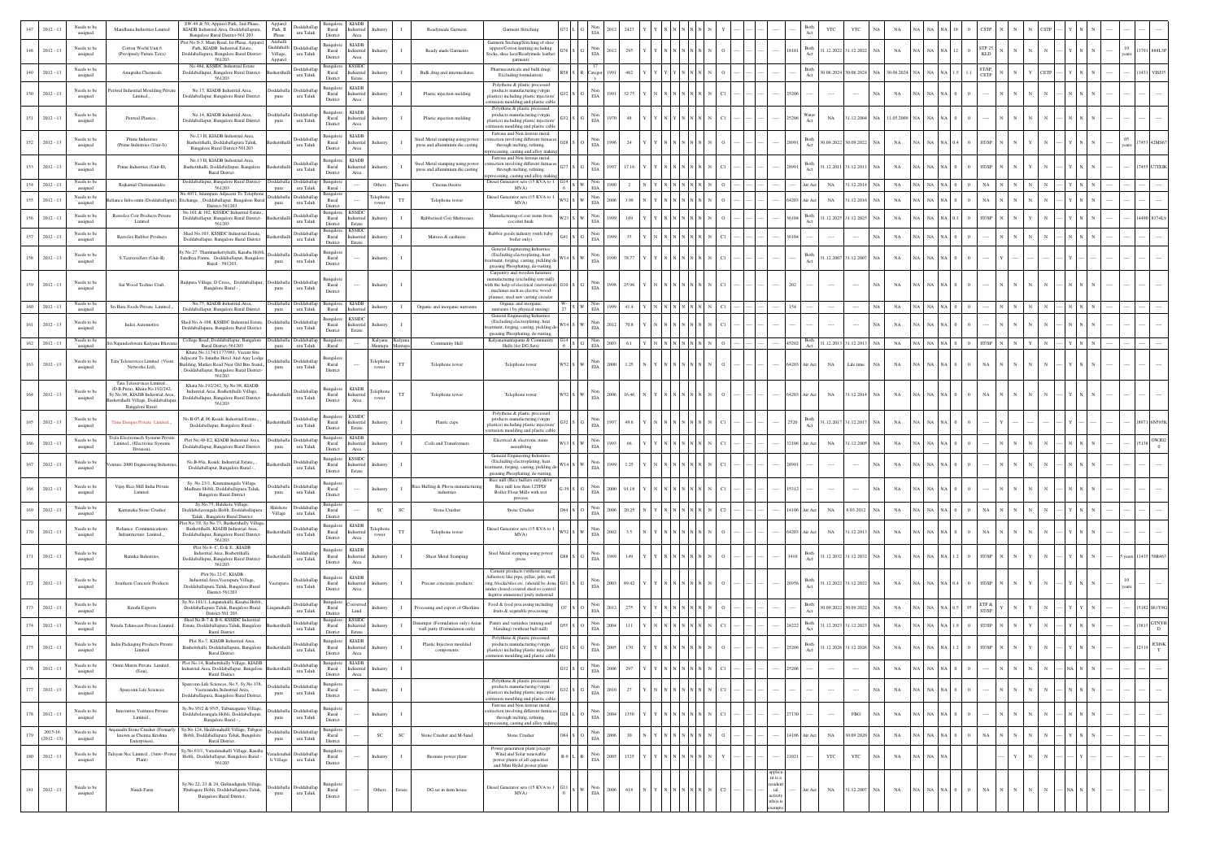| | | | | | | | | | | | | | | | | | | | | | | | | | | | | | | | | | | | | | | | | | | | | | | | | |
|---|---|---|---|---|---|---|---|---|---|---|---|---|---|---|---|---|---|---|---|---|---|---|---|---|---|---|---|---|---|---|---|---|---|---|---|---|---|---|---|---|---|---|---|---|---|---|---|---|
| 147 | 2012 - 13 | Needs to be assigned | Mandhana Industries Limited | SW-49 & 50, Apparel Park, 2nd Phase, KIADB Industrial Area, Doddaballapura, Bangalore Rural District-561 203 | Apparel Park, II Phase | Doddaballapura Taluk | Bangalore Rural District | KIADB Industrial Area | Industry | I | Readymade Garment | Garment Stitching | G72 | L | G | Non EIA | 2012 | 2427 | Y | Y | N | N | N | N | N | N | Y | | ---- | Both | YTC | YTC | NA | NA | NA | NA | 18 | 0 | CSTP | N | N | CSTP | ---- | Y | N | N | ---- | ---- |
| 148 | 2012 - 13 | Needs to be assigned | Cotton World Unit 6 (Previously Future Texs) | Plot No.S-7, Main Road, Ist Phase, Apparel Park, KIADB Industrial Estate, Doddaballapura, Bangalore Rural District-561203 | Arehalli Gundlahalli Village, Apparel | Doddaballapura Taluk | Bangalore Rural District | KIADB Industrial Area | Industry | I | Ready made Garments | Garment Stitching/Stitching of shoe uppers/Cotton knitting including Socks, shoe lace/Readymade leather garments | G76 | S | G | Non EIA | 2012 | 295 | Y | Y | N | N | N | N | N | N | G | ---- | 18101 | Both Act | 31.12.2022 | 31.12.2022 | NA | NA | NA | NA | 12 | 0 | STP 25 KLD | N | N | N | ---- | N | N | N | 10 years | 13701 8881.3F |
| 149 | 2012 - 13 | Needs to be assigned | Anugraha Chemicals | No.49d, KSSIDC Industrial Estate Doddaballapur, Bangalore Rural District-561203 | Bashettihalli | Doddaballapura Taluk | Bangalore Rural District | KSSIDC Industrial Estate | Industry | I | Bulk drug and intermediates | Pharmaceuticals and bulk drug( Excluding formulation) | R58 | S | R | 17 Category | 1991 | 462 | Y | Y | Y | Y | N | N | N | N | O | ---- | ---- | Both Act | 30.06.2024 | 30.06.2024 | NA | 30.06.2024 | NA | NA | 1.5 | 1.1 | ST/SP, CETP | N | Y | CETP | ---- | N | N | N | ---- | 11431 VISJ35 |
| 150 | 2012 - 13 | Needs to be assigned | Periwal Industrial Moulding Private Limited ,, | No.17, KIADB Industrial Area, Doddaballapur, Bangalore Rural District. | Doddaballapura | Doddaballapura Taluk | Bangalore Rural District | KIADB Industrial Area | Industry | I | Plastic injection molding | Polythene & plastic processed products manufacturing (virgin plastics) including plastic injection/ extrusion moulding and plastic cable | G32 | S | G | Non EIA | 1991 | 32.75 | Y | N | N | Y | N | N | N | N | C1 | ---- | 25206 | ---- | ---- | ---- | NA | NA | NA | NA | 0 | | ---- | N | N | N | ---- | N | N | N | ---- | ---- |
| 151 | 2012 - 13 | Needs to be assigned | Periwal Plastics , | No.14, KIADB Industrial Area, Doddaballapur, Bangalore Rural District. | Doddaballapura | Doddaballapura Taluk | Bangalore Rural District | KIADB Industrial Area | Industry | I | Plastic injection molding | Polythene & plastic processed products manufacturing (virgin plastics) including plastic injection/ extrusion moulding and plastic cable | G32 | S | G | Non EIA | 1970 | 48 | Y | Y | N | Y | N | N | N | N | C1 | ---- | 25206 | Water Act | NA | 31.12.2004 | NA | 11.05.2009 | NA | NA | 0 | | ---- | N | N | N | ---- | N | N | N | ---- | ---- |
| 152 | 2012 - 13 | Needs to be assigned | Prima Industries (Prima Industries (Unit-I)) | No.13 H, KIADB Industrial Area, Bashettihalli, Doddaballapura Taluk, Bangalore Rural District-561203 | Bashettihalli | Doddaballapura Taluk | Bangalore Rural District | KIADB Industrial Area | Industry | I | Steel Metal stamping using power press and alluminium die casting | Ferrous and Non ferrous metal extraction involving different furnaces through melting, refining, reprocessing, casting and alloy making | O28 | S | O | Non EIA | 1996 | 24 | Y | Y | N | N | N | N | N | N | G | ---- | 28991 | Both Act | 30.09.2022 | 30.09.2022 | NA | NA | NA | NA | 0.4 | 0 | ST/SP | N | N | Y | ---- | N | N | N | 05 years | 17453 42MS67 |
| 153 | 2012 - 13 | Needs to be assigned | Prime Industries (Unit-II), | No.13 H, KIADB Industrial Area, Bashettihalli, Doddaballapura, Bangalore Rural District. | Bashettihalli | Doddaballapura Taluk | Bangalore Rural District | KIADB Industrial Area | Industry | I | Steel Metal stamping using power press and alluminium die casting | Ferrous and Non ferrous metal extraction involving different furnaces through melting, refining, reprocessing, casting and alloy making | G77 | S | G | Non EIA | 1997 | 17.16 | Y | Y | N | N | N | N | N | N | C1 | ---- | 28991 | Both Act | 31.12.2011 | 31.12.2011 | NA | NA | NA | NA | 0 | 0 | ST/SP | N | N | Y | ---- | N | N | N | ---- | 17455 U7TE3K |
| 154 | 2012 - 13 | Needs to be assigned | Rajkamal Chitramandira | Doddaballapur, Bangalore Rural District-561203. | Doddaballapura | Doddaballapura Taluk | Bangalore Rural District | ---- | Others | Theatre | Cinema theatre | Diesel Generator sets (15 KVA to 1 MVA) | G14-6 | S | W | Non EIA | 1990 | 2 | N | Y | N | N | N | N | N | N | O | ---- | ---- | Air Act | NA | 31.12.2014 | NA | NA | NA | NA | 0 | 0 | NA | N | N | N | ---- | Y | N | N | ---- | ---- |
| 155 | 2012 - 13 | Needs to be assigned | Reliance Infocomm (Doddaballapur), | No.4071, Islampura Adjacent To Telephone Exchange, , Doddaballapur, Bangalore Rural District-561203 | Doddaballapura | Doddaballapura Taluk | Bangalore Rural District | ---- | Telephone tower | TT | Telephone tower | Diesel Generator sets (15 KVA to 1 MVA) | W52 | S | W | Non EIA | 2006 | 3.99 | Y | N | N | N | N | N | N | N | O | ---- | 64203 | Air Act | NA | 31.12.2016 | NA | NA | NA | NA | 0 | 0 | NA | N | N | N | ---- | N | N | N | ---- | ---- |
| 156 | 2012 - 13 | Needs to be assigned | Remolex Coir Products Private Limited | No.101 & 102, KSSIDC Industrial Estate, Doddaballapur, Bangalore Rural District-561203 | Bashettihalli | Doddaballapura Taluk | Bangalore Rural District | KSSIDC Industrial Estate | Industry | I | Rubberised Coir Mattresses | Manufacturing of coir items from coconut husk | W23 | S | W | Non EIA | 1999 | 169 | Y | Y | N | N | N | N | N | N | O | ---- | 36104 | Both Act | 31.12.2025 | 31.12.2025 | NA | NA | NA | NA | 0.3 | 0 | ST/SP | N | N | Y | ---- | N | N | N | ---- | 14490 8374L9 |
| 157 | 2012 - 13 | Needs to be assigned | Restolex Rubber Products | Shed No.103, KSSIDC Industrial Estate, Doddaballapur, Bangalore Rural District | Bashettihalli | Doddaballapura Taluk | Bangalore Rural District | KSSIDC Industrial Estate | Industry | I | Matress & cushions | Rubber goods industry (with baby boiler only) | G41 | S | G | Non EIA | 1999 | 35 | Y | Y | N | N | N | N | N | N | C1 | ---- | 36104 | ---- | ---- | ---- | NA | NA | NA | NA | 0 | | ---- | N | N | N | ---- | N | N | N | ---- | ---- |
| 158 | 2012 - 13 | Needs to be assigned | S.Textravellers (Unit-II) | Sy.No.27, Thammashettyhalli, Kasaba Hobli, Sandhya Furms, Doddaballapur, Bangalore Rural - 561203, | Doddaballapura | Doddaballapura Taluk | Bangalore Rural District | ---- | Industry | I | | General Engineering Industries (Excluding electroplating, heat treatment, forging, casting, pickling de-greasing Phosphating, de-rusting, | W14 | S | W | Non EIA | 1990 | 78.77 | Y | Y | N | N | N | N | N | N | C1 | ---- | ---- | Both Act | 31.12.2007 | 31.12.2007 | NA | NA | NA | NA | 0 | | ---- | Y | | | ---- | Y | | | ---- | ---- |
| 159 | 2012 - 13 | Needs to be assigned | Sai Wood Techno Craft, | Rajipura Village, D Cross, Doddaballapur, Bangalore Rural - , | Doddaballapura | Doddaballapura Taluk | Bangalore Rural District | ---- | Industry | I | | Carpentry and wooden furniture manufacturing (excluding saw mill) with the help of electrical (motorized) machines such as electric wood planner, steel saw cutting circular | G10 | S | G | Non EIA | 1998 | 25.96 | Y | Y | N | N | N | N | N | N | C1 | ---- | 202 | ---- | ---- | ---- | NA | NA | NA | NA | 0 | | ---- | N | N | N | ---- | N | N | N | ---- | ---- |
| 160 | 2012 - 13 | Needs to be assigned | Sri Hara Foods Private Limited., | No.75, KIADB Industrial Area, Doddaballapur, Bangalore Rural District. | Doddaballapura | Doddaballapura Taluk | Bangalore Rural District | KIADB Industrial Area | Industry | I | Organic and inorganic nutrients | Organic and inorganic nutrients ( by physical mixing) | W-27 | S | W | Non EIA | 1999 | 41.4 | Y | Y | N | N | N | N | N | N | C1 | ---- | 154 | ---- | ---- | ---- | NA | NA | NA | NA | 0 | | ---- | N | N | N | ---- | N | N | N | ---- | ---- |
| 161 | 2012 - 13 | Needs to be assigned | Index Automotive | Shed No.A-108, KSSIDC Industrial Estate, Doddaballapura, Bangalore Rural District. | Doddaballapura | Doddaballapura Taluk | Bangalore Rural District | KSSIDC Industrial Estate | Industry | I | | General Engineering Industries (Excluding electroplating, heat treatment, forging, casting, pickling de-greasing Phosphating, de-rusting, | W14 | S | W | Non EIA | 2012 | 70.8 | Y | Y | N | N | N | N | N | N | C1 | ---- | ---- | ---- | ---- | ---- | NA | NA | NA | NA | 0 | | ---- | N | N | N | ---- | N | N | N | ---- | ---- |
| 162 | 2012 - 13 | Needs to be assigned | Sri Najundeshwara Kalyana Bhavana | College Road, Doddaballapur, Bangalore Rural District-561203 | Doddaballapura | Doddaballapura Taluk | Bangalore Rural District | ---- | Kalyana Mantapa | Kalyana Mantapa | Community Hall | Kalyanamantapams & Community Halls (for DG Sets) | G14-6 | S | G | Non EIA | 2003 | 6.1 | Y | N | N | N | N | N | N | N | O | ---- | 45202 | Both Act | 31.12.2013 | 31.12.2013 | NA | NA | NA | NA | 0 | 0 | ST/SP | N | N | Y | ---- | N | N | N | ---- | ---- |
| 163 | 2012 - 13 | Needs to be assigned | Tata Teleservices Limited. (Viom Networks Ltd), | Khata No.1174/1177/981, Vacant Site Adjacent To Janatha Hotel And Ajay Lodge Building, Market Road Near Old Bus Stand, Doddaballapur, Bangalore Rural District-561203 | Doddaballapura | Doddaballapura Taluk | Bangalore Rural District | ---- | Telephone tower | TT | Telephone tower | Telephone tower | W52 | S | W | Non EIA | 2000 | 1.25 | Y | N | N | N | N | N | N | N | O | ---- | 64203 | Air Act | NA | Life time | NA | NA | NA | NA | 0 | 0 | NA | N | N | N | ---- | N | N | N | ---- | ---- |
| 164 | 2012 - 13 | Needs to be assigned | Tata Teleservices Limited., (D.B.Pura), Khata No.192/242, Sy.No.96, KIADB Industrial Area, Bashettihalli Village, Doddaballapur, Bangalore Rural. | Khata No.192/242, Sy.No.96, KIADB Industrial Area, Bashettihalli Village, Doddaballapur, Bangalore Rural District-561203 | Bashettihalli | Doddaballapura Taluk | Bangalore Rural District | KIADB Industrial Area | Telephone tower | TT | Telephone tower | Telephone tower | W52 | S | W | Non EIA | 2006 | 16.46 | Y | N | N | N | N | N | N | N | O | ---- | 64203 | Air Act | NA | 31.12.2014 | NA | NA | NA | NA | 0 | 0 | NA | N | N | N | ---- | N | N | N | ---- | ---- |
| 165 | 2012 - 13 | Needs to be assigned | Time Designs Private Limited., | No.B-05 & 06 Kssidc Industrial Estate, , Doddaballapur, Bangalore Rural - | Bashettihalli | Doddaballapura Taluk | Bangalore Rural District | KSSIDC Industrial Estate | Industry | I | Plastic cups | Polythene & plastic processed products manufacturing (virgin plastics) including plastic injection/ extrusion moulding and plastic cable | G32 | S | G | Non EIA | 1997 | 49.6 | Y | Y | N | N | N | N | N | N | C1 | ---- | 2520 | Both Act | 31.12.2017 | 31.12.2017 | NA | NA | NA | NA | 0 | | ---- | Y | | | ---- | Y | | | ---- | 18971 6N595K |
| 166 | 2012 - 13 | Needs to be assigned | Trafo Electrotech Systems Private Limited., (Electronic Systems Division), | Plot No.48-E2, KIADB Industrial Area, Doddaballapur, Bangalore Rural District. | Doddaballapura | Doddaballapura Taluk | Bangalore Rural District | KIADB Industrial Area | Industry | I | Coils and Transformers | Electrical & electronic items assembling | W13 | S | W | Non EIA | 1993 | 66 | Y | Y | N | N | N | N | N | N | C1 | ---- | 32106 | Air Act | NA | 31.12.2005 | NA | NA | NA | NA | 0 | 0 | NA | N | N | N | ---- | N | N | N | ---- | 15138 OWID2 0 |
| 167 | 2012 - 13 | Needs to be assigned | Venture 2000 Engineering Industries, | No.B-89a, Kssidc Industrial Estate, , Doddaballapur, Bangalore Rural - , | Bashettihalli | Doddaballapura Taluk | Bangalore Rural District | KSSIDC Industrial Estate | Industry | I | | General Engineering Industries (Excluding electroplating, heat treatment, forging, casting, pickling de-greasing Phosphating, de-rusting, | W14 | S | W | Non EIA | 1999 | 1.25 | Y | Y | N | N | N | N | N | N | C1 | ---- | 28991 | ---- | ---- | ---- | NA | NA | NA | NA | 0 | | ---- | N | N | N | ---- | N | N | N | ---- | ---- |
| 168 | 2012 - 13 | Needs to be assigned | Vijay Rice Mill India Private Limited. | Sy. No.23/1, Kanasavangala Village, Madhure Hobli, Doddaballapura Taluk, Bangalore Rural District | Doddaballapura | Doddaballapura Taluk | Bangalore Rural District | ---- | Industry | I | Rice Hulling & Phova manufacturing industries | Rice mill (Rice hullers only)&/or Rice mill less than 12TPD/ Roller Flour Mills with wet process | G-39 | S | G | Non EIA | 2000 | 91.18 | Y | Y | N | N | N | N | N | N | C1 | ---- | 15312 | ---- | ---- | ---- | NA | NA | NA | NA | 0 | | ---- | N | N | N | ---- | N | N | N | ---- | ---- |
| 169 | 2012 - 13 | Needs to be assigned | Karnataka Stone Crusher | Sy.No.75, Halekote Village, Doddabelavangala Hobli, Doddaballapura Taluk , Bangalore Rural District | Halekote Village | Doddaballapura Taluk | Bangalore Rural District | ---- | SC | SC | Stone Crusher | Stone Crusher | O64 | S | O | Non EIA | 2006 | 20.25 | Y | N | N | N | N | N | N | N | C2 | ---- | 14106 | Air Act | NA | 8.03.2012 | NA | NA | NA | NA | 0 | 0 | NA | N | N | N | ---- | N | N | N | ---- | ---- |
| 170 | 2012 - 13 | Needs to be assigned | Reliance Communications Infrastructure Limited., | Plot No.7/3, Sy.No.73, Bashettihally Village, Bashettihalli, KIADB Industrial Area, Doddaballapur, Bangalore Rural District-561203 | Bashettihalli | Doddaballapura Taluk | Bangalore Rural District | KIADB Industrial Area | Telephone tower | TT | Telephone tower | Diesel Generator sets (15 KVA to 1 MVA) | W52 | S | W | Non EIA | 2002 | 3.5 | Y | N | N | N | N | N | N | N | O | ---- | 64203 | Air Act | NA | 31.12.2013 | NA | NA | NA | NA | 0 | 0 | NA | N | N | N | ---- | N | N | N | ---- | ---- |
| 171 | 2012 - 13 | Needs to be assigned | Renuka Industries, | Plot No.6- C, D & E, KIADB Industrial Area, Bashettihalli, Doddaballapur, Bangalore Rural District-561203 | Bashettihalli | Doddaballapura Taluk | Bangalore Rural District | KIADB Industrial Area | Industry | I | Sheet Metal Stamping | Steel Metal stamping using power press | G88 | S | G | Non EIA | 1989 | 149 | Y | Y | N | N | N | N | N | N | O | ---- | 3410 | Both Act | 31.12.2032 | 31.12.2032 | NA | NA | NA | NA | 1.2 | 0 | ST/SP | N | N | Y | ---- | Y | N | N | 5 years | 11435 58R463 |
| 172 | 2012 - 13 | Needs to be assigned | Southern Concrete Products | Plot No.22-C, KIADB Industrial Area,Veerapura Village, Doddaballapura Taluk, Bangalore Rural District-561203 | Veerapura | Doddaballapura Taluk | Bangalore Rural District | KIADB Industrial Area | Industry | I | Precast concrete products | Cement products (without using Asbestos) like pipe, pillar, jafri, well ring, blocks/tiles etc. (should be done under closed covered shed to control fugitive emissions) [only industrial | G11 | S | G | Non EIA | 2005 | 89.42 | Y | Y | N | N | N | N | N | N | O | ---- | 26956 | Both Act | 31.12.2022 | 31.12.2022 | NA | NA | NA | NA | 0.4 | 0 | ST/SP | N | N | Y | ---- | N | N | N | 10 years | ---- |
| 173 | 2012 - 13 | Needs to be assigned | Krushi Exports | Sy.No.161/1, Linganahalli, Kasaba Hobli, Doddaballapura Taluk, Bangalore Rural District-561 203. | Linganahalli | Doddaballapura Taluk | Bangalore Rural District | Converted Land | Industry | I | Processing and export of Gherkins | Food & food processing including fruits & vegetable processing | O7 | S | O | Non EIA | 2012 | 275 | Y | Y | N | N | N | N | N | N | O | ---- | ---- | Both Act | 30.09.2022 | 30.09.2022 | NA | NA | NA | NA | 0.5 | 35 | ETP & ST/SP | Y | N | Y | ---- | N | N | N | ---- | 15182 SR1Y8G |
| 174 | 2012 - 13 | Needs to be assigned | Nitada Tobaccoes Private Limited | Shed No.B-7 & B-8, KSSIDC Industrial Estate, Doddaballapura Taluk, Bangalore Rural District | Bashettihalli | Doddaballapura Taluk | Bangalore Rural District | KSSIDC Industrial Estate | Industry | I | Distemper (Formulation only) Asian wall putty (Formulation only) | Paints and varnishes (mixing and blending) (without ball mill) | O55 | S | O | Non EIA | 2004 | 111 | Y | Y | N | N | N | N | N | N | C1 | ---- | 24222 | Both Act | 31.12.2023 | 31.12.2023 | NA | NA | NA | NA | 1.9 | 0 | ST/SP | N | N | Y | ---- | Y | N | N | ---- | 13815 GTNYH D |
| 175 | 2012 - 13 | Needs to be assigned | India Packaging Products Private Limited | Plot No.7, KIADB Industrial Area, Bashettihalli, Doddaballapura, Bangalore Rural District | Bashettihalli | Doddaballapura Taluk | Bangalore Rural District | KIADB Area | Industry | I | Plastic Injection moulded components | Polythene & plastic processed products manufacturing (virgin plastics) including plastic injection/ extrusion moulding and plastic cable | G32 | S | G | Non EIA | 2005 | 170 | Y | Y | N | N | N | N | N | N | O | ---- | 25206 | Both Act | 31.12.2026 | 31.12.2026 | NA | NA | NA | NA | 1.2 | 0 | ST/SP | N | N | N | ---- | Y | N | N | ---- | 12319 JCHNK T |
| 176 | 2012 - 13 | Needs to be assigned | Omni Matrix Private Limited , (Exu), | Plot No.14, Bashettihally Village, KIADB Industrial Area, Doddaballapur, Bangalore Rural District. | Bashettihalli | Doddaballapura Taluk | Bangalore Rural District | KIADB Industrial Area | Industry | I | | | G32 | S | G | Non EIA | 2006 | 297 | Y | Y | N | N | N | N | N | N | C1 | ---- | 25206 | ---- | ---- | ---- | NA | NA | NA | NA | 0 | | ---- | N | N | N | ---- | NA | N | N | ---- | ---- |
| 177 | 2012 - 13 | Needs to be assigned | Sparconn Life Sciences | Sparconn Life Sciences, No.5, Sy.No.138, Veerasandra Industrial Area, Doddaballapura, Bangalore Rural District. | Doddaballapura | Doddaballapura Taluk | Bangalore Rural District | ---- | Industry | I | | Polythene & plastic processed products manufacturing (virgin plastics) including plastic injection/ extrusion moulding and plastic cable | G32 | S | G | Non EIA | 2010 | 27 | Y | Y | N | N | N | N | N | N | C1 | ---- | ---- | ---- | ---- | ---- | NA | NA | NA | NA | 0 | | ---- | N | N | N | ---- | N | N | N | ---- | ---- |
| 178 | 2012 - 13 | Needs to be assigned | Innovative Ventures Private Limited , | Sy.No.95/2 & 95/5, Tubanagatta Village, Doddabelavangala Hobli, Doddaballapur, Bangalore Rural - , | Doddaballapura | Doddaballapura Taluk | Bangalore Rural District | ---- | Industry | I | | Ferrous and Non ferrous metal extraction involving different furnaces through melting, refining, reprocessing, casting and alloy making | O28 | L | O | Non EIA | 2004 | 1350 | Y | Y | N | N | N | N | N | N | C1 | ---- | 27130 | ---- | FBO | ---- | NA | NA | NA | NA | 0 | | ---- | N | N | N | ---- | N | N | N | ---- | ---- |
| 179 | 2015-16 (2012 - 13) | Needs to be assigned | Anjanadri Stone Crusher (Formerly known as Chenna Krishna Enterprises), | Sy.No.124, Halebenahalli Village, Tubgere Hobli, Doddaballapura Taluk, Bangalore Rural District | Doddaballapura | Doddaballapura Taluk | Bangalore Rural District | ---- | SC | SC | Stone Crusher and M-Sand | Stone Crusher | O64 | S | O | Non EIA | 2006 | 30 | Y | N | N | N | N | N | N | N | O | ---- | 14106 | Air Act | NA | 30.09.2020 | NA | NA | NA | NA | 0 | 0 | NA | N | N | N | ---- | N | N | N | ---- | ---- |
| 180 | 2012 - 13 | Needs to be assigned | Tulsyan Nec Limited., (Turn- Power Plant) | Sy.No.61/1, Vanadenahalli Village, Kasaba Hobli, Doddaballapur, Bangalore Rural - 561203 | Vanadenahalli Village | Doddaballapura Taluk | Bangalore Rural District | ---- | Industry | I | Biomass power plant | Power generation plant [except Wind and Solar renewable power plants of all capacities and Mini Hydel power plant | R-9 | L | R | Non EIA | 2005 | 1325 | Y | Y | N | N | N | N | N | N | Y | ---- | 21021 | ---- | YTC | YTC | NA | NA | NA | NA | 0 | | ---- | Y | N | N | ---- | Y | | | ---- | ---- |
| 181 | 2012 - 13 | Needs to be assigned | Nandi Farm | Sy.No.22, 23 & 24, Gubinadigada Village, Thubagere Hobli, Doddaballapura Taluk, Bangalore Rural District. | Doddaballapura | Doddaballapura Taluk | Bangalore Rural District | ---- | Others | Estate | DG set in farm house | Diesel Generator sets (15 KVA to 1 MVA) | G110 | S | W | Non EIA | 2006 | 618 | N | Y | N | N | N | N | N | N | C2 | applicable for residential activity whose is exempted | ---- | Air Act | NA | 31.12.2007 | NA | NA | NA | NA | 0 | 0 | NA | N | N | N | ---- | NA | N | N | ---- | ---- |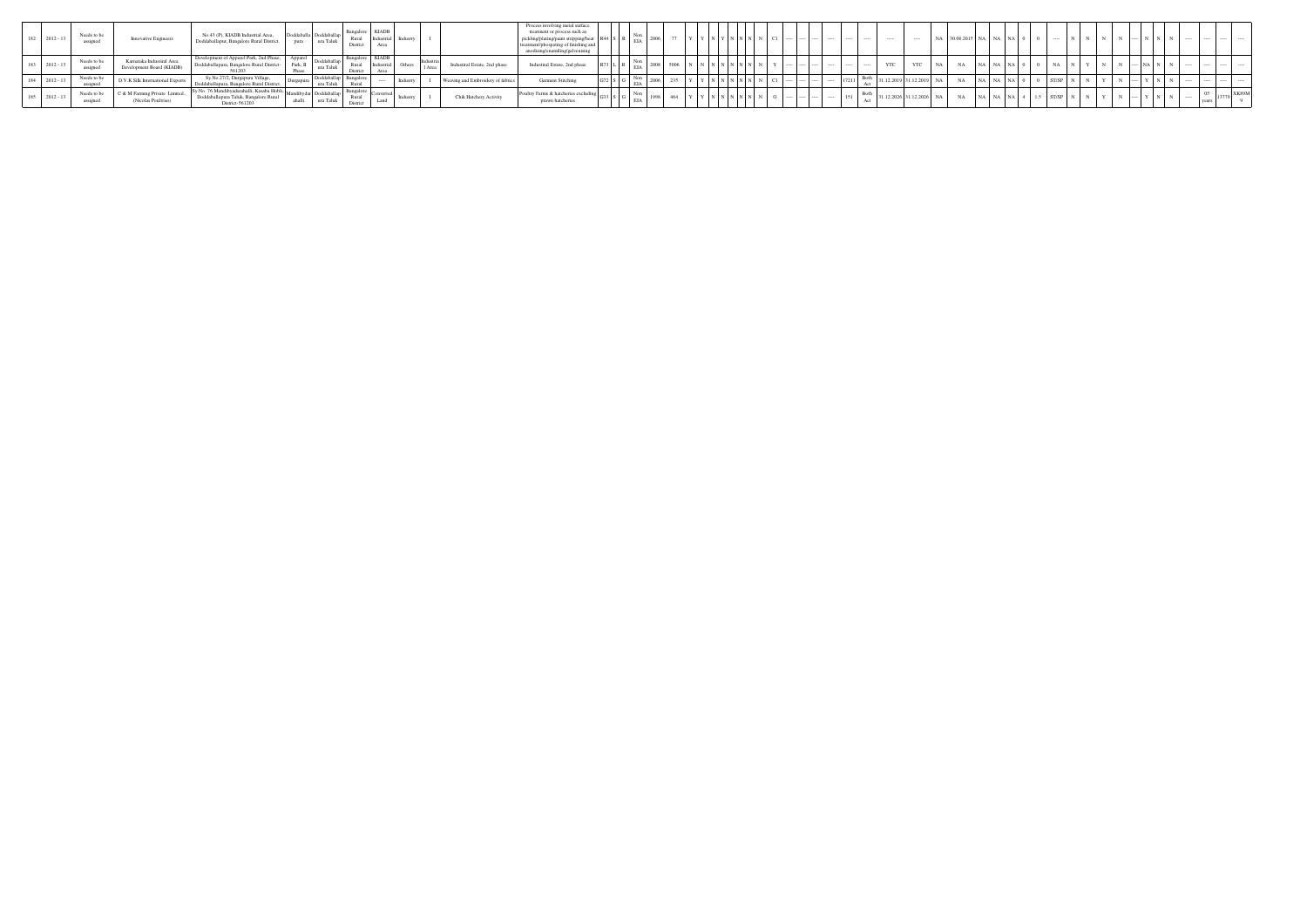| 182 | 2012 - 13 | Needs to be assigned | Innovative Engineers | No.43 (P), KIADB Industrial Area, Doddaballapur, Bangalore Rural District. | Doddaballa pura | Doddaballap ura Taluk | Bangalore Rural District | KIADB Industrial Area | Industry | I | | Process involving metal surface treatment or process such as pickling/plating/paint stripping/heat treatment/phosphating of finishing and anodising/enameling/galvanising | R44 | S | R | Non EIA | 2006 | 77 | Y | Y | N | Y | N | N | N | C1 | ---- | ---- | ---- | ---- | ---- | ---- | ---- | NA | 30.06.2015 | NA | NA | NA | 0 | 0 | ---- | N | N | N | N | ---- | N | N | N | ---- | ---- | ---- | ---- |
|---|---|---|---|---|---|---|---|---|---|---|---|---|---|---|---|---|---|---|---|---|---|---|---|---|---|---|---|---|---|---|---|---|---|---|---|---|---|---|---|---|---|---|---|---|---|---|---|---|---|---|---|---|---|---|---|
| 183 | 2012 - 13 | Needs to be assigned | Karnataka Industrial Area Development Board (KIADB) | Development of Apparel Park, 2nd Phase, Doddaballapura, Bangalore Rural District-561203 | Apparel Park, II Phase | Doddaballap ura Taluk | Bangalore Rural District | KIADB Industrial Area | Others | Industrial Area | Industrial Estate, 2nd phase | Industrial Estate, 2nd phase | R73 | L | R | Non EIA | 2008 | 5006 | N | N | N | N | N | N | N | Y | ---- | ---- | ---- | ---- | ---- | ---- | YTC | YTC | NA | NA | NA | NA | NA | 0 | 0 | NA | N | Y | N | N | ---- | NA | N | N | ---- | ---- | ---- | ---- |
| 184 | 2012 - 13 | Needs to be assigned | D.V.K Silk International Exports | Sy.No.27/2, Durgapura Village, Doddaballapura, Bangalore Rural District. | Durgapura | Doddaballap ura Taluk | Bangalore Rural | ---- | Industry | I | Weaving and Embroidery of fabrics | Garment Stitching | G72 | S | G | Non EIA | 2006 | 235 | Y | Y | N | N | N | N | N | C1 | ---- | ---- | ---- | ---- | 17211 | Both Act | 31.12.2019 | 31.12.2019 | NA | NA | NA | NA | NA | 0 | 0 | ST/SP | N | N | Y | N | ---- | Y | N | N | ---- | ---- | ---- | ---- |
| 185 | 2012 - 13 | Needs to be assigned | C & M Farming Private Limited, (Nicolas Poultries) | Sy.No. 76 Mandibyadarahalli, Kasaba Hobli, Doddaballapura Taluk, Bangalore Rural District-561203 | Mandibydar ahalli | Doddaballap ura Taluk | Bangalore Rural District | Converted Land | Industry | I | Chik Hatchery Activity | Poultry Farms & hatcheries excluding prawn hatcheries | G33 | S | G | Non EIA | 1998 | 464 | Y | Y | N | N | N | N | N | G | ---- | ---- | ---- | ---- | 151 | Both Act | 31.12.2026 | 31.12.2026 | NA | NA | NA | NA | NA | 4 | 1.5 | ST/SP | N | N | Y | N | ---- | Y | N | N | ---- | 05 years | 13779 | XK09M 9 |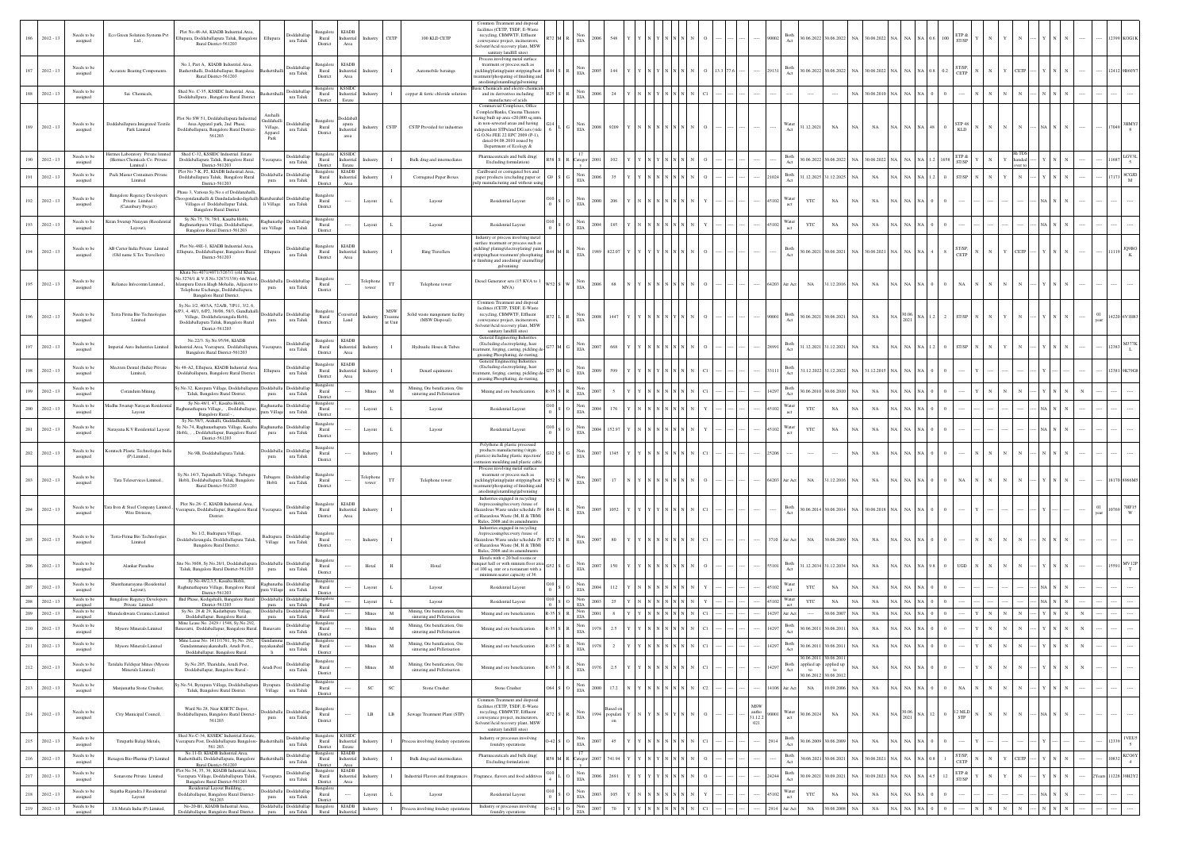| | | | | | | | | | | | | | | | | | | | | | | | | | | | | | | | | | | | | | | | | | | | | | | | | | | | | | | | | |
|---|---|---|---|---|---|---|---|---|---|---|---|---|---|---|---|---|---|---|---|---|---|---|---|---|---|---|---|---|---|---|---|---|---|---|---|---|---|---|---|---|---|---|---|---|---|---|---|---|---|---|---|---|---|---|---|---|
| 186 | 2012 - 13 | Needs to be assigned | Eco Green Solution Systems Pvt. Ltd., | Plot No 48-A4, KIADB Industrial Area, Ellupura, Doddaballapur Taluk, Bangalore Rural District-561203 | Ellupura | Doddaballapura Taluk | Bangalore Rural District | KIADB Industrial Area | Industry | CETP | 100 KLD CETP | Common Treatment and disposal facilities (CETP, TSDF, E-Waste recycling, CBMWTF, Effluent conveyance project, incinerators, Solvent/Acid recovery plant, MSW sanitary landfill sites) | R72 | M | R | Non EIA | 2006 | 548 | Y | Y | N | Y | N | N | N | N | O | | | | 90002 | Both Act | 30.06.2022 | 30.06.2022 | NA | 30.06.2022 | NA | NA | NA | 0.6 | 100 | ETP & ST/SP | Y | N | Y | N | ---- | Y | N | N | ---- | ---- | ---- | 12399 | KOG1K |
| 187 | 2012 - 13 | Needs to be assigned | Accurate Bearing Components | No. 1, Part A, KIADB Industrial Area, Bashettihalli, Doddaballapur, Bangalore Rural District-561203 | Bashettihalli | Doddaballapura Taluk | Bangalore Rural District | KIADB Industrial Area | Industry | I | Automobile bearings | Process involving metal surface treatment or process such as pickling/plating/paint stripping/heat treatment/phosphating of finishing and anodising/enamelling/galvanising | R44 | S | R | Non EIA | 2005 | 144 | Y | Y | N | Y | N | N | N | N | O | 13.3 | 77.6 | ---- | 29131 | Both Act | 30.06.2022 | 30.06.2022 | NA | 30.06.2022 | NA | NA | NA | 0.8 | 0.2 | ST/SP, CETP | Y | N | Y | CETP | ---- | Y | N | N | ---- | ---- | ---- | 12412 | 9B6SY |
| 188 | 2012 - 13 | Needs to be assigned | Sai Chemicals, | Shed No. C-35, KSSIDC Industrial Area, Doddaballapura, Bangalore Rural District | Bashettihalli | Doddaballapura Taluk | Bangalore Rural District | KSSIDC Industrial Estate | Industry | I | copper & ferric chloride solution | Basic Chemicals and electro chemicals and its derivatives including manufacture of acids | R25 | S | R | Non EIA | 2006 | 24 | Y | N | N | Y | N | N | N | N | C1 | ---- | ---- | ---- | ---- | ---- | ---- | ---- | NA | 30.06.2010 | NA | NA | NA | 0 | | ---- | N | N | N | N | ---- | | | | ---- | ---- | ---- | ---- | ---- |
| 189 | 2012 - 13 | Needs to be assigned | Doddaballapura Integrated Textile Park Limited | Plot No SW 51, Doddaballapura Industrial Area Apparel park, 2nd Phase, Doddaballapura, Bangalore Rural District-561203 | Arehalli Guddadahalli Village, Apparel Park | Doddaballapura Taluk | Bangalore Rural District | Doddaballapura Industrial area | Industry | CSTP | CSTP Provided for industries | Commercial Complexes, Office Complex/Banks, Cinema Theaters having built up area <20,000 sq.mts. in non-sewered areas and having independent STPs and DG sets (vide G.O.No.FEE 22 EPC 2008 (P-1), dated 04.08.2010 issued by Department of Ecology & | G146 | L | G | Non EIA | 2008 | 9209 | Y | N | N | Y | N | N | N | N | O | ---- | ---- | ---- | ---- | Water Act | 31.12.2021 | NA | NA | NA | NA | NA | NA | 48 | 0 | STP 48 KLD | N | N | N | N | ---- | NA | N | N | ---- | ---- | ---- | 17049 | 3HMYJ8 |
| 190 | 2012 - 13 | Needs to be assigned | Hermes Laboratory Private limited (Hermes Chemicals Co. Private Limited ) | Shed C-32, KSSIDC Industrial Estate Doddaballapura Taluk Bangalore Rural District-561203 | Veerapura | Doddaballapura Taluk | Bangalore Rural District | KSSIDC Industrial Estate | Industry | I | Bulk drug and intermediates | Pharmaceuticals and bulk drug (Excluding formulation) | R58 | S | R | 17 Category | 2001 | 102 | Y | Y | N | Y | N | N | N | N | O | ---- | ---- | ---- | ---- | Both Act | 30.06.2022 | 30.06.2022 | NA | 30.06.2022 | NA | NA | NA | 1.2 | 1658 | ETP & ST/SP | Y | N | Y | HE/TDS handed over to | ---- | Y | N | N | ---- | ---- | ---- | 11687 | LGV3L5 |
| 191 | 2012 - 13 | Needs to be assigned | Pack Master Containers Private Limited | Plot No 7-K, P7, KIADB Industrial Area, Doddaballapura Taluk, Bangalore Rural District-561203 | Doddaballapura | Doddaballapura Taluk | Bangalore Rural District | KIADB Industrial Area | Industry | I | Corrugated Paper Boxes | Cardboard or corrugated box and paper products (excluding paper or pulp manufacturing and without using | G9 | S | G | Non EIA | 2006 | 35 | Y | Y | N | Y | N | N | N | N | O | ---- | ---- | ---- | 21024 | Both Act | 31.12.2025 | 31.12.2025 | NA | NA | NA | NA | NA | 1.2 | 0 | ST/SP | N | N | Y | N | ---- | Y | N | N | ---- | ---- | ---- | 17173 | 8CGJDM |
| 192 | 2012 - 13 | Needs to be assigned | Bangalore Regency Developers Private Limited (Costerbury Project) | Phase 3, Various Sy.No.s of Doddahalli, Chooganadanahalli & Dandudadaskadigehalli Kurubarahalli Villages of Doddaballapur Taluk, Bangalore Rural District | Kurubarahalli Village | Doddaballapura Taluk | Bangalore Rural District | ---- | Layout | L | Layout | Residential Layout | O100 | L | O | Non EIA | 2000 | 206 | Y | N | N | N | N | N | N | N | Y | ---- | ---- | ---- | 45102 | Water act | YTC | NA | NA | NA | NA | NA | NA | 0 | 0 | ---- | | | | | ---- | NA | N | N | ---- | ---- | ---- | ---- | ---- |
| 193 | 2012 - 13 | Needs to be assigned | Kiran Swarup Narayan (Residential Layout), | Sy.No.75, 79, 78/1, Kasaba Hobli, Raghunathpura Village, Doddaballapur, Bangalore Rural District-561203 | Raghunathpura Village | Doddaballapura Taluk | Bangalore Rural District | ---- | Layout | L | Layout | Residential Layout | O100 | S | O | Non EIA | 2004 | 185 | Y | N | N | N | N | N | N | N | Y | ---- | ---- | ---- | 45102 | Water act | YTC | NA | NA | NA | NA | NA | NA | 0 | 0 | ---- | | | | | ---- | NA | N | N | ---- | ---- | ---- | ---- | ---- |
| 194 | 2012 - 13 | Needs to be assigned | AB Carter India Private Limited (Old name S.Tex Travellers) | Plot No 48E-1, KIADB Industrial Area, Ellupura, Doddaballapur, Bangalore Rural District-561203 | Ellupura | Doddaballapura Taluk | Bangalore Rural District | KIADB Industrial Area | Industry | I | Ring Travellers | Industry or process involving metal surface treatment or process such as pickling/ plating/electroplating/ paint stripping/heat treatment/ phosphating or finishing and anodizing/ enamelling/ galvanizing | R44 | M | R | Non EIA | 1989 | 822.07 | Y | Y | Y | Y | N | N | N | N | O | ---- | ---- | ---- | ---- | Both Act | 30.06.2021 | 30.06.2021 | NA | 30.06.2021 | NA | NA | NA | 4 | 8 | ST/SP, CETP | N | N | Y | CETP | ---- | Y | N | N | ---- | ---- | ---- | 11119 | JQ0BOK |
| 195 | 2012 - 13 | Needs to be assigned | Reliance Infocomm Limited., | Khata No.4071/4071/326?1 (old Khata No.3276/1 & V.S.No.3267/1338) 4th Ward, Islampura Easta Idagh Mohalla, Adjacent to Telephone Exchange, Doddaballapura, Bangalore Rural District. | Doddaballapura | Doddaballapura Taluk | Bangalore Rural District | ---- | Telephone tower | TT | Telephone tower | Diesel Generator sets (15 KVA to 1 MVA) | W52 | S | W | Non EIA | 2006 | 68 | Y | N | N | N | N | N | N | N | O | ---- | ---- | ---- | 64203 | Air Act | NA | 31.12.2016 | NA | NA | NA | NA | NA | 0 | 0 | NA | N | N | N | N | ---- | Y | N | N | ---- | ---- | ---- | ---- | ---- |
| 196 | 2012 - 13 | Needs to be assigned | Terra Firma Bio Technologies Limited | Sy.No.1/2, 40/3A, 52A/B, 70P/1, 3/2, 6, 6/P3, 4, 40/1, 6/P2, 38/B6, 58/3, Gandhahalli Village, Doddabelavangala Hobli, Doddaballapur Taluk, Bangalore Rural District-561203 | Doddaballapura | Doddaballapura Taluk | Bangalore Rural District | Converted Land | Industry | MSW Treatment Unit | Solid waste mangement facility (MSW Disposal) | Common Treatment and disposal facilities (CETP, TSDF, E-Waste recycling, CBMWTF, Effluent conveyance project, incinerators, Solvent/Acid recovery plant, MSW sanitary landfill sites) | R72 | L | R | Non EIA | 2008 | 1447 | Y | Y | N | N | N | N | Y | N | O | ---- | ---- | ---- | 90001 | Both Act | 30.06.2021 | 30.06.2021 | NA | NA | NA | 30.06.2021 | NA | 1.2 | 2 | ST/SP | N | N | Y | N | ---- | Y | N | N | ---- | 01 year | ---- | 14220 | 6V1HB3 |
| 197 | 2012 - 13 | Needs to be assigned | Imperial Auto Industries Limited | No.22/3, Sy.No.95/96, KIADB Industrial Area, Veerapura, Doddaballapura, Bangalore Rural District-561203 | Veerapura | Doddaballapura Taluk | Bangalore Rural District | KIADB Industrial Area | Industry | I | Hydraulic Hoses & Tubes | General Engineering Industries (Excluding electroplating, heat treatment, forging, casting, pickling de-greasing Phosphating, de-rusting | G77 | M | G | Non EIA | 2007 | 668 | Y | Y | N | Y | N | N | N | N | O | ---- | ---- | ---- | 28991 | Both Act | 31.12.2021 | 31.12.2021 | NA | NA | NA | NA | NA | 1.2 | 0 | ST/SP | N | N | Y | N | ---- | Y | N | N | ---- | ---- | ---- | 12383 | M377KL |
| 198 | 2012 - 13 | Needs to be assigned | Micron Dental (India) Private Limited, | No 48-A2, Ellupura, KIADB Industrial Area, Doddaballapura, Bangalore Rural District-561203 | Ellupura | Doddaballapura Taluk | Bangalore Rural District | KIADB Industrial Area | Industry | I | Dental equipments | General Engineering Industries (Excluding electroplating, heat treatment, forging, casting, pickling de-greasing Phosphating, de-rusting | G77 | M | G | Non EIA | 2009 | 599 | Y | Y | N | Y | N | N | N | N | C1 | ---- | ---- | ---- | 33111 | Both Act | 31.12.2022 | 31.12.2022 | NA | 31.12.2015 | NA | NA | NA | 0 | 0 | ---- | Y | | | | ---- | Y | | | ---- | ---- | ---- | 12381 | 9K79G8 |
| 199 | 2012 - 13 | Needs to be assigned | Corundum Mining, | Sy.No.32, Kanjenahalli Village, Doddaballapura Taluk, Bangalore Rural District. | Doddaballapura | Doddaballapura Taluk | Bangalore Rural District | ---- | Mines | M | Mining, Ore beneficiation, Ore sintering and Pelletisation | Mining and ore beneficiation | R-35 | S | R | Non EIA | 2007 | 5 | Y | Y | N | N | N | N | N | N | C1 | ---- | ---- | ---- | 14297 | Both Act | 30.06.2010 | 30.06.2010 | NA | NA | NA | NA | NA | 0 | 0 | ---- | Y | N | N | N | ---- | Y | N | N | N | ---- | ---- | ---- | ---- |
| 200 | 2012 - 13 | Needs to be assigned | Madhu Swarup Narayan Residential Layout | Sy.No.48/1, 47, Kasaba Hobli, Raghunathapura Village, , Doddaballapur, Bangalore Rural - | Raghunathapura Village | Doddaballapura Taluk | Bangalore Rural District | ---- | Layout | L | Layout | Residential Layout | O100 | S | O | Non EIA | 2004 | 176 | Y | N | N | N | N | N | N | N | Y | ---- | ---- | ---- | 45102 | Water act | YTC | NA | NA | NA | NA | NA | NA | 0 | 0 | ---- | | | | | ---- | NA | N | N | ---- | ---- | ---- | ---- | ---- |
| 201 | 2012 - 13 | Needs to be assigned | Narayana K.V Residential Layout | Sy.No.58/3, Arahalli, Guddadhahalli, Sy.No.74, Raghunathapura Village, Kasaba Hobli, , , Doddaballapur, Bangalore Rural District-561203 | Raghunathapura | Doddaballapura Taluk | Bangalore Rural District | ---- | Layout | L | Layout | Residential Layout | O100 | S | O | Non EIA | 2004 | 152.97 | Y | N | N | N | N | N | N | N | Y | ---- | ---- | ---- | 45102 | Water act | YTC | NA | NA | NA | NA | NA | NA | 0 | 0 | ---- | | | | | ---- | NA | N | N | ---- | ---- | ---- | ---- | ---- |
| 202 | 2012 - 13 | Needs to be assigned | Komtech Plastic Technologies India (P) Limited., | No.9B, Doddaballapura Taluk, | Doddaballapura | Doddaballapura Taluk | Bangalore Rural District | ---- | Industry | I | | Polythene & plastic processed products manufacturing (virgin plastics) including plastic injection/ extrusion moulding and plastic cable | G32 | S | G | Non EIA | 2007 | 1345 | Y | Y | N | N | N | N | N | N | C1 | ---- | ---- | ---- | 25206 | ---- | ---- | ---- | NA | NA | NA | NA | NA | 0 | 0 | ---- | N | N | N | N | ---- | Y | N | N | ---- | ---- | ---- | ---- | ---- |
| 203 | 2012 - 13 | Needs to be assigned | Tata Teleservices Limited., | Sy.No.14/3, Tapasihalli Village, Tubugere Hobli, Doddaballapura Taluk, Bangalore Rural District-561203 | Tubugere Hobli | Doddaballapura Taluk | Bangalore Rural District | ---- | Telephone tower | TT | Telephone tower | Process involving metal surface treatment or process such as pickling/plating/paint stripping/heat treatment/phosphating of finishing and anodising/enamelling/galvanising | W52 | S | W | Non EIA | 2007 | 17 | Y | N | N | N | N | N | N | N | O | ---- | ---- | ---- | 64203 | Air Act | NA | 31.12.2016 | NA | NA | NA | NA | NA | 0 | 0 | NA | N | N | N | N | ---- | Y | N | N | ---- | ---- | ---- | 18170 | 8966M5 |
| 204 | 2012 - 13 | Needs to be assigned | Tata Iron & Steel Company Limited., Wire Division, | Plot No.28- C, KIADB Industrial Area, Veerapura, Doddaballapur, Bangalore Rural District-561203 | Veerapura | Doddaballapura Taluk | Bangalore Rural District | KIADB Industrial Area | Industry | I | | Industries engaged in recycling /reprocessing/recovery /reuse of Hazardous Waste under schedule IV of Hazardous Waste (M, H & TBM) Rules, 2008 and its amendments | R44 | L | R | Non EIA | 2005 | 1052 | Y | Y | Y | Y | N | N | N | N | C1 | ---- | ---- | ---- | ---- | Both Act | 30.06.2014 | 30.06.2014 | NA | 30.06.2016 | NA | NA | NA | 0 | 0 | ---- | Y | | | | ---- | Y | | | ---- | 01 year | ---- | 10769 | 7HF19W |
| 205 | 2012 - 13 | Needs to be assigned | Terra Firma Bio Technologies Limited | No.1/2, Badrapura Village, Doddabelavangala, Doddaballapura Taluk, Bangalore Rural District. | Badrapura Village | Doddaballapura Taluk | Bangalore Rural District | ---- | Industry | I | | Industries engaged in recycling /reprocessing/recovery /reuse of Hazardous Waste under schedule IV of Hazardous Waste (M, H & TBM) Rules, 2008 and its amendments | R72 | S | R | Non EIA | 2007 | 80 | Y | Y | N | N | N | N | N | N | C1 | ---- | ---- | ---- | 3710 | Air Act | NA | 30.06.2009 | NA | NA | NA | NA | NA | 0 | 0 | ---- | N | N | N | N | ---- | Y | N | N | ---- | ---- | ---- | ---- | ---- |
| 206 | 2012 - 13 | Needs to be assigned | Alankar Paradise | Site No.3608, Sy.No.28/1, Doddaballapura, Doddaballapura Taluk, Bangalore Rural District-561203 | Doddaballapura | Doddaballapura Taluk | Bangalore Rural District | ---- | Hotel | H | Hotel | Hotels with < 20 bed rooms or banquet hall or with minimum floor area of 100 sq. mtr or a restaurant with a minimum seater capacity of 36 | G52 | S | G | Non EIA | 2007 | 150 | Y | Y | N | N | N | N | N | N | O | ---- | ---- | ---- | 55101 | Both Act | 31.12.2034 | 31.12.2034 | NA | NA | NA | NA | NA | 9.8 | 0 | UGD | N | N | N | N | ---- | Y | N | N | ---- | ---- | ---- | 15591 | MV32PT |
| 207 | 2012 - 13 | Needs to be assigned | Shanthinarayana (Residential Layout), | Sy.No.46/2,3,5, Kasaba Hobli, Raghunathapura Village, Bangalore Rural District-561203 | Raghunathapura Village | Doddaballapura Taluk | Bangalore Rural District | ---- | Layout | L | Layout | Residential Layout | O100 | S | O | Non EIA | 2004 | 112 | Y | N | N | N | N | N | N | N | Y | ---- | ---- | ---- | 45102 | Water act | YTC | NA | NA | NA | NA | NA | NA | 0 | 0 | ---- | | | | | ---- | NA | N | N | ---- | ---- | ---- | ---- | ---- |
| 208 | 2012 - 13 | Needs to be assigned | Bangalore Regency Developers Private Limited | IInd Phase, Kodigehalli, Bangalore Rural District-561203 | Doddaballapura | Doddaballapura Taluk | Bangalore Rural District | ---- | Layout | L | Layout | Residential Layout | O100 | S | O | Non EIA | 2003 | 25 | Y | N | N | N | N | N | N | N | Y | ---- | ---- | ---- | 45102 | Water act | YTC | NA | NA | NA | NA | NA | NA | 0 | 0 | ---- | | | | | ---- | NA | N | N | ---- | ---- | ---- | ---- | ---- |
| 209 | 2012 - 13 | Needs to be assigned | Marudeshwara Ceramics Limited | Sy.No. 28 & 29, Kadathipura Village, Doddaballapur, Bangalore Rural | Doddaballapura | Doddaballapura Taluk | Bangalore Rural | ---- | Mines | M | Mining, Ore beneficiation, Ore sintering and Pelletisation | Mining and ore beneficiation | R-35 | S | R | Non EIA | 2001 | 8 | Y | N | N | N | N | N | N | N | C1 | ---- | ---- | ---- | 14297 | Air Act | ---- | 30.06.2007 | NA | NA | NA | NA | NA | 0 | 0 | ---- | Y | N | N | N | ---- | Y | N | N | N | ---- | ---- | ---- | ---- |
| 210 | 2012 - 13 | Needs to be assigned | Mysore Minerals Limited | Mine Lease No. 2429 / 1548, Sy.No.292, Banavatti, Doddaballapur, Bangalore Rural | Banavatti | Doddaballapura Taluk | Bangalore Rural District | ---- | Mines | M | Mining, Ore beneficiation, Ore sintering and Pelletisation | Mining and ore beneficiation | R-35 | S | R | Non EIA | 1978 | 2.5 | Y | N | N | N | N | N | N | N | C1 | ---- | ---- | ---- | 14297 | Both Act | 30.06.2011 | 30.06.2011 | NA | NA | NA | NA | NA | 0 | 0 | ---- | Y | N | N | N | ---- | Y | N | N | N | ---- | ---- | ---- | ---- |
| 211 | 2012 - 13 | Needs to be assigned | Mysore Minerals Limited | Mine Lease No. 1411/1761, Sy.No. 292, Gundamnanayakanahalli, Aradi Post, , Doddaballapur, Bangalore Rural | Gundamnanayakanahalli | Doddaballapura Taluk | Bangalore Rural District | ---- | Mines | M | Mining, Ore beneficiation, Ore sintering and Pelletisation | Mining and ore beneficiation | R-35 | S | R | Non EIA | 1978 | 2 | Y | N | N | N | N | N | N | N | C1 | ---- | ---- | ---- | 14297 | Both Act | 30.06.2011 | 30.06.2011 | NA | NA | NA | NA | NA | 0 | 0 | ---- | Y | N | N | N | ---- | Y | N | N | N | ---- | ---- | ---- | ---- |
| 212 | 2012 - 13 | Needs to be assigned | Tamilalu Feldspar Mines (Mysore Minerals Limited) | Sy.No.205, Thamilalu, Aradi Post, Doddaballapur, Bangalore Rural - | Aradi Post | Doddaballapura Taluk | Bangalore Rural District | ---- | Mines | M | Mining, Ore beneficiation, Ore sintering and Pelletisation | Mining and ore beneficiation | R-35 | S | R | Non EIA | 1976 | 2.5 | Y | N | N | N | N | N | N | N | C1 | ---- | ---- | ---- | 14297 | Both Act | 30.06.2011 applied up to 30.06.2012 | 30.06.2011 applied up to 30.06.2012 | NA | NA | NA | NA | NA | 0 | 0 | ---- | Y | N | N | N | ---- | Y | N | N | N | ---- | ---- | ---- | ---- |
| 213 | 2012 - 13 | Needs to be assigned | Manjunatha Stone Crusher, | Sy.No.54, Byrapura Village, Doddaballapura Taluk, Bangalore Rural District. | Byrapura Village | Doddaballapura Taluk | Bangalore Rural District | ---- | SC | SC | Stone Crusher | Stone Crusher | O64 | S | O | Non EIA | 2000 | 17.2 | Y | N | N | N | N | N | N | N | C2 | ---- | ---- | ---- | 14106 | Air Act | NA | 10.09.2006 | NA | NA | NA | NA | NA | 0 | 0 | NA | N | N | N | N | ---- | Y | N | N | ---- | ---- | ---- | ---- | ---- |
| 214 | 2012 - 13 | Needs to be assigned | City Municipal Council, | Ward No.28, Near KSRTC Depot, Doddaballapura, Bangalore Rural District-561203 | Doddaballapura | Doddaballapura Taluk | Bangalore Rural District | ---- | LB | LB | Sewage Treatment Plant (STP) | Common Treatment and disposal facilities (CETP, TSDF, E-Waste recycling, CBMWTF, Effluent conveyance project, incinerators, Solvent/Acid recovery plant, MSW sanitary landfill sites) | R72 | S | R | Non EIA | 1994 | Based on population | Y | N | N | N | N | N | N | N | O | MSW autho 31.12.2021 | ---- | ---- | 90001 | Water act | 30.06.2024 | NA | NA | NA | NA | 30.06.2023 | NA | 12 | 0 | 12 MLD STP | N | N | N | N | ---- | NA | N | N | ---- | ---- | ---- | ---- | ---- |
| 215 | 2012 - 13 | Needs to be assigned | Tirupathi Balaji Metals, | Shed No.C-34, KSSIDC Industrial Estate, Veerapura Post, Doddaballapura Bangalore 561 203. | Bashettihalli | Doddaballapura Taluk | Bangalore Rural District | KSSIDC Industrial Estate | Industry | I | Process involving ferrous foundary operations | Industry or process involving foundry operations | O-42 | S | O | Non EIA | 2007 | 45 | Y | Y | N | N | N | N | N | N | C1 | ---- | ---- | ---- | 2914 | Both Act | 30.06.2009 | 30.06.2009 | NA | NA | NA | NA | NA | 0 | 0 | ---- | | | | | ---- | Y | | | ---- | ---- | ---- | 12339 | 1YEU55 |
| 216 | 2012 - 13 | Needs to be assigned | Hexagon Bio-Pharma (P) Limited | No.11-D, KIADB Industrial Area, Bashettihalli, Doddaballapura, Bangalore Rural District-561203 | Bashettihalli | Doddaballapura Taluk | Bangalore Rural District | KIADB Industrial Area | Industry | I | Bulk drug and intermediates | Pharmaceuticals and bulk drug (Excluding formulation) | R58 | M | R | 17 Category | 2007 | 741.04 | Y | Y | N | N | N | N | N | N | O | ---- | ---- | ---- | ---- | Both Act | 30.06.2021 | 30.06.2021 | NA | 30.06.2021 | NA | NA | NA | 0.8 | 1 | ST/SP, CETP | N | N | Y | CETP | ---- | Y | N | N | ---- | ---- | ---- | 10832 | KC06Y4 |
| 217 | 2012 - 13 | Needs to be assigned | Sonarome Private Limited | Plot No.34, 35, 36, KIADB Industrial Area, Veerapura Village, Doddaballapura Taluk, Bangalore Rural District-561203 | Veerapura | Doddaballapura Taluk | Bangalore Rural District | KIADB Industrial Area | Industry | I | Industrial Flavors and fragrances | Fragrance, flavors and food additives | O104 | L | O | Non EIA | 2006 | 2691 | Y | Y | Y | Y | N | N | N | N | O | ---- | ---- | ---- | 24244 | Both Act | 30.09.2021 | 30.09.2021 | NA | 30.09.2021 | NA | NA | NA | 4.5 | 12 | ETP & ST/SP | Y | N | Y | N | ---- | Y | N | N | ---- | 2Years | ---- | 11228 | 39H2Y2 |
| 218 | 2012 - 13 | Needs to be assigned | Sujatha Rajendra J Residential Layout | Residential Layout Building, Doddaballapur, Bangalore Rural District-561203 | Doddaballapura | Doddaballapura Taluk | Bangalore Rural District | ---- | Layout | L | Layout | Residential Layout | O100 | S | O | Non EIA | 2003 | 105 | Y | N | N | N | N | N | N | N | Y | ---- | ---- | ---- | 45102 | Water act | YTC | NA | NA | NA | NA | NA | NA | 0 | 0 | ---- | | | | | ---- | NA | N | N | ---- | ---- | ---- | ---- | ---- |
| 219 | 2012 - 13 | Needs to be assigned | J.S Metals India (P) Limited, | No.20-B1, KIADB Industrial Area, Doddaballapur, Bangalore Rural District. | Doddaballapura | Doddaballapura Taluk | Bangalore Rural | KIADB Industrial | Industry | I | Process involving ferrous foundary operations | Industry or process involving foundry operations | O-42 | S | O | Non EIA | 2007 | 70 | Y | Y | N | N | N | N | N | N | C1 | ---- | ---- | ---- | 2914 | Air Act | NA | 30.06.2008 | NA | NA | NA | NA | NA | 0 | 0 | ---- | N | N | N | N | ---- | Y | N | N | ---- | ---- | ---- | ---- | ---- |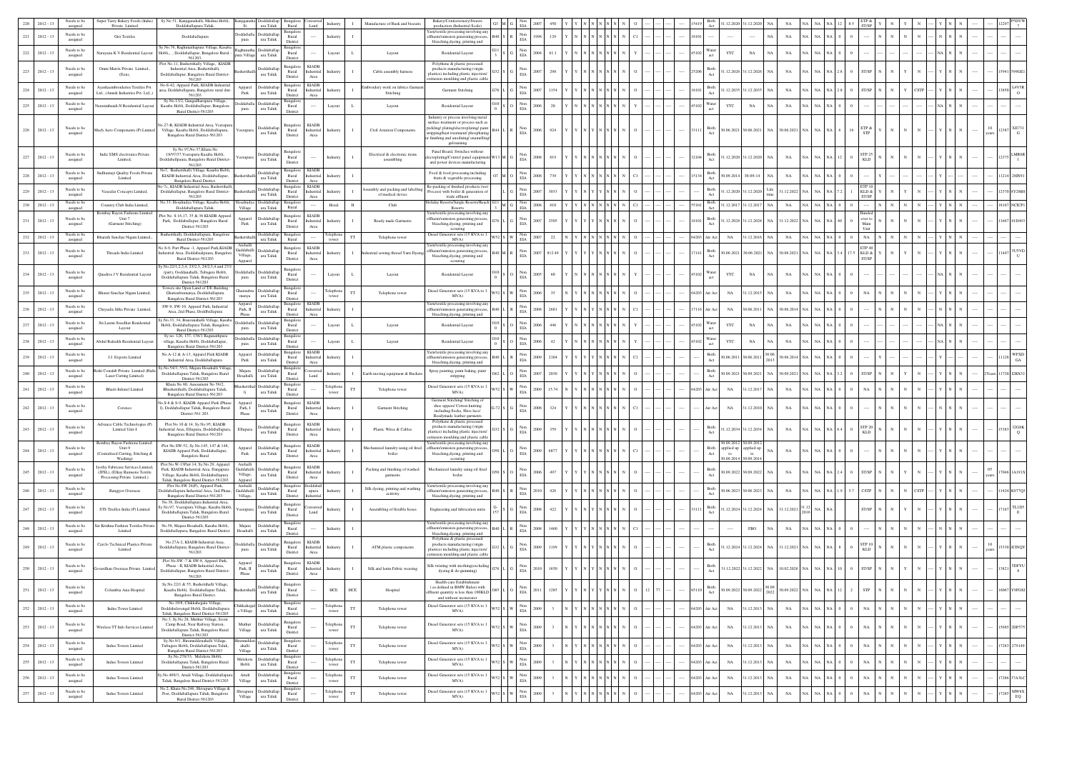| Sl. No. | Year | Status | Name of the Industry | Address | Village | Taluk | District | Land | Type | Cat. | Activity | Product / Process | Code | Size | Colour | EIA | Year | Investment | | | | | | | | | | | Consent No. | Act | Validity | Validity | | | | | | | | | Treatment | | | | | | ID | Code |
|---|---|---|---|---|---|---|---|---|---|---|---|---|---|---|---|---|---|---|---|---|---|---|---|---|---|---|---|---|---|---|---|---|---|---|---|---|---|---|---|---|---|---|---|---|---|---|---|---|
| 220 | 2012 - 13 | Needs to be assigned | Super Tasty Bakery Foods (India) Private Limited | Sy No 51, Kanjiganahalli, Madhur Hobli, Doddaballapura Taluk | Kanjiganahalli | Doddaballapura Taluk | Bangalore Rural District | Converted Land | Industry | I | Manufacture of Rusk and biscuits | Bakery/Confectionery/Sweets production (Industrial Scale) | G3 | M | G | Non EIA | 2007 | 450 | Y | Y | N | N | N | N | N | N | O | 15419 | Both Act | 31.12.2020 | 31.12.2020 | NA | NA | NA | NA | 12 | 8.5 | ETP & ST/SP | Y | N | Y | N | Y | N | 12297 | P5DVW 2 |
| 221 | 2012 - 13 | Needs to be assigned | Giri Textiles | Doddaballapura | Doddaballapura | Doddaballapura Taluk | Bangalore Rural District | ---- | Industry | I | | Yarn/textile processing involving any effluent/emission generating process, bleaching,dyeing, printing and | R40 | S | R | Non EIA | 1998 | 129 | Y | N | N | N | N | N | N | N | C1 | 18101 | ---- | ---- | ---- | NA | NA | NA | NA | 0 | | ---- | N | N | N | N | N | N | | ---- |
| 222 | 2012 - 13 | Needs to be assigned | Narayana K V Residential Layout | Sy.No.76, Raghunathapura Village, Kasaba Hobli, , Doddaballapur, Bangalore Rural - 561203. | Raghunathapura Village | Doddaballapura Taluk | Bangalore Rural District | ---- | Layout | L | Layout | Residential Layout | G11 3 | S | G | Non EIA | 2004 | 81.1 | Y | Y | N | N | N | N | N | N | Y | 45102 | Water Act | YTC | NA | NA | NA | NA | NA | 0 | | ---- | | | NA | N | N | N | | ---- |
| 223 | 2012 - 13 | Needs to be assigned | Omax Matrix Private Limited, (Eoa), | Plot No.11, Bashettihally Village, KIADB Industrial Area, Bashettihalli, Doddaballapur, Bangalore Rural District-561203 | Bashettihalli | Doddaballapura Taluk | Bangalore Rural District | KIADB Industrial Area | Industry | I | Cable assembly harness | Polythene & plastic processed products manufacturing (virgin plastics) including plastic injection/ extrusion moulding and plastic cable | G32 | S | G | Non EIA | 2007 | 298 | Y | Y | N | N | N | N | N | N | O | 25206 | Both Act | 31.12.2026 | 31.12.2026 | NA | NA | NA | NA | 2.8 | 0 | ST/SP | N | N | Y | N | Y | N | 15941 | 599GEI |
| 224 | 2012 - 13 | Needs to be assigned | Ayodaambroideries Textiles Pvt. Ltd., (Anntek Industries Pvt. Ltd.,) | No.S-62, Apparel Park, KIADB Industrial area, Doddaballapura, Bangalore rural dist-561203. | Apparel Park | Doddaballapura Taluk | Bangalore Rural District | KIADB Industrial Area | Industry | I | Embroidery work on fabrics Garment Stitching | Garment Stitching | G76 | L | G | Non EIA | 2007 | 1154 | Y | Y | N | N | N | N | N | N | O | 18101 | Both Act | 31.12.2035 | 31.12.2035 | NA | NA | NA | NA | 2.8 | 0 | ST/SP | N | N | Y | CSTP | Y | N | 13850 | L4V5R O |
| 225 | 2012 - 13 | Needs to be assigned | Narasimhaiah N Residential Layout | Sy.No.13/2, Gangadharapura Village, Kasaba Hobli, Doddaballapur, Bangalore Rural District-561203 | Doddaballapura | Doddaballapura Taluk | Bangalore Rural District | ---- | Layout | L | Layout | Residential Layout | O10 0 | S | O | Non EIA | 2006 | 20 | Y | Y | N | N | N | N | N | N | Y | 45102 | Water Act | YTC | NA | NA | NA | NA | NA | 0 | | ---- | | | NA | N | N | N | | ---- |
| 226 | 2012 - 13 | Needs to be assigned | Mach Aero Components (P) Limited | No.27-B, KIADB Industrial Area, Veerapura Village, Kasaba Hobli, Doddaballapura, Bangalore Rural District-561203 | Veerapura | Doddaballapura Taluk | Bangalore Rural District | KIADB Industrial Area | Industry | I | Civil Aviation Components | Industry or process involving metal surface treatment or process such as pickling/ plating/electroplating/ paint stripping/heat treatment/ phosphating or finishing and anodizing/ enamelling/ galvanising | R44 | L | R | Non EIA | 2006 | 924 | Y | Y | N | Y | N | N | N | N | O | 33111 | Both Act | 30.06.2021 | 30.06.2021 | NA | 30.06.2021 | NA | NA | 0 | 10 | ETP & STP | Y | N | N | N | Y | N | 10 years 12387 | XE731 G |
| 227 | 2012 - 13 | Needs to be assigned | Indic EMS electronics Private Limited, | Sy No 97,No-37,Khata No 18/97/37,Veerapura Kasaba Hobli, Doddaballapura, Bangalore Rural District-561203. | Veerapura | Doddaballapura Taluk | Bangalore Rural District | ---- | Industry | I | Electrical & electronic items assembling | Panel Board, Switches without electroplating/Control panel equipment and power devices manufacturing | W13 | M | G | Non EIA | 2008 | 819 | Y | Y | N | N | N | N | N | N | O | 32104 | Both Act | 31.12.2020 | 31.12.2020 | NA | NA | NA | NA | 12 | 0 | STP 25 KLD | Y | N | N | N | Y | N | 12375 | LMR8R 1 |
| 228 | 2012 - 13 | Needs to be assigned | Sudhamayi Quality Foods Private Limited | No7, Bashettihalli Village, Kasaba Hobli, KIADB Industrial Area, Doddaballapur, Bangalore Rural District. | Bashettihalli | Doddaballapura Taluk | Bangalore Rural District | KIADB Industrial Area | Industry | I | | Food & food processing including fruits & vegetable processing | O7 | M | O | Non EIA | 2008 | 739 | Y | Y | N | N | N | N | N | N | C1 | 15134 | Both Act | 30.09.2014 | 30-09-14 | NA | NA | NA | NA | 0 | | ---- | | | Y | | | | 11214 | 28DN1 |
| 229 | 2012 - 13 | Needs to be assigned | Vascular Concepts Limited, | No-7c, KIADB Industrial Area, Bashettihalli, Doddaballapur, Bangalore Rural District-561203. | Bashettihalli | Doddaballapura Taluk | Bangalore Rural District | KIADB Industrial Area | Industry | I | Assembly and packing and labelling of medical device | Re-packing of finished products (wet Process) with boiler & generation of trade effluent | | L | G | Non EIA | 2007 | 3033 | Y | Y | N | Y | Y | N | N | N | O | ---- | Both Act | 31.12.2020 | 31.12.2020 | Life time | 31.12.2022 | NA | NA | 7.2 | 1 | ETP 10 KLD & ST/SP | Y | N | Y | N | Y | N | 12370 | 6Y28B5 |
| 230 | 2012 - 13 | Needs to be assigned | Country Club India Limited, | No.33, Hosahudya Village, Kasaba Hobli, Doddaballapura Taluk. | Hosahudya Village | Doddaballapura Taluk | Bangalore Rural | ---- | Hotel | H | Club | Holiday Resorts/Jungle Resorts/Beach Resorts | G11 3 | M | G | Non EIA | 2008 | 810 | Y | Y | N | N | N | N | N | N | C1 | 55101 | Both Act | 31.12.2017 | 31.12.2017 | NA | NA | NA | NA | 0 | | ---- | N | N | N | N | N | N | 16167 | NCECP1 |
| 231 | 2012 - 13 | Needs to be assigned | Bombay Rayon Fashions Limited Unit 7 (Garment Stitching) | Plot No. S 16,17, 35 & 36 KIADB Apparel Park, Doddaballapur, Bangalore Rural District-561203 | Apparel Park | Doddaballapura Taluk | Bangalore Rural District | KIADB Industrial Area | Industry | I | Ready made Garments | Yarn/textile processing involving any effluent/emission generating process, bleaching,dyeing, printing and scouring | G76 | L | G | Non EIA | 2007 | 2505 | Y | Y | Y | Y | N | N | N | N | O | 18101 | Both Act | 31.12.2028 | 31.12.2028 | NA | 31.12.2022 | NA | NA | 40 | 0 | Handed over to Main Unit | Y | N | N | N | Y | N | 11667 | 81D493 |
| 232 | 2012 - 13 | Needs to be assigned | Bharath Sanchar Nigam Limited., | Bashettihalli, Doddaballapura, Bangalore Rural District-561203 | Bashettihalli | Doddaballapura Taluk | Bangalore Rural | ---- | Telephone tower | TT | Telephone tower | Diesel Generator sets (15 KVA to 1 MVA) | W52 | S | W | Non EIA | 2007 | 22 | N | Y | N | N | N | N | N | N | O | 64203 | Air Act | NA | 31.12.2016 | NA | NA | NA | NA | 0 | | NA | N | N | N | Y | N | | | ---- |
| 233 | 2012 - 13 | Needs to be assigned | Threads India Limited | No S-9, Part Phase -1, Apparel Park,KIADB Industrial Area, Doddabadpaura, Bangalore Rural District-561203 | Arehalli Gaddabalali Village, Apparel | Doddaballapura Taluk | Bangalore Rural District | KIADB Industrial Area | Industry | I | Industrial sewing thread Yarn Dyeing | Yarn/textile processing involving any effluent/emission generating process, bleaching,dyeing, printing and scouring | R40 | M | R | Non EIA | 2007 | 812.49 | Y | Y | Y | Y | N | N | N | N | O | 17141 | Both Act | 30.06.2021 | 30.06.2021 | NA | 30.06.2021 | NA | NA | 3.4 | 17.5 | ETP 40 KLD & ST/SP | Y | N | N | N | Y | N | 11447 | 5U5YD U |
| 234 | 2012 - 13 | Needs to be assigned | Quadros J V Residential Layout | Sy.No.22/1,2,3,4, 23/2,3, 24/2,3,4 and 27/1 (part), Dodddanahalli, Tubagere Hobli, Doddaballapura Taluk, Bangalore Rural District-561203 | Doddaballapura | Doddaballapura Taluk | Bangalore Rural District | ---- | Layout | L | Layout | Residential Layout | O10 0 | S | O | Non EIA | 2005 | 60 | Y | Y | N | N | N | N | N | N | Y | 45102 | Water Act | YTC | NA | NA | NA | NA | NA | 0 | | ---- | | | NA | N | N | N | | ---- |
| 235 | 2012 - 13 | Needs to be assigned | Bharat Sanchar Nigam Limited, | Towers site Open Land of TTE Building Ghattisubramanya, Doddaballapura Bangalore Rural District-561203 | Ghattisubramanya | Doddaballapura Taluk | Bangalore Rural District | ---- | Telephone tower | TT | Telephone tower | Diesel Generator sets (15 KVA to 1 MVA) | W52 | S | W | Non EIA | 2006 | 35 | N | Y | N | N | N | N | N | N | O | 64203 | Air Act | NA | 31.12.2015 | NA | NA | NA | NA | 0 | | NA | N | N | N | Y | N | | | ---- |
| 236 | 2012 - 13 | Needs to be assigned | Chrysalis Silks Private Limited. | SW-9, SW-10, Apparel Park, Industrial Area, 2nd Phase, DoddaBallapura | Apparel Park, II Phase | Doddaballapura Taluk | Bangalore Rural District | KIADB Industrial Area | Industry | I | | Yarn/textile processing involving any effluent/emission generating process, bleaching,dyeing, printing and | R40 | L | R | Non EIA | 2008 | 2601 | Y | Y | Y | Y | N | N | N | N | C1 | 17116 | Air Act | NA | 30.06.2011 | NA | 30.06.2014 | NA | NA | 0 | | ---- | | | | | | | | ---- |
| 237 | 2012 - 13 | Needs to be assigned | Sri Laxmi Sreedhar Residential Layout | Sy.No.33, 34, Bisuvanahalli Village, Kasaba Hobli, Doddaballapura Taluk, Bangalore Rural District-561203 | Doddaballapura | Doddaballapura Taluk | Bangalore Rural District | ---- | Layout | L | Layout | Residential Layout | O10 0 | S | O | Non EIA | 2006 | 446 | Y | Y | N | N | N | N | N | N | Y | 45102 | Water Act | YTC | NA | NA | NA | NA | NA | 0 | | ---- | | | NA | N | N | N | | ---- |
| 238 | 2012 - 13 | Needs to be assigned | Abdul Rasheeth Residential Layout | Sy no. 126, 177, 178/1 Ragunathpura village, Kasaba Hobli, Doddaballapur, Bangalore Rural District-561203 | Doddaballapura | Doddaballapura Taluk | Bangalore Rural District | ---- | Layout | L | Layout | Residential Layout | O10 0 | S | O | Non EIA | 2006 | 42 | Y | Y | N | N | N | N | N | N | Y | 45102 | Water Act | YTC | NA | NA | NA | NA | NA | 0 | | ---- | | | NA | N | N | N | | ---- |
| 239 | 2012 - 13 | Needs to be assigned | J.J. Exports Limited | No.A-12 & A-13, Apparel Park KIADB Industrial Area, Doddaballapura. | Apparel Park | Doddaballapura Taluk | Bangalore Rural District | KIADB Industrial Area | Industry | I | | Yarn/textile processing involving any effluent/emission generating process, bleaching,dyeing, printing and scouring | R40 | L | R | Non EIA | 2009 | 2104 | Y | Y | Y | Y | N | N | N | N | C1 | ---- | Both Act | 30.06.2011 | 30.06.2011 | 30.06.2013 | 30.06.2014 | NA | NA | 0 | | ---- | Y | | | Y | | | 11128 | WFXD GA |
| 240 | 2012 - 13 | Needs to be assigned | Rishi Coaxlab Private Limited (Rishi Laser Cutting Limited) | Sy.No.54/3, 55/2, Majara Hosahalli Village, Doddaballapura Taluk, Bangalore Rural District-561203 | Majara Hosahalli | Doddaballapura Taluk | Bangalore Rural District | Converted Land | Industry | I | Earth moving equipment & Buckets | Spray painting, paint baking, paint stripping | O62 | L | O | Non EIA | 2007 | 2030 | Y | Y | N | Y | N | N | N | N | O | ---- | Both Act | 30.09.2021 | 30.09.2021 | NA | 30.09.2021 | NA | NA | 3.2 | 0 | ST/SP | N | N | Y | N | Y | N | 2Years 11720 | I2BX52 |
| 241 | 2012 - 13 | Needs to be assigned | Bharti Infratel Limited | Khata No 80, Assessment No 56/2, Bhashettihalli, Doddaballapura Taluk, Bangalore Rural District-561203 | Bhashettihalli | Doddaballapura Taluk | Bangalore Rural District | ---- | Telephone tower | TT | Telephone tower | Diesel Generator sets (15 KVA to 1 MVA) | W52 | S | W | Non EIA | 2009 | 15.74 | N | Y | N | N | N | N | N | N | O | 64203 | Air Act | NA | 31.12.2017 | NA | NA | NA | NA | 0 | | NA | N | N | N | Y | N | N | | ---- |
| 242 | 2012 - 13 | Needs to be assigned | Corenzo | No.S-8 & S-9, KIADB Apparel Park (Phase-I), Doddaballapur Taluk, Bangalore Rural District-561 203. | Apparel Park, I Phase | Doddaballapura Taluk | Bangalore Rural District | KIADB Industrial Area | Industry | I | Garment Stitching | Garment Stitching/ Stitching of shoe uppers/ Cotton knitting including Socks, Shoe lace/ Readymade leather garments | G-72 | S | G | Non EIA | 2008 | 324 | Y | Y | N | N | N | N | N | N | C1 | ---- | Air Act | NA | 31.12.2010 | NA | NA | NA | NA | 0 | | ---- | N | N | N | Y | N | N | | ---- |
| 243 | 2012 - 13 | Needs to be assigned | Advance Cable Technologies (P) Limited Unit-1 | Plot No 10 & 14, Sy.No.95, KIADB Industrial Area, Ellupura, Doddaballapura, Bangalore Rural District-561203 | Ellupura | Doddaballapura Taluk | Bangalore Rural District | KIADB Industrial Area | Industry | I | Plastic Wires & Cables | Polythene & plastic processed products manufacturing (virgin plastics) including plastic injection/ extrusion moulding and plastic cable | G32 | S | G | Non EIA | 2009 | 359 | Y | Y | N | N | N | N | N | N | O | ---- | Both Act | 31.12.2034 | 31.12.2034 | NA | NA | NA | NA | 6.4 | 0 | STP 20 KLD | N | N | N | N | Y | N | 15383 | 32G8K Q |
| 244 | 2012 - 13 | Needs to be assigned | Bombay Rayon Fashions Limited, Unit-9 (Centralized Cutting, Stitching & Washing) | Plot No.SW-52, Sy.No.145, 147 & 148, KIADB Apparel Park, Doddaballapur, Bangalore Rural | Apparel Park | Doddaballapura Taluk | Bangalore Rural District | KIADB Industrial Area | Industry | I | Mechanised laundry using oil fired boiler | Yarn/textile processing involving any effluent/emission generating process, bleaching,dyeing, printing and scouring | O50 | L | O | Non EIA | 2009 | 6877 | Y | Y | N | Y | N | N | N | N | C1 | ---- | Both Act | 30.09.2012 applied up to 30.09.2014 | 30.09.2012 applied up to 30.09.2014 | NA | NA | NA | NA | 0 | | ---- | N | N | N | Y | N | N | | ---- |
| 245 | 2012 - 13 | Needs to be assigned | Jyothy Fabricare Services Limited, (JFSL), (Elkay Ramsons Textile Processing Private Limited,) | Plot No.W-1/Plot 14, Sy.No.29, Apparel Park, KIADB Industrial Area, Dargapura Village, Kasaba Hobli, Doddaballapura Taluk, Bangalore Rural District-561203 | Arehalli Guddahalli Village, Apparel | Doddaballapura Taluk | Bangalore Rural District | KIADB Industrial Area | Industry | I | Packing and finishing of washed garments | Mechanized laundry using oil fired boiler | O50 | S | O | Non EIA | 2006 | 497 | Y | Y | Y | Y | N | N | N | N | O | ---- | Both Act | 30.09.2022 | 30.09.2022 | NA | NA | NA | NA | 2.4 | 0 | ST/SP | N | N | Y | N | Y | N | 05 years 17046 | 1A1I1X |
| 246 | 2012 - 13 | Needs to be assigned | Rangjyot Overseas | Plot No.SW-26(P), Apparel Park, Doddaballapura Industrial Area, 2nd Phase, Bangalore Rural District-561203 | Arehalli Guddahalli Village, | Doddaballapura Taluk | Bangalore Rural District | Doddaballapura Industrial | Industry | I | Silk dyeing, printing and washing activity | Yarn/textile processing involving any effluent/emission generating process, bleaching,dyeing, printing and washing | R40 | S | R | Non EIA | 2010 | 426 | Y | Y | Y | Y | N | N | N | N | O | ---- | Both Act | 30.06.2023 | 30.06.2023 | NA | NA | NA | NA | 1.8 | 3.7 | CSTP | N | N | CSTP | N | Y | N | 11424 | K977Q3 |
| 247 | 2012 - 13 | Needs to be assigned | STS Tireflex India (P) Limited | No.38, Doddaballapura Industrial Area, Sy.No.97, Veerapura Village, Kasaba Hobli, Doddaballapura Taluk, Bangalore Rural District-561203 | Veerapura | Doddaballapura Taluk | Bangalore Rural District | Converted Land | Industry | I | Assembling of flexible hoses | Engineering and fabrication units | G-157 | S | G | Non EIA | 2008 | 422 | Y | Y | N | N | N | N | N | N | O | 33111 | Both Act | 31.12.2024 | 31.12.2024 | NA | 31.12.2021 | 31.12.2016 | NA | NA | | ST/SP | N | N | N | Y | N | N | 17167 | TL1D5 E |
| 248 | 2012 - 13 | Needs to be assigned | Sai Krishna Fashion Textiles Private Limited | No.58, Majara Hosahalli, Kasaba Hobli, Doddaballapura, Bangalore Rural District | Majara Hosahalli | Doddaballapura Taluk | Bangalore Rural District | ---- | Industry | I | | Yarn/textile processing involving any effluent/emission generating process, bleaching,dyeing, printing and | R40 | L | R | Non EIA | 2008 | 1460 | Y | Y | N | Y | N | N | N | N | O | ---- | ---- | ---- | FBO | NA | NA | NA | NA | 0 | | ---- | N | N | N | Y | N | N | | ---- |
| 249 | 2012 - 13 | Needs to be assigned | Carelo Technical Plastics Private Limited | No.27A-2, KIADB Industrial Area, Doddaballapura, Bangalore Rural District-561203 | Doddaballapura | Doddaballapura Taluk | Bangalore Rural District | KIADB Industrial Area | Industry | I | ATM plastic components | Polythene & plastic processed products manufacturing (virgin plastics) including plastic injection/ extrusion moulding and plastic cable | G32 | L | G | Non EIA | 2009 | 1199 | Y | Y | N | Y | N | N | N | N | O | ---- | Both Act | 31.12.2024 | 31.12.2024 | NA | 31.12.2021 | NA | NA | 8 | 0 | STP 10 KLD | N | N | N | N | Y | N | 10 years 15330 | ICINQY |
| 250 | 2012 - 13 | Needs to be assigned | Govardhan Overseas Private Limited | Plot No.SW-7 & SW-8, Apparel Park, Phase - II, KIADB Industrial Area, Doddaballapur, Bangalore Rural District-561203 | Apparel Park, II Phase | Doddaballapura Taluk | Bangalore Rural District | KIADB Industrial Area | Industry | I | Silk and linen Fabric weaving | Silk (weaving with starching/scaling dyeing & de-gumming) | G76 | L | G | Non EIA | 2010 | 1650 | Y | Y | Y | Y | N | N | N | N | O | ---- | Both Act | 31.12.2022 | 31.12.2022 | NA | 10.02.2026 | NA | NA | 10 | 0 | ST/SP | N | N | N | N | Y | N | 13823 | 5DFYU S |
| 251 | 2012 - 13 | Needs to be assigned | Columbia Asia Hospital | Sy.No.22/1 & 55, Bashettihalli Village, Kasaba Hobli, Doddaballapur Taluk, Bangalore Rural District | Bashettihalli | Doddaballapura Taluk | Bangalore Rural District | ---- | HCE | HCE | Hospital | Health-care Establishment (as defined in BMW Rules) with effluent quantity is less than 100KLD and without incinerator | O85 | L | O | Non EIA | 2011 | 1285 | Y | Y | Y | Y | N | N | N | N | O | 85110 | Both Act | 30.09.2022 | 30.09.2022 | 30.09.2022 | 30.09.2022 | NA | NA | 12 | 2 | STP | N | N | N | N | Y | N | 16067 | Y9PGSJ |
| 252 | 2012 - 13 | Needs to be assigned | Indus Tower Limited | No.19/8, Chikkaduggala Village, Doddabelavangal Hobli, Doddaballapura Taluk, Bangalore Rural District-561203 | Chikkaduggala Village | Doddaballapura Taluk | Bangalore Rural District | ---- | Telephone tower | TT | Telephone tower | Diesel Generator sets (15 KVA to 1 MVA) | W52 | S | W | Non EIA | 2009 | 3 | N | Y | N | N | N | N | N | N | O | 64203 | Air Act | NA | 31.12.2013 | NA | NA | NA | NA | 0 | | NA | N | N | N | Y | N | N | | ---- |
| 253 | 2012 - 13 | Needs to be assigned | Wireless TT Info Services Limited | No.3, Sy.No.26, Muthur Village, Scout Camp Road, Near Railway Station, Doddaballapura Taluk, Bangalore Rural District-561203 | Muthur Village | Doddaballapura Taluk | Bangalore Rural District | ---- | Telephone tower | TT | Telephone tower | Diesel Generator sets (15 KVA to 1 MVA) | W52 | S | W | Non EIA | 2009 | 3 | N | Y | N | N | N | N | N | N | O | 64203 | Air Act | NA | 31.12.2013 | NA | NA | NA | NA | 0 | | NA | N | N | N | Y | N | N | 15685 | 2DF575 |
| 254 | 2012 - 13 | Needs to be assigned | Indus Towers Limited | Sy.No.9/1, Hiremuddenahalli Village, Tubagere Hobli, Doddaballapura Taluk, Bangalore Rural District-561203 | Hiremuddenahalli Village | Doddaballapura Taluk | Bangalore Rural District | ---- | Telephone tower | TT | Telephone tower | Diesel Generator sets (15 KVA to 1 MVA) | W52 | S | W | Non EIA | 2009 | 3 | N | Y | N | N | N | N | N | N | O | 64203 | Air Act | NA | 31.12.2013 | NA | NA | NA | NA | 0 | | NA | N | N | N | Y | N | N | 17283 | 27Y149 |
| 255 | 2012 - 13 | Needs to be assigned | Indus Towers Limited | Sy.No.276/3A, Melekote Hobli, Doddaballapura Taluk, Bangalore Rural District-561203 | Melekote Hobli | Doddaballapura Taluk | Bangalore Rural District | ---- | Telephone tower | TT | Telephone tower | Diesel Generator sets (15 KVA to 1 MVA) | W52 | S | W | Non EIA | 2009 | 3 | N | Y | N | N | N | N | N | N | O | 64203 | Air Act | NA | 31.12.2013 | NA | NA | NA | NA | 0 | | NA | N | N | N | Y | N | N | | ---- |
| 256 | 2012 - 13 | Needs to be assigned | Indus Towers Limited | Sy.No.409/3, Aradi Village, Doddaballapura Taluk, Bangalore Rural District-561203 | Aradi Village | Doddaballapura Taluk | Bangalore Rural District | ---- | Telephone tower | TT | Telephone tower | Diesel Generator sets (15 KVA to 1 MVA) | W52 | S | W | Non EIA | 2009 | 3 | N | Y | N | N | N | N | N | N | O | 64203 | Air Act | NA | 31.12.2013 | NA | NA | NA | NA | 0 | | NA | N | N | N | Y | N | N | 17286 | 37AJLC |
| 257 | 2012 - 13 | Needs to be assigned | Indus Towers Limited | No.2, Khata No.249, Shivapura Village & Post, Doddaballapura Taluk, Bangalore Rural District-561203 | Shivapura Village | Doddaballapura Taluk | Bangalore Rural District | ---- | Telephone tower | TT | Telephone tower | Diesel Generator sets (15 KVA to 1 MVA) | W52 | S | W | Non EIA | 2009 | 3 | N | Y | N | N | N | N | N | N | O | 64203 | Air Act | NA | 31.12.2013 | NA | NA | NA | NA | 0 | | NA | N | N | N | Y | N | N | 17285 | MW8X EQ |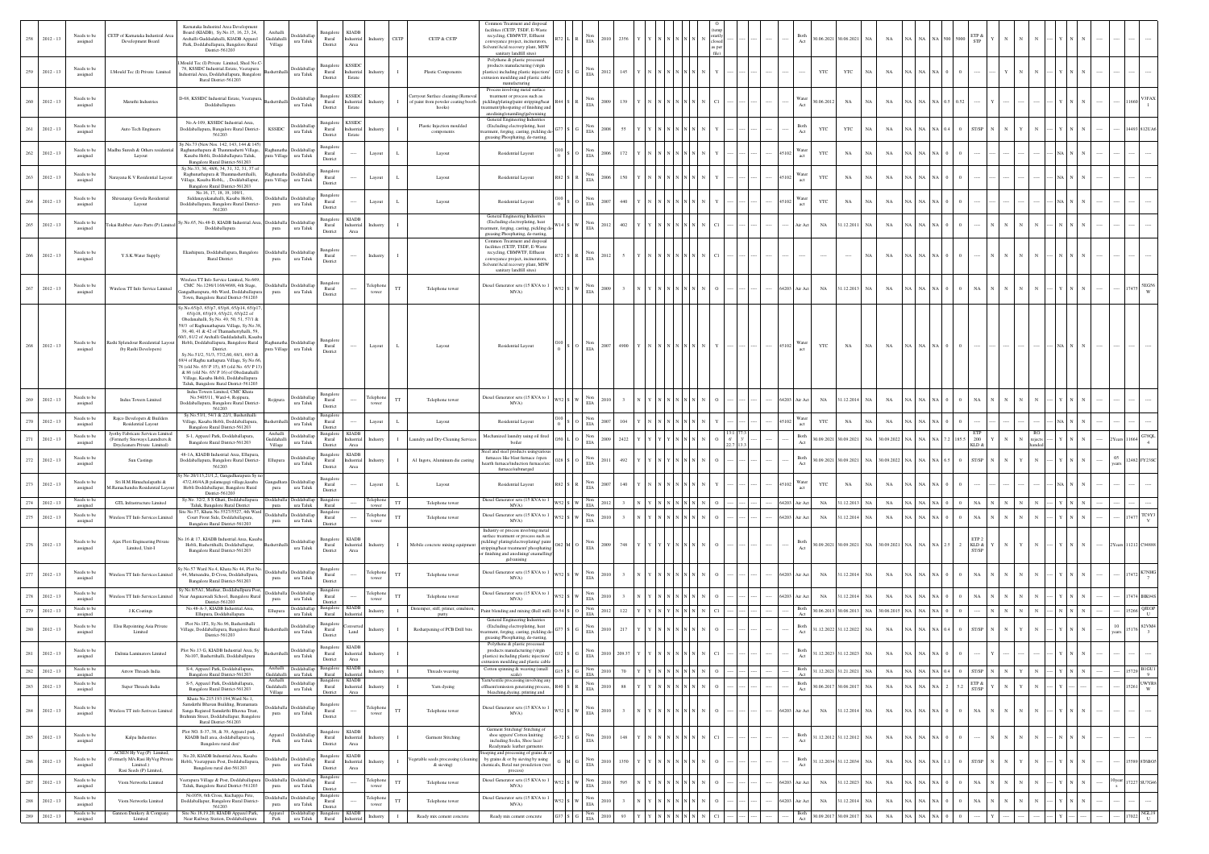| | | | | | | | | | | | | | | | | | | | | | | | | | | | | | | | | | | | | | | | | | | | | | | | | | | | | |
|---|---|---|---|---|---|---|---|---|---|---|---|---|---|---|---|---|---|---|---|---|---|---|---|---|---|---|---|---|---|---|---|---|---|---|---|---|---|---|---|---|---|---|---|---|---|---|---|---|---|---|---|---|
| 258 | 2012 - 13 | Needs to be assigned | CETP of Karnataka Industrial Area Development Board | Karnataka Industrial Area Development Board (KIADB), Sy.No 15, 16, 23, 24, Arehalli-Guddadahalli, KIADB Apparel Park, Doddaballapura, Bangalore Rural District-561203 | Arehalli Guddadahalli | Doddaballapura Taluk | Bangalore Rural District | KIADB Industrial Area | Industry | CETP | CETP & CSTP | Common Treatment and disposal facilities (CETP, TSDF, E-Waste recycling, CBMWTF, Effluent conveyance project, incinerators, Solvent/Acid recovery plant, MSW sanitary landfill sites) | R72 | L | R | Non EIA | 2010 | 2356 | Y | Y | N | N | N | N | N | N | O (temporarily closed as per file) | | ---- | | ---- | Both Act | 30.06.2021 | 30.06.2021 | NA | NA | NA | NA | 500 | 5000 | ETP & STP | Y | | N | N | ---- | Y | N | ---- | | | ---- |
| 259 | 2012 - 13 | Needs to be assigned | I.Mould Tec (I) Private Limited | I.Mould Tec (I) Private Limited, Shed No.C-78, KSSIDC Industrial Estate, Veerapura, Industrial Area, Doddaballapura, Bangalore Rural District-561203 | Bashettihalli | Doddaballapura Taluk | Bangalore Rural District | KSSIDC Industrial Estate | Industry | I | Plastic Components | Polythene & plastic processed products manufacturing (virgin plastics) including plastic injection/ extrusion moulding and plastic cable manufacturing | G32 | S | G | Non EIA | 2012 | 145 | Y | Y | N | N | N | N | N | N | Y | | ---- | | ---- | ---- | YTC | YTC | NA | NA | NA | NA | NA | 0 | ---- | | | Y | N | N | ---- | Y | N | ---- | | | ---- |
| 260 | 2012 - 13 | Needs to be assigned | Maruthi Industries | D-68, KSSIDC Industrial Estate, Veerapura, Doddaballapura | Bashettihalli | Doddaballapura Taluk | Bangalore Rural District | KSSIDC Industrial Estate | Industry | I | Carryout Surface cleaning (Removal of paint from powder coating booth hooks) | Process involving metal surface treatment or process such as pickling/plating/paint stripping/heat treatment/phosphating of finishing and anodising/enamelling/galvanising | R44 | S | R | Non EIA | 2009 | 139 | Y | Y | N | N | N | N | N | N | C1 | | | | | Water Act | 30.06.2012 | NA | NA | NA | NA | NA | 0.5 | 0.52 | ---- | | Y | | | | Y | N | ---- | | 11660 | V3FAXI |
| 261 | 2012 - 13 | Needs to be assigned | Auto Tech Engineers | No.A-109, KSSIDC Industrial Area, Doddaballapura, Bangalore Rural District-561203 | KSSIDC | Doddaballapura Taluk | Bangalore Rural District | KSSIDC Industrial Estate | Industry | I | Plastic Injection moulded components | General Engineering Industries (Excluding electroplating, heat treatment, forging, casting, pickling de-greasing Phosphating, de-rusting, | G77 | S | G | Non EIA | 2008 | 55 | Y | Y | N | N | N | N | N | N | Y | | | | | Both Act | YTC | YTC | NA | NA | NA | NA | 0.4 | 0 | ST/SP | N | N | Y | N | | Y | N | ---- | | 14493 | 812UA6 |
| 262 | 2012 - 13 | Needs to be assigned | Madhu Suresh & Others residential Layout | Sy.No.73 (New Nos. 142, 143, 144 & 145) Raghunathapura & Thammashetti Village, Kasaba Hobli, Doddaballapura Taluk, Bangalore Rural District-561203 | Raghunathapura Village | Doddaballapura Taluk | Bangalore Rural District | ---- | Layout | L | Layout | Residential Layout | O100 | S | O | Non EIA | 2006 | 172 | Y | Y | N | N | N | N | N | N | Y | | | | 45102 | Water act | YTC | NA | NA | NA | NA | NA | NA | 0 | ---- | | | | | | NA | N | N | | | ---- |
| 263 | 2012 - 13 | Needs to be assigned | Narayana K V Residential Layout | Sy.No.33, 36, 48/8, 34, 31, 32, 31, 37 of Raghunathapura & Thammashettihalli, Village, Kasaba Hobli, , Doddaballapur, Bangalore Rural District-561203 | Raghunathapura Village | Doddaballapura Taluk | Bangalore Rural District | ---- | Layout | L | Layout | Residential Layout | R82 | S | R | Non EIA | 2006 | 150 | Y | Y | N | N | N | N | N | N | Y | | | | 45102 | Water act | YTC | NA | NA | NA | NA | NA | NA | 0 | ---- | | | | | | NA | N | N | | | ---- |
| 264 | 2012 - 13 | Needs to be assigned | Shivaranje Gowda Residential Layout | No. 16, 17, 18, 19, 100/1, Siddanayakanahalli, Kasaba Hobli, Doddaballapura, Bangalore Rural District-561203 | Doddaballapura | Doddaballapura Taluk | Bangalore Rural District | ---- | Layout | L | Layout | Residential Layout | O100 | S | O | Non EIA | 2007 | 440 | Y | Y | N | N | N | N | N | N | Y | | | | 45102 | Water act | YTC | NA | NA | NA | NA | NA | NA | 0 | ---- | | | | | | NA | N | N | | | ---- |
| 265 | 2012 - 13 | Needs to be assigned | Tokai Rubber Auto Parts (P) Limited | Sy.No.65, No.48-D, KIADB Industrial Area, Doddaballapura | Doddaballapura | Doddaballapura Taluk | Bangalore Rural District | KIADB Industrial Area | Industry | I | | General Engineering Industries (Excluding electroplating, heat treatment, forging, casting, pickling de-greasing Phosphating, de-rusting, | W14 | S | W | Non EIA | 2012 | 402 | Y | Y | N | N | N | N | N | N | C1 | | | | | Air Act | NA | 31.12.2011 | NA | NA | NA | NA | NA | 0 | ---- | N | N | N | | | Y | N | | | | ---- |
| 266 | 2012 - 13 | Needs to be assigned | Y.S.K.Water Supply | Ekashipura, Doddaballapura, Bangalore Rural District | Doddaballapura | Doddaballapura Taluk | Bangalore Rural District | ---- | Industry | I | | Common Treatment and disposal facilities (CETP, TSDF, E-Waste recycling, CBMWTF, Effluent conveyance project, incinerators, Solvent/Acid recovery plant, MSW sanitary landfill sites) | R72 | S | R | Non EIA | 2012 | 5 | Y | Y | N | N | N | N | N | N | C1 | | ---- | | ---- | ---- | ---- | ---- | NA | NA | NA | NA | NA | 0 | ---- | N | N | N | | | Y | N | | | | ---- |
| 267 | 2012 - 13 | Needs to be assigned | Wireless TT Info Service Limited | Wireless TT Info Service Limited, No.669, CMC No.1298/1168/960, 4th Stage, Gangadharapura, 4th Ward, Doddaballapura Town, Bangalore Rural District-561203 | Doddaballapura | Doddaballapura Taluk | Bangalore Rural District | ---- | Telephone tower | TT | Telephone tower | Diesel Generator sets (15 KVA to 1 MVA) | W52 | S | W | Non EIA | 2009 | 3 | N | Y | N | N | N | N | N | N | O | | | | 64203 | Air Act | NA | 31.12.2013 | NA | NA | NA | NA | NA | 0 | NA | N | N | N | | | Y | N | | | 17475 | 5EG56W |
| 268 | 2012 - 13 | Needs to be assigned | Rashi Splendour Residential Layout (by Rashi Developers) | Sy.No.65/p3, 65/p7, 65/p8, 65/p14, 65/p17, 65/p18, 65/p19, 65/p21, 65/p22 of Obedenahalli, Sy.No. 49, 50, 51, 57/1 & 59/3 of Raghunathapura Village, Sy.No.38, 39, 40, 41 & 42 of Thamashettyhalli, 59, 60/1, 61/2 of Arehalli Guddadahalli, Kasaba Hobli, Doddaballapura, Bangalore Rural District. Sy.No.51/2, 51/3, 57/2,60, 68/1, 69/3 & 69/4 of Raghu nathapura Village, Sy.No.66, 78 (old No. 65/ P 15), 85 (old No. 65/ P 13) & 86 (old No. 65/ P 16) of Obedanahalli Village, Kasaba Hobli, Doddaballapura Taluk, Bangalore Rural District-561203 | Raghunathapura Village | Doddaballapura Taluk | Bangalore Rural District | ---- | Layout | L | Layout | Residential Layout | O100 | S | O | Non EIA | 2007 | 4900 | Y | Y | N | N | N | N | N | N | Y | | | | 45102 | Water act | YTC | NA | NA | NA | NA | NA | NA | 0 | ---- | | | | | | NA | N | N | | | ---- |
| 269 | 2012 - 13 | Needs to be assigned | Indus Towers Limited | Indus Towers Limited, CMC Khata No.5405/11, Ward-4, Rojipura, Doddaballapura, Bangalore Rural District-561203 | Rojipura | Doddaballapura Taluk | Bangalore Rural District | ---- | Telephone tower | TT | Telephone tower | Diesel Generator sets (15 KVA to 1 MVA) | W52 | S | W | Non EIA | 2010 | 3 | N | Y | N | N | N | N | N | N | O | | | | 64203 | Air Act | NA | 31.12.2014 | NA | NA | NA | NA | NA | 0 | NA | N | N | N | | | Y | N | | | | ---- |
| 270 | 2012 - 13 | Needs to be assigned | Rajco Developers & Builders Residential Layout | Sy.No.53/1, 54/1 & 22/1, Bashettihalli Village, Kasaba Hobli, Doddaballapura, Bangalore Rural District-561203 | Bashettihalli | Doddaballapura Taluk | Bangalore Rural District | ---- | Layout | L | Layout | Residential Layout | O100 | S | O | Non EIA | 2007 | 104 | Y | Y | N | N | N | N | N | N | Y | | | | 45102 | Water act | YTC | NA | NA | NA | NA | NA | NA | 0 | ---- | | | | | | NA | N | N | | | ---- |
| 271 | 2012 - 13 | Needs to be assigned | Jyothy Fabricare Services Limited (Formerly Sravanya Launderers & Drycleaners Private Limited) | S-1, Apparel Park, Doddaballapura, Bangalore Rural District-561203 | Arehalli Guddadahalli Village | Doddaballapura Taluk | Bangalore Rural District | KIADB Industrial Area | Industry | I | Laundry and Dry-Cleaning Services | Mechanized laundry using oil fired boiler | O50 | L | O | Non EIA | 2009 | 2422 | Y | Y | Y | Y | N | N | N | N | O | 13.16 22.7 | 13.13 13.3 | | | Both Act | 30.09.2021 | 30.09.2021 | NA | 30.09.2022 | NA | NA | 7.2 | 185.5 | ETP 200 KLD & | Y | N | N | RO rejects blended | ---- | Y | N | ---- | 2 Years | 11664 | G79QL4 |
| 272 | 2012 - 13 | Needs to be assigned | Sun Castings | 48-1A, KIADB Industrial Area, Ellupura, Doddaballapura, Bangalore Rural District-561203 | Ellupura | Doddaballapura Taluk | Bangalore Rural District | KIADB Industrial Area | Industry | I | A1 Ingots, Aluminium die casting | Steel and steel products using various furnaces like blast furnace /open hearth furnace/induction furnace/arc furnace/submerged | O28 | S | O | Non EIA | 2011 | 492 | Y | Y | N | N | N | N | N | N | O | | | | | Both Act | 30.09.2021 | 30.09.2021 | NA | 30.09.2022 | NA | NA | 6.5 | 0 | ST/SP | N | N | Y | N | ---- | Y | N | ---- | 05 years | 12462 | FY23SC |
| 273 | 2012 - 13 | Needs to be assigned | Sri H.M.Himachalapathi & M.Ramachandra Residential Layout | Sy.No.20/113,21/1,2, Gangadharapura Sy.no 47/2,46/4A,B palanegagi village,kasaba Hobli Doddaballapur, Bangalore Rural District-561203 | Gangadharapura | Doddaballapura Taluk | Bangalore Rural District | ---- | Layout | L | Layout | Residential Layout | R82 | S | R | Non EIA | 2007 | 140 | Y | Y | N | N | N | N | N | N | Y | | | | 45102 | Water act | YTC | NA | NA | NA | NA | NA | NA | 0 | ---- | | | | | | NA | N | N | | | ---- |
| 274 | 2012 - 13 | Needs to be assigned | GTL Infrastructure Limited | Sy.No. 32/2, S S Ghati, Doddaballapura Taluk, Bangalore Rural District | Doddaballapura | Doddaballapura Taluk | Bangalore Rural | ---- | Telephone tower | TT | Telephone tower | Diesel Generator sets (15 KVA to 1 MVA) | W52 | S | W | Non EIA | 2012 | 3 | N | Y | N | N | N | N | N | N | O | | | | 64203 | Air Act | NA | 31.12.2013 | NA | NA | NA | NA | NA | 0 | NA | N | N | N | | | Y | N | | | | ---- |
| 275 | 2012 - 13 | Needs to be assigned | Wireless TT Info Services Limited | Site No.57, Khata No.5527/5527, 4th Ward Court Front Side, Doddaballapura, Bangalore Rural District-561203 | Doddaballapura | Doddaballapura Taluk | Bangalore Rural District | ---- | Telephone tower | TT | Telephone tower | Diesel Generator sets (15 KVA to 1 MVA) | W52 | S | W | Non EIA | 2010 | 3 | N | Y | N | N | N | N | N | N | O | | | | 64203 | Air Act | NA | 31.12.2014 | NA | NA | NA | NA | NA | 0 | NA | N | N | N | | | Y | N | | | 17477 | 7CYY3V |
| 276 | 2012 - 13 | Needs to be assigned | Ajax Fiori Engineering Private Limited, Unit-I | No.16 & 17, KIADB Industrial Area, Kasaba Hobli, Bashettihalli, Doddaballapur, Bangalore Rural District | Bashettihalli | Doddaballapura Taluk | Bangalore Rural District | KIADB Industrial Area | Industry | I | Mobile concrete mixing equipment | Industry or process involving metal surface treatment or process such as pickling/ plating/electroplating/ paint stripping/heat treatment/ phosphating or finishing and anodising/ enamelling/ galvanising | O62 | M | O | Non EIA | 2009 | 748 | Y | Y | Y | Y | N | N | N | N | O | | | | | Both Act | 30.09.2021 | 30.09.2021 | NA | 30.09.2021 | NA | NA | 2.5 | 2 | ETP 2 KLD & ST/SP | Y | N | Y | N | ---- | Y | N | ---- | 2 Years | 11212 | C94888 |
| 277 | 2012 - 13 | Needs to be assigned | Wireless TT Info Services Limited | Sy.No.57 Ward No.4, Khata No.44, Plot No.44, Muneendra, D-Cross, Doddaballapura, Bangalore Rural District-561203 | Doddaballapura | Doddaballapura Taluk | Bangalore Rural District | ---- | Telephone tower | TT | Telephone tower | Diesel Generator sets (15 KVA to 1 MVA) | W52 | S | W | Non EIA | 2010 | 3 | N | Y | N | N | N | N | N | N | O | | | | 64203 | Air Act | NA | 31.12.2014 | NA | NA | NA | NA | NA | 0 | NA | N | N | N | | | Y | N | | | 17472 | K7NHG7 |
| 278 | 2012 - 13 | Needs to be assigned | Wireless TT Info Services Limited | Sy.No.8/5A1, Muthur, Doddaballapura Post, Near Anganawadi School, Bangalore Rural District-561203 | Doddaballapura | Doddaballapura Taluk | Bangalore Rural District | ---- | Telephone tower | TT | Telephone tower | Diesel Generator sets (15 KVA to 1 MVA) | W52 | S | W | Non EIA | 2010 | 3 | N | Y | N | N | N | N | N | N | O | | | | 64203 | Air Act | NA | 31.12.2014 | NA | NA | NA | NA | NA | 0 | NA | N | N | N | | | Y | N | | | 17474 | BBO4S |
| 279 | 2012 - 13 | Needs to be assigned | J.K.Coatings | No.48-A-3, KIADB Industrial Area, Ellupura, Doddaballapura | Ellupura | Doddaballapur Taluk | Bangalore Rural | KIADB Industrial Area | Industry | I | Distemper, stiff, primer, emulsion, putty | Paint blending and mixing (Ball mill) | O-54 | S | O | Non EIA | 2012 | 122 | Y | Y | N | Y | N | N | N | N | C1 | | | | | Both Act | 30.06.2013 | 30.06.2013 | NA | 30.06.2015 | NA | NA | 0 | 0 | ---- | N | N | N | | | N | N | | | 15266 | QJEOPU |
| 280 | 2012 - 13 | Needs to be assigned | Elsu Repointing Asia Private Limited | Plot No.1P2, Sy.No.98, Bashettihalli Village, Doddaballapura, Bangalore Rural District-561203 | Bashettihalli | Doddaballapura Taluk | Bangalore Rural District | Converted Land | Industry | I | Resharpening of PCB Drill bits | General Engineering Industries (Excluding electroplating, heat treatment, forging, casting, pickling de-greasing Phosphating, de-rusting, | G77 | S | G | Non EIA | 2010 | 217 | Y | Y | N | N | N | N | N | N | O | | | | | Both Act | 31.12.2022 | 31.12.2022 | NA | NA | NA | NA | 0.4 | 0 | ST/SP | N | N | Y | N | | Y | N | | 10 years | 15176 | 82VM43 |
| 281 | 2012 - 13 | Needs to be assigned | Dalmia Laminators Limited | Plot No.13-G, KIADB Industrial Area, Sy No.107, Bashettihalli, Doddaballapura | Bashettihalli | Doddaballapura Taluk | Bangalore Rural District | KIADB Industrial Area | Industry | I | | Polythene & plastic processed products manufacturing (virgin plastics) including plastic injection/ extrusion moulding and plastic cable | G32 | S | G | Non EIA | 2010 | 209.37 | Y | Y | N | N | N | N | N | N | C1 | | | | | Both Act | 31.12.2023 | 31.12.2023 | NA | NA | NA | NA | 0 | | ---- | | | | | | Y | N | | | | ---- |
| 282 | 2012 - 13 | Needs to be assigned | Arrow Threads India | S-4, Apparel Park, Doddaballapura, Bangalore Rural District-561203 | Arehalli Guddadahalli Village | Doddaballapura Taluk | Bangalore Rural District | KIADB Industrial Area | Industry | I | Threads weaving | Cotton spinning & weaving (small scale) | G15 | S | G | Non EIA | 2010 | 70 | Y | Y | N | N | N | N | N | N | O | | | | | Both Act | 31.12.2021 | 31.21.2021 | NA | NA | NA | NA | 0.4 | 0 | ST/SP | N | N | Y | N | | Y | N | | | 15729 | B1GU19 |
| 283 | 2012 - 13 | Needs to be assigned | Super Threads India | S-5, Apparel Park, Doddaballapura, Bangalore Rural District-561203 | Arehalli Guddadahalli Village | Doddaballapura Taluk | Bangalore Rural District | KIADB Industrial Area | Industry | I | Yarn dyeing | Yarn/textile processing involving any effluent/emission generating process, bleaching,dyeing, printing and | R40 | S | R | Non EIA | 2010 | 86 | Y | Y | N | N | N | N | N | N | O | | | | | Both Act | 30.06.2017 | 30.06.2017 | NA | NA | NA | NA | 2 | 5.2 | ETP & ST/SP | Y | N | Y | N | | Y | N | | | 15261 | UW5R8W |
| 284 | 2012 - 13 | Needs to be assigned | Wireless TT Info Services Limited | Khata No.215/197/194,Ward No.1, Sanskruthi Bhavan Building, Bhuneswara Sanga Registered Sanskruthi Bhavana Trust, Brahmin Street, Doddaballapur, Bangalore Rural District-561203 | Doddaballapura | Doddaballapura Taluk | Bangalore Rural District | ---- | Telephone tower | TT | Telephone tower | Diesel Generator sets (15 KVA to 1 MVA) | W52 | S | W | Non EIA | 2010 | 3 | N | Y | N | N | N | N | N | N | O | | | | 64203 | Air Act | NA | 31.12.2014 | NA | NA | NA | NA | NA | 0 | NA | N | N | N | | | Y | N | | | | ---- |
| 285 | 2012 - 13 | Needs to be assigned | Kalpa Industries | Plot NO. S-37, 38, & 39, Apparel park, KIADB Indl area, doddaballapura tq, Bangalore rural dist | Apparel Park | Doddaballapura Taluk | Bangalore Rural District | KIADB Industrial Area | Industry | I | Garment Stitching | Garment Stitching/ Stitching of shoe uppers/ Cotton knitting including Socks, Shoe laces/ Readymade leather garments | G-72 | S | G | Non EIA | 2010 | 148 | Y | Y | N | N | N | N | N | N | O | | | | | Both Act | 31.12.2012 | 31.12.2012 | NA | NA | NA | NA | NA | 0 | ---- | N | N | N | | | Y | N | | | | ---- |
| 286 | 2012 - 13 | Needs to be assigned | ACSEN Hy Veg (P) Limited, (Formerly M/s Rasi Hy Veg Private Limited.) Rasi Seeds (P) Limited, | No.20, KIADB Industrial Area, Kasaba Hobli, Veerapura Post, Doddaballapura, Bangalore rural dist-561203 | Doddaballapura | Doddaballapura Taluk | Bangalore Rural District | KIADB Industrial Area | Industry | I | Vegetable seeds processing (cleaning & sieving) | Soaping and processing of grains & or by grams & or by sieving by using chemicals, Rural nut procedure (wet process) | G | M | G | Non EIA | 2010 | 1350 | Y | Y | N | N | N | N | N | N | O | | | | | Both Act | 31.12.2034 | 31.12.2034 | NA | NA | NA | NA | 1.1 | 0 | ST/SP | N | N | Y | N | | Y | N | | | 15588 | 8T6BO5 |
| 287 | 2012 - 13 | Needs to be assigned | Viom Networks Limited | Veerapura Village & Post, Doddaballapura Taluk, Bangalore Rural District-561203 | Doddaballapura | Doddaballapura Taluk | Bangalore Rural District | ---- | Telephone tower | TT | Telephone tower | Diesel Generator sets (15 KVA to 1 MVA) | W52 | S | W | Non EIA | 2010 | 595 | N | Y | N | N | N | N | N | N | O | | | | 64203 | Air Act | NA | 31.12.2023 | NA | NA | NA | NA | NA | 0 | NA | N | N | N | | | Y | N | | 10 years | 17227 | SU7G46 |
| 288 | 2012 - 13 | Needs to be assigned | Viom Networks Limited | No1058, 6th Cross, Kuchappa Pete, Doddaballapur, Bangalore Rural District-561203 | Doddaballapura | Doddaballapura Taluk | Bangalore Rural District | ---- | Telephone tower | TT | Telephone tower | Diesel Generator sets (15 KVA to 1 MVA) | W52 | S | W | Non EIA | 2010 | 3 | N | Y | N | N | N | N | N | N | O | | | | 64203 | Air Act | NA | 31.12.2014 | NA | NA | NA | NA | NA | 0 | NA | N | N | N | | | Y | N | | | | ---- |
| 289 | 2012 - 13 | Needs to be assigned | Gannon Dunkerly & Company Limited | Site No.18,19,20, KIADB Apparel Park, Near Railway Station, Doddaballapura | Apparel Park | Doddaballapura Taluk | Bangalore Rural | KIADB Industrial | Industry | I | Ready mix cement concrete | Ready mix cement concrete | G37 | S | G | Non EIA | 2010 | 93 | Y | Y | N | N | N | N | N | N | C1 | | | | | Both Act | 30.09.2017 | 30.09.2017 | NA | NA | NA | NA | NA | 0 | ---- | | | | | | Y | | | | 17022 | NGL19U |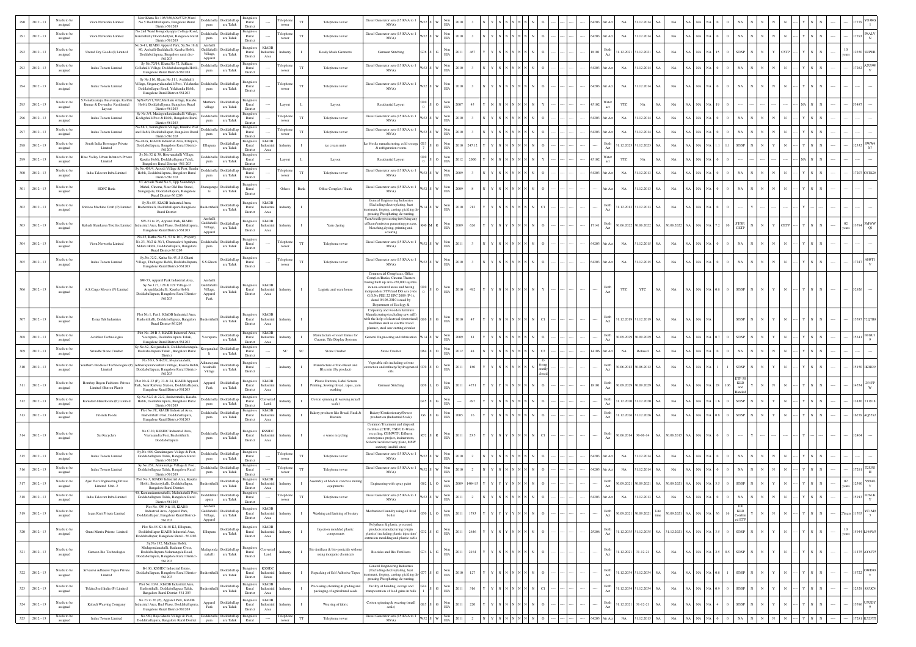| 290 | 2012 - 13 | Needs to be assigned | Viom Networks Limited | New Khata No 105/658,609/5729,Ward No 5 Doddaballapura, Bangalore Rural District-561203 | Doddaballapura | Doddaballapura Taluk | Bangalore Rural District | ---- | Telephone tower | TT | Telephone tower | Diesel Generator sets (15 KVA to 1 MVA) | W52 | S | W | Non EIA | 2010 | 3 | N | Y | N | N | N | N | N | N | O | ---- | ---- | 64203 | Air Act | NA | 31.12.2014 | NA | NA | NA | NA | NA | 0 | 0 | NA | N | N | N | ---- | Y | N | N | ---- | 17279 | YOJRG |
|---|---|---|---|---|---|---|---|---|---|---|---|---|---|---|---|---|---|---|---|---|---|---|---|---|---|---|---|---|---|---|---|---|---|---|---|---|---|---|---|---|---|---|---|---|---|---|---|---|---|---|---|
| 291 | 2012 - 13 | Needs to be assigned | Viom Networks Limited | No.2nd Ward Kongodiyappa College Road, Karenahally Doddaballpur, Bangalore Rural District-561203 | Doddaballapura | Doddaballapura Taluk | Bangalore Rural District | ---- | Telephone tower | TT | Telephone tower | Diesel Generator sets (15 KVA to 1 MVA) | W52 | S | W | Non EIA | 2010 | 3 | N | Y | N | N | N | N | N | N | O | ---- | ---- | 64203 | Air Act | NA | 31.12.2014 | NA | NA | NA | NA | NA | 0 | 0 | NA | N | N | N | ---- | Y | N | N | ---- | 17293 | P6ALV N |
| 292 | 2012 - 13 | Needs to be assigned | United Dry Goods (I) Limited | No.S-41, KIADB Apparel Park, Sy.No.18 & 80, Arehalli Guddahalli, Kasaba Hobli, Doddaballapura, Bangalore rural dist-561203 | Arehalli Guddahalli Village, Apparel | Doddaballapura Taluk | Bangalore Rural District | KIADB Industrial Area | Industry | I | Ready Made Garments | Garment Stitching | G76 | S | G | Non EIA | 2011 | 467 | Y | Y | N | N | N | N | N | N | O | ---- | ---- | 18101 | Both Act | 31.12.2021 | 31.12.2021 | NA | NA | NA | NA | NA | 15 | 0 | ST/SP | N | Y | CSTP | ---- | ---- | ---- | ---- | 10 years | 12350 | SUPER |
| 293 | 2012 - 13 | Needs to be assigned | Indus Towers Limited | Sy No.72/14, Khata No.72, Sakkara Gollahalli Village, Doddabelavangala Hobli, Bangalore Rural District-561203 | Doddaballapura | Doddaballapura Taluk | Bangalore Rural District | ---- | Telephone tower | TT | Telephone tower | Diesel Generator sets (15 KVA to 1 MVA) | W52 | S | W | Non EIA | 2010 | 3 | N | Y | N | N | N | N | N | N | O | ---- | ---- | 64203 | Air Act | NA | 31.12.2014 | NA | NA | NA | NA | NA | 0 | 0 | NA | N | N | N | ---- | Y | N | N | ---- | 17262 | A2U5W Y |
| 294 | 2012 - 13 | Needs to be assigned | Indus Towers Limited | Sy No.116, Khata No.111, Avalahalli Village, Singanayakanahalli Post, Yelahanka Hobli, Doddaballapur Road, Yelahanka Hobli, Bangalore Rural District-561203 | Doddaballapura | Doddaballapura Taluk | Bangalore Rural District | ---- | Telephone tower | TT | Telephone tower | Diesel Generator sets (15 KVA to 1 MVA) | W52 | S | W | Non EIA | 2010 | 3 | N | Y | N | N | N | N | N | N | O | ---- | ---- | 64203 | Air Act | NA | 31.12.2014 | NA | NA | NA | NA | NA | 0 | 0 | NA | N | N | N | ---- | Y | N | N | ---- | ---- | ---- |
| 295 | 2012 - 13 | Needs to be assigned | S.Venakataraju, Basavaraju, Karthik Kumar & Devendra Residential Layout | Sy.No.70/71,70/2,Muthuru village, Kasaba Hobli, Doddaballapura, Bangalore Rural District-561203 | Muthuru village | Doddaballapura Taluk | Bangalore Rural District | ---- | Layout | L | Layout | Residential Layout | O10 0 | S | O | Non EIA | 2007 | 45 | Y | Y | N | N | N | N | N | N | Y | ---- | ---- | 45102 | Water act | YTC | NA | NA | NA | NA | NA | NA | 19 | 0 | ---- | ---- | ---- | ---- | ---- | ---- | NA | N | N | ---- | 53487 | ---- |
| 296 | 2012 - 13 | Needs to be assigned | Indus Towers Limited | Sy No.5/4, Madagondanahalli Village, Kodigehalli Post & Hobli, Bangalore Rural District-561203 | Doddaballapura | Doddaballapura Taluk | Bangalore Rural District | ---- | Telephone tower | TT | Telephone tower | Diesel Generator sets (15 KVA to 1 MVA) | W52 | S | W | Non EIA | 2010 | 3 | N | Y | N | N | N | N | N | N | O | ---- | ---- | 64203 | Air Act | NA | 31.12.2014 | NA | NA | NA | NA | NA | 0 | 0 | NA | N | N | N | ---- | Y | N | N | ---- | ---- | ---- |
| 297 | 2012 - 13 | Needs to be assigned | Indus Towers Limited | No.68/1, Neralaghatta Village, Hanabe Post and Hobli, Doddaballapur, Bangalore Rural District-561203 | Doddaballapura | Doddaballapura Taluk | Bangalore Rural District | ---- | Telephone tower | TT | Telephone tower | Diesel Generator sets (15 KVA to 1 MVA) | W52 | S | W | Non EIA | 2010 | 3 | N | Y | N | N | N | N | N | N | O | ---- | ---- | 64203 | Air Act | NA | 31.12.2014 | NA | NA | NA | NA | NA | 0 | 0 | NA | N | N | N | ---- | Y | N | N | ---- | ---- | ---- |
| 298 | 2012 - 13 | Needs to be assigned | South India Beverages Private Limited | No.48-G, KIADB Industrial Area, Ellupura, Doddaballapura, Bangalore Rural District-561203 | Ellupura | Doddaballapura Taluk | Bangalore Rural District | KIADB Industrial Area | Industry | I | ice cream units | Ice blocks manufacturing, cold storage & refrigeration rooms | G13 7 | S | G | Non EIA | 2010 | 247.12 | Y | Y | N | N | N | N | N | N | O | ---- | ---- | ---- | Both Act | 31.12.2023 | 31.12.2023 | NA | NA | NA | NA | NA | 1.1 | 1.1 | ST/SP | N | N | Y | N | Y | N | N | ---- | 12332 | SWW4 X7 |
| 299 | 2012 - 13 | Needs to be assigned | Blue Valley Urban Infratech Private Limited | Sy.No.32 & 39, Bisuvanahalli Village, Kasaba Hobli, Doddaballapura Taluk, Bangalore Rural District -561 203 | Doddaballapura | Doddaballapura Taluk | Bangalore Rural District | ---- | Layout | L | Layout | Residential Layout | O10 0 | S | O | Non EIA | 2012 | 2000 | Y | Y | N | N | N | N | N | N | Y | ---- | ---- | 45102 | Water act | YTC | NA | NA | NA | NA | NA | NA | 0 | 0 | ---- | ---- | ---- | ---- | ---- | ---- | NA | N | N | ---- | ---- | ---- |
| 300 | 2012 - 13 | Needs to be assigned | India Telecom Infra Limited | Sy.No.409/4, Aroodi Village & Post, Sasalu Hobli, Doddaballapura, Bangalore Rural District-561203 | Doddaballapura | Doddaballapura Taluk | Bangalore Rural District | ---- | Telephone tower | TT | Telephone tower | Diesel Generator sets (15 KVA to 1 MVA) | W52 | S | W | Non EIA | 2009 | 3 | N | Y | N | N | N | N | N | N | O | ---- | ---- | 64203 | Air Act | NA | 31.12.2013 | NA | NA | NA | NA | NA | 0 | 0 | NA | N | N | N | ---- | Y | N | N | ---- | 17267 | C8TK28 |
| 301 | 2012 - 13 | Needs to be assigned | HDFC Bank | VT Arcade Ward No.5, Opp Soundarya Mahal, Cinema, Near Old Bus Stand, Santapete, Doddaballapura, Bangalore Rural District-561203 | Shantapura | Doddaballapura Taluk | Bangalore Rural District | ---- | Others | Bank | Office Complex / Bank | Diesel Generator sets (15 KVA to 1 MVA) | W52 | S | W | Non EIA | 2009 | 8 | N | Y | N | N | N | N | N | N | O | ---- | ---- | ---- | Air Act | NA | 31.12.2013 | NA | NA | NA | NA | NA | 0 | 0 | NA | N | N | N | ---- | Y | N | N | ---- | ---- | ---- |
| 302 | 2012 - 13 | Needs to be assigned | Srinivas Machine Craft (P) Limited | Sy.No.85, KIADB Industrial Area, Bashettihalli, Doddaballapura Bangalore Rural District | Bashettihalli | Doddaballapura Taluk | Bangalore Rural District | KIADB Industrial Area | Industry | I | | General Engineering Industries (Excluding electroplating, heat treatment, forging, casting, pickling de-greasing Phosphating, de-rusting | W14 | S | W | Non EIA | 2010 | 212 | Y | Y | N | N | N | N | N | N | C1 | ---- | ---- | ---- | Both Act | 31.12.2013 | 31.12.2013 | NA | NA | NA | NA | NA | 0 | 0 | ---- | ---- | Y | ---- | ---- | ---- | Y | ---- | ---- | ---- | ---- |
| 303 | 2012 - 13 | Needs to be assigned | Kabadi Shankarsa Textiles Limited | SW-23 to 26, Apparel Park, KIADB Industrial Area, IInd Phase, Doddaballapura, Bangalore Rural District-561203 | Arehalli Guddahalli Village, Apparel | Doddaballapura Taluk | Bangalore Rural District | KIADB Industrial Area | Industry | I | Yarn dyeing | Yarn/textile processing involving any effluent/emission generating process, bleaching, dyeing, printing and scouring | R40 | M | R | Non EIA | 2009 | 626 | Y | Y | N | Y | N | N | N | N | O | ---- | ---- | 17141 | Both Act | 30.06.2022 | 30.06.2022 | NA | 30.06.2022 | NA | NA | NA | 7.2 | 10 | ST/SP, CETP | N | N | Y | CETP | ---- | ---- | ---- | 02 years | 13794 | 3MWW Q8 |
| 304 | 2012 - 13 | Needs to be assigned | Viom Networks Limited | No.45, Katha No.52, 53 & 161, Property No.23, 30/2 & 30/1, Channadevi Agrahara, Mduru Hobli, Doddaballapura, Bangalore Rural District-561203 | Doddaballapura | Doddaballapura Taluk | Bangalore Rural District | ---- | Telephone tower | TT | Telephone tower | Diesel Generator sets (15 KVA to 1 MVA) | W52 | S | W | Non EIA | 2011 | 3 | N | Y | N | N | N | N | N | N | O | ---- | ---- | 64203 | Air Act | NA | 31.12.2015 | NA | NA | NA | NA | NA | 0 | 0 | NA | N | N | N | ---- | Y | N | N | ---- | ---- | ---- |
| 305 | 2012 - 13 | Needs to be assigned | Indus Towers Limited | Sy.No.32/2, Katha No.45, S.S.Ghatti Village, Thubagere Hobli, Doddaballapura, Bangalore Rural District-561203 | S.S.Ghatti | Doddaballapura Taluk | Bangalore Rural District | ---- | Telephone tower | TT | Telephone tower | Diesel Generator sets (15 KVA to 1 MVA) | W52 | S | W | Non EIA | 2010 | 3 | N | Y | N | N | N | N | N | N | O | ---- | ---- | 64203 | Air Act | NA | 31.12.2015 | NA | NA | NA | NA | NA | 0 | 0 | NA | N | N | N | ---- | Y | N | N | ---- | 17247 | AI6T1 Y |
| 306 | 2012 - 13 | Needs to be assigned | A.S.Cargo Movers (P) Limited | SW-53, Apparel Park Industrial Area, Sy.No.127, 128 & 129 Village of Arogadadahalli, Kasaba Hobli, Doddaballapura, Bangalore Rural District-561203 | Arehalli Guddahalli Village, Apparel Park | Doddaballapura Taluk | Bangalore Rural District | KIADB Industrial Area | Industry | I | Logistic and ware house | Commercial Complexes, Office Complex/Banks, Cinema Theaters having built up area <20,000 sq.mtrs in non-sewered areas and having independent STPs and DG sets (vide G.O.No FEE 22 EPC 2009 (P-I), dated 04.08.2010 issued by Department of Ecology & | O10 0 | S | O | Non EIA | 2010 | 492 | Y | Y | N | N | N | N | N | N | Y | ---- | ---- | ---- | Both Act | YTC | YTC | NA | NA | NA | NA | NA | 0.8 | 0 | ST/SP | N | N | Y | N | Y | N | N | ---- | 32026 | ---- |
| 307 | 2012 - 13 | Needs to be assigned | Eema Tek Industries | Plot No.1, Part I, KIADB Industrial Area, Bashettihalli, Doddaballapura, Bangalore Rural District-561203 | Bashettihalli | Doddaballapura Taluk | Bangalore Rural District | KIADB Industrial Area | Industry | I | | Carpentry and wooden furniture Manufacturing (excluding saw mill) with the help of electrical (motorized) machines such as electric wood planner, steel saw cutting circular | G10 | S | G | Non EIA | 2010 | 47 | Y | Y | N | N | N | N | N | N | C1 | ---- | ---- | ---- | Both Act | 31.12.2019 | 31.12.2019 | NA | NA | NA | NA | NA | ---- | ---- | ST/SP | N | N | Y | N | Y | N | N | ---- | 15587 | 72QTB8 |
| 308 | 2012 - 13 | Needs to be assigned | Avishkar Technologies | Plot No. 20 B 3, KIADB Industrial Area, Veerapura, Doddaballapura Taluk, Bangalore Rural District-561203 | Veerapura | Doddaballapura Taluk | Bangalore Rural District | KIADB Industrial Area | Industry | I | Manufacture of steel frames for Ceramic Tile Display Systems | General Engineering and fabrication | W14 | S | W | Non EIA | 2009 | 81 | Y | Y | N | N | N | N | N | N | O | ---- | ---- | ---- | Both Act | 30.09.2029 | 30.09.2029 | NA | NA | NA | NA | NA | 0.7 | 0 | ST/SP | N | N | Y | N | Y | N | N | ---- | 15341 | B1GU1 9 |
| 309 | 2012 - 13 | Needs to be assigned | Srinidhi Stone Crusher | Sy.No.62, Kooganahalli, Doddabelavangala, Doddaballapura Taluk , Bangalore Rural District | Kooganahalli | Doddaballapura Taluk | Bangalore Rural District | ---- | SC | SC | Stone Crusher | Stone Crusher | O64 | S | O | Non EIA | 2012 | 48 | N | Y | N | N | N | N | N | N | C2 | ---- | ---- | 14106 | Air Act | NA | Refused | NA | NA | NA | NA | NA | 0 | 0 | NA | N | N | N | ---- | Y | N | N | ---- | ---- | ---- |
| 310 | 2012 - 13 | Needs to be assigned | Southern Biodiesel Technologies (P) Limited | No.56/3, NH-207, Moparanahalli, Adinarayanahosahalli Village, Kasaba Hobli, Doddaballapura, Bangalore Rural District-561203 | Adinarayana hosahalli Village | Doddaballapura Taluk | Bangalore Rural District | ---- | Industry | I | Manufacture of Bio-Diesel and Glycerin (By product) | Vegetable oils including solvent extraction and refinery/ hydrogenated oils | O70 | S | O | Non EIA | 2011 | 190 | Y | Y | N | N | N | N | N | N | O (temporarily closed) | ---- | ---- | ---- | Both Act | 30.06.2012 | 30.06.2012 | NA | NA | NA | NA | NA | 1 | 1 | ST/SP | N | N | Y | N | Y | N | N | ---- | 15150 | IK0R29 |
| 311 | 2012 - 13 | Needs to be assigned | Bombay Rayon Fashions Private Limited (Button Plant) | Plot No.S-32 (P), 33 & 34, KIADB Apparel Park, Near Railway Station, Doddaballapura, Bangalore Rural District-561203 | Apparel Park | Doddaballapura Taluk | Bangalore Rural District | KIADB Industrial Area | Industry | I | Plastic Buttons, Label Screen Printing, Sewing thread, tapes, yarn washing | Garment Stitching | G76 | L | G | Non EIA | 2011 | 4751 | Y | Y | Y | Y | N | N | N | N | O | ---- | ---- | 18101 | Both Act | 30.09.2029 | 30.09.2029 | NA | NA | NA | NA | NA | 28 | 106 | ETP 50 KLD and Handed | Y | N | N | N | Y | N | N | ---- | 14554 | 254FP W |
| 312 | 2012 - 13 | Needs to be assigned | Kamalam Handlooms (P) Limited | Sy.No.52/2 & 22/2, Bashettihalli, Kasaba Hobli, Doddaballapura, Bangalore Rural District-561203 | Doddaballapura | Doddaballapura Taluk | Bangalore Rural District | Converted Land | Industry | I | Cotton spinning & weaving (small scale) | | G15 | S | G | Non EIA | ---- | 497 | Y | Y | N | N | N | N | N | N | O | ---- | ---- | ---- | Both Act | 31.12.2020 | 31.12.2020 | NA | NA | NA | NA | NA | 1.6 | 0 | ST/SP | N | N | Y | N | Y | N | N | ---- | 13836 | 711918 |
| 313 | 2012 - 13 | Needs to be assigned | Friends Foods | Plot No.78, KIADB Industrial Area, Bashettihalli Post, Doddaballapura, Bangalore Rural District-561203 | Doddaballapura | Doddaballapura Taluk | Bangalore Rural District | KIADB Industrial Area | Industry | I | Bakery products like Bread, Rusk & Biscuits | Bakery/Confectionery/Sweets production (Industrial Scale) | G3 | S | G | Non EIA | 2005 | 16 | Y | Y | N | N | N | N | N | N | O | ---- | ---- | ---- | Both Act | 31.12.2026 | 31.12.2026 | NA | NA | NA | NA | NA | 0.8 | 0 | ST/SP | N | N | Y | N | Y | N | N | ---- | 16279 | AQ55S3 |
| 314 | 2012 - 13 | Needs to be assigned | Sai Recyclers | No C-20, KSSIDC Industrial Area, Veerasandra Post, Bashettihalli, Doddaballapura | Doddaballapura | Doddaballapura Taluk | Bangalore Rural District | KSSIDC Industrial Area | Industry | I | e waste recycling | Common Treatment and disposal facilities (CETP, TSDF, E-Waste recycling, CBMWTF, Effluent conveyance project, incinerators, Solvent/Acid recovery plant, MSW sanitary landfill sites) | R72 | S | R | Non EIA | 2011 | 23.5 | Y | Y | N | Y | N | N | N | N | C1 | ---- | ---- | ---- | Both Act | 30.06.2014 | 30-06-14 | NA | 30.06.2015 | NA | NA | NA | 0 | 0 | ---- | ---- | Y | ---- | ---- | ---- | Y | ---- | ---- | 12404 | ---- |
| 315 | 2012 - 13 | Needs to be assigned | Indus Towers Limited | Sy No.488, Gundanagere Village & Post, Doddaballapura Taluk, Bangalore Rural District-561203 | Doddaballapura | Doddaballapura Taluk | Bangalore Rural District | ---- | Telephone tower | TT | Telephone tower | Diesel Generator sets (15 KVA to 1 MVA) | W52 | S | W | Non EIA | 2010 | 2 | N | Y | N | N | N | N | N | N | O | ---- | ---- | 64203 | Air Act | NA | 31.12.2014 | NA | NA | NA | NA | NA | 0 | 0 | NA | N | N | N | ---- | Y | N | N | ---- | ---- | ---- |
| 316 | 2012 - 13 | Needs to be assigned | Indus Towers Limited | Sy.No.288, Aralumalige Village & Post, Doddaballapura Taluk, Bangalore Rural District-561203 | Doddaballapura | Doddaballapura Taluk | Bangalore Rural District | ---- | Telephone tower | TT | Telephone tower | Diesel Generator sets (15 KVA to 1 MVA) | W52 | S | W | Non EIA | 2010 | 2 | N | Y | N | N | N | N | N | N | O | ---- | ---- | 64203 | Air Act | NA | 31.12.2014 | NA | NA | NA | NA | NA | 0 | 0 | NA | N | N | N | ---- | Y | N | N | ---- | 17291 | T2U5S H |
| 317 | 2012 - 13 | Needs to be assigned | Ajax Fiori Engineering Private Limited Unit- 2 | Plot No.3, KIADB Industrial Area, Kasaba Hobli, Bashettyhalli, Doddaballapur, Bangalore Rural District. | Bashettihalli | Doddaballapura Taluk | Bangalore Rural District | KIADB Industrial Area | Industry | I | Assembly of Mobile concrete mixing equipments | Engineering with spray paint | O62 | L | O | Non EIA | 2009 | 1404.93 | Y | Y | Y | Y | N | N | N | N | O | ---- | ---- | 28192 | Both Act | 30.09.2021 | 30.09.2021 | NA | 30.09.2021 | NA | NA | NA | 3.5 | 0 | ST/SP | N | N | Y | N | Y | N | N | 02 years | 12390 | Y994O Y |
| 318 | 2012 - 13 | Needs to be assigned | India Telecom Infra Limited | 40, Kanasavanmunahalli, Mallathahalli Post, Doddaballapura Taluk, Bangalore Rural District-561203 | Doddaballapura | Doddaballapura Taluk | Bangalore Rural District | ---- | Telephone tower | TT | Telephone tower | Diesel Generator sets (15 KVA to 1 MVA) | W52 | S | W | Non EIA | 2011 | 2 | N | Y | N | N | N | N | N | N | O | ---- | ---- | 64203 | Air Act | NA | 31.12.2013 | NA | NA | NA | NA | NA | 0 | 0 | NA | N | N | N | ---- | Y | N | N | ---- | 15913 | D29LK Y |
| 319 | 2012 - 13 | Needs to be assigned | Jeans Knit Private Limited | Plot No. SW 9 & 10, KIADB Industrial Area, Apparel Park, Doddaballapur, Bangalore Rural District-561203 | Arehalli Guddahalli Village, Apparel | Doddaballapura Taluk | Bangalore Rural District | KIADB Industrial Area | Industry | I | Washing and knitting of hosiery | Mechanized laundry using oil fired boiler | O50 | L | O | Non EIA | 2011 | 1783 | Y | Y | Y | Y | N | N | N | N | O | ---- | ---- | ---- | Both Act | 30.09.2021 | 30.09.2021 | Life time | 30.09.2021 | NA | NA | NA | 36 | 18 | 100 KLD Combined ETP | Y | N | N | N | Y | N | N | 2Years | 11765 | YC1M9 5 |
| 320 | 2012 - 13 | Needs to be assigned | Omni Matrix Private Limited | Plot No.48 K1 & 48 K2, Ellupura, Doddaballapur KIADB Industrial Area, Doddaballapur, Bangalore Rural - 561203 | Ellupura | Doddaballapura Taluk | Bangalore Rural District | KIADB Industrial Area | Industry | I | Injection moulded plastic components | Polythene & plastic processed products manufacturing (virgin plastics) including plastic injection/ extrusion moulding and plastic cable | G32 | S | G | Non EIA | 2011 | 2646 | Y | Y | N | Y | N | N | N | N | O | ---- | ---- | 25206 | Both Act | 31.12.2035 | 31.12.2035 | NA | 31.12.2021 | NA | NA | NA | 3.5 | 0 | ST/SP | N | N | Y | N | Y | N | N | 10 years | 15944 | LJ98W5 |
| 321 | 2012 - 13 | Needs to be assigned | Camson Bio Technologies | Sy.No.132, Madhure Hobli, Madagondanahalli, Kadanur Cross, Doddaballapura-Nelamangala Road, Doddaballapura, Bangalore Rural District-561203 | Madagonda nahalli | Doddaballapura Taluk | Bangalore Rural District | Converted Land | Industry | I | Bio fertilizer & bio-pesticide without using inorganic chemicals | Biocides and Bio Fertilisers | G74 | L | G | Non EIA | 2011 | 2164 | Y | Y | N | N | N | N | N | N | O | ---- | ---- | ---- | Both Act | 31.12.2021 | 31-12-21 | NA | NA | NA | NA | NA | 2.5 | 0.5 | ST/SP | N | N | Y | N | Y | N | N | ---- | 11475 | AY6F75 |
| 322 | 2012 - 13 | Needs to be assigned | Srivasavi Adhesive Tapes Private Limited | B-100, KSSIDC Industrial Estate, Doddaballapura, Bangalore Rural District-561203 | Bashettihalli | Doddaballapura Taluk | Bangalore Rural District | KSSIDC Industrial Estate | Industry | I | Repacking of Self Adhesive Tapes | General Engineering Industries (Excluding electroplating, heat treatment, forging, casting, pickling de-greasing Phosphating, de-rusting, | G77 | S | G | Non EIA | 2010 | 127 | Y | Y | N | N | N | N | N | N | O | ---- | ---- | ---- | Both Act | 31.12.2034 | 31.12.2034 | NA | NA | NA | NA | NA | 0.8 | 1 | ST/SP | N | N | Y | N | Y | N | N | ---- | 15722 | OWD94 Y |
| 323 | 2012 - 13 | Needs to be assigned | Tokita Seed India (P) Limited | Plot No.13/A, KIADB Industrial Area, Bashettihalli, Doddaballapura Taluk, Bangalore Rural District-561 203 | Bashettihalli | Doddaballapura Taluk | Bangalore Rural District | KIADB Industrial Area | Industry | I | Processing (cleaning & grading and packaging of agricultural seeds | Facility of handling, storage and transportation of food grains in bulk | G14 1 | S | G | Non EIA | 2011 | 316 | Y | Y | N | N | N | N | N | N | C1 | ---- | ---- | ---- | Both Act | 31.12.2034 | 31.12.2034 | NA | NA | NA | NA | NA | 0.8 | 0 | ST/SP | N | N | Y | N | Y | N | N | ---- | 12329 | 885JC4 |
| 324 | 2012 - 13 | Needs to be assigned | Kabadi Weaving Company | No.23 to 26 (P), Apparel Park, KIADB Industrial Area, IInd Phase, Doddaballapura, Bangalore Rural District-561203 | Apparel Park | Doddaballapura Taluk | Bangalore Rural District | KIADB Industrial Area | Industry | I | Weaving of fabric | Cotton spinning & weaving (small scale) | G15 | S | G | Non EIA | 2011 | 220 | Y | Y | N | N | N | N | N | N | O | ---- | ---- | ---- | Both Act | 31.12.2021 | 31-12-21 | NA | NA | NA | NA | NA | 4 | 0 | ST/SP | N | N | Y | N | Y | N | N | ---- | 15596 | U5UDY 9 |
| 325 | 2012 - 13 | Needs to be assigned | Indus Towers Limited | No.580, Raja Ghatta Village & Post, Doddaballapura, Bangalore Rural District | Doddaballapura | Doddaballapura Taluk | Bangalore Rural | ---- | Telephone tower | TT | Telephone tower | Diesel Generator sets (15 KVA to 1 MVA) | W52 | S | W | Non EIA | 2011 | 2 | N | Y | N | N | N | N | N | N | O | ---- | ---- | 64203 | Air Act | NA | 31.12.2015 | NA | NA | NA | NA | NA | 0 | 0 | NA | N | N | N | ---- | Y | N | N | ---- | 17281 | K525TT |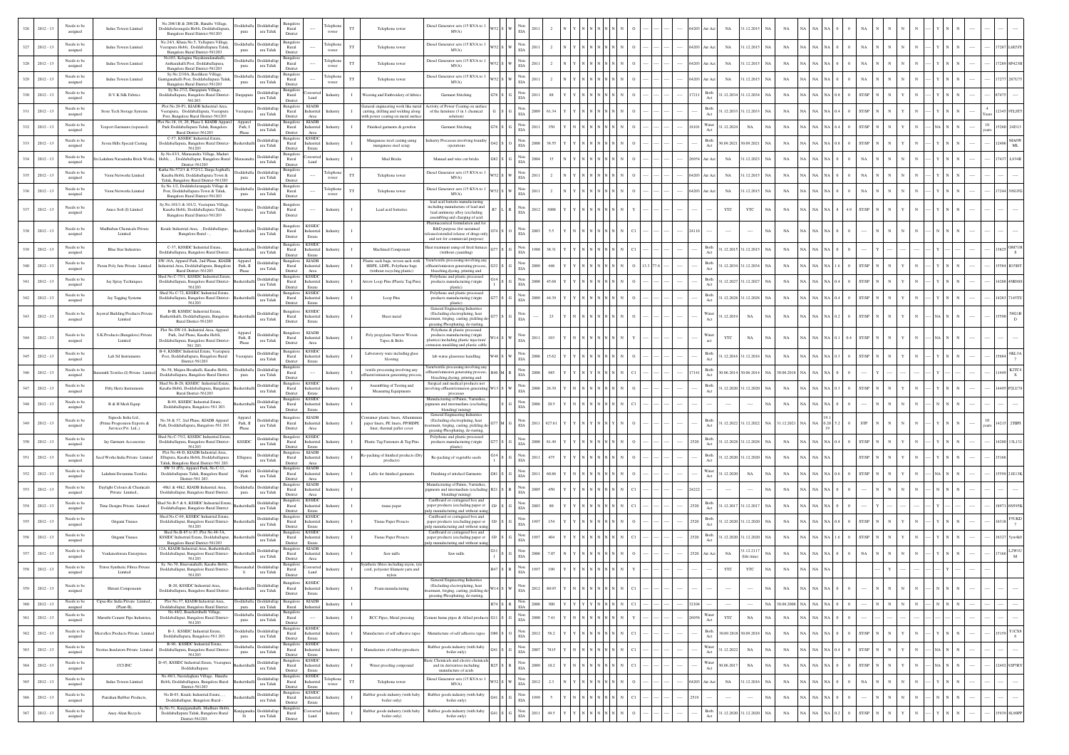| 326 | 2012 - 13 | Needs to be assigned | Indus Towers Limited | No.208/1B & 208/2B, Hanabe Village, Doddabelavangala Hobli, Doddaballapura, Bangalore Rural District-561203 | Doddaballapura | Doddaballapura Taluk | Bangalore Rural District | ---- | Telephone tower | TT | Telephone tower | Diesel Generator sets (15 KVA to 1 MVA) | W52 | S | W | Non EIA | 2011 | 2 | N | Y | N | N | N | N | N | O | ---- | ---- | ---- | 64203 | Air Act | NA | 31.12.2015 | NA | NA | NA | NA | NA | 0 | NA | N | N | N | ---- | Y | N | N | ---- | ---- | ---- |
|---|---|---|---|---|---|---|---|---|---|---|---|---|---|---|---|---|---|---|---|---|---|---|---|---|---|---|---|---|---|---|---|---|---|---|---|---|---|---|---|---|---|---|---|---|---|---|---|---|---|---|---|---|
| 327 | 2012 - 13 | Needs to be assigned | Indus Towers Limited | No.24/1, Khata No.5, Yelluparu Village, Veerapura Hobli, Doddaballapura Taluk, Bangalore Rural District-561203 | Doddaballapura | Doddaballapura Taluk | Bangalore Rural District | ---- | Telephone tower | TT | Telephone tower | Diesel Generator sets (15 KVA to 1 MVA) | W52 | S | W | Non EIA | 2011 | 2 | N | Y | N | N | N | N | N | O | ---- | ---- | ---- | 64203 | Air Act | NA | 31.12.2015 | NA | NA | NA | NA | NA | 0 | NA | N | N | N | ---- | Y | N | N | ---- | 17267 | L6E5JY |
| 328 | 2012 - 13 | Needs to be assigned | Indus Towers Limited | No.105, Kalaguta Nayakanadanahalli, Anthorahalli Post, Doddaballapura, Bangalore Rural District-561203 | Doddaballapura | Doddaballapura Taluk | Bangalore Rural District | ---- | Telephone tower | TT | Telephone tower | Diesel Generator sets (15 KVA to 1 MVA) | W52 | S | W | Non EIA | 2011 | 2 | N | Y | N | N | N | N | N | O | ---- | ---- | ---- | 64203 | Air Act | NA | 31.12.2015 | NA | NA | NA | NA | NA | 0 | NA | N | N | N | ---- | Y | N | N | ---- | 17269 | 8P423H |
| 329 | 2012 - 13 | Needs to be assigned | Indus Towers Limited | Sy.No.2/10A, Bosthikere Village, Gundgunahalli Post, Doddaballapura Taluk, Bangalore Rural District-561203 | Doddaballapura | Doddaballapura Taluk | Bangalore Rural District | ---- | Telephone tower | TT | Telephone tower | Diesel Generator sets (15 KVA to 1 MVA) | W52 | S | W | Non EIA | 2011 | 2 | N | Y | N | N | N | N | N | O | ---- | ---- | ---- | 64203 | Air Act | NA | 31.12.2015 | NA | NA | NA | NA | NA | 0 | NA | N | N | N | ---- | Y | N | N | ---- | 17277 | 287U75 |
| 330 | 2012 - 13 | Needs to be assigned | D.V.K Silk Fabrics | Sy.No.27/2, Durgapura Village, Doddaballapura, Bangalore Rural District-561203 | Durgapura | Doddaballapura Taluk | Bangalore Rural District | Converted Land | Industry | I | Weaving and Embroidery of fabrics | Garment Stitching | G76 | S | G | Non EIA | 2011 | 88 | Y | Y | N | N | N | N | N | O | ---- | ---- | ---- | 17211 | Both Act | 31.12.2034 | 31.12.2034 | NA | NA | NA | NA | 0.8 | 0 | ST/SP | N | N | Y | N | ---- | Y | N | N | ---- | 87475 | ---- |
| 331 | 2012 - 13 | Needs to be assigned | Store Tech Storage Systems | Plot No.20-P1, KIADB Industrial Area, Veerapura, Doddaballapura, Veerapura Post, Bangalore Rural District-561203 | Veerapura | Doddaballapura Taluk | Bangalore Rural District | KIADB Industrial Area | Industry | I | General engineering work like metal cutting, drilling and welding along with power coating on metal surface | Activity of Power Coating on surface of the furniture (3 in 1 chemical solution) | G | S | G | Non EIA | 2009 | 61.34 | Y | Y | N | N | N | N | N | O | ---- | ---- | ---- | ---- | Both Act | 31.12.2033 | 31.12.2033 | NA | NA | NA | NA | 0.4 | 0 | ST/SP | N | N | Y | N | ---- | Y | N | N | 4 Years | 12345 | 9TLST5 |
| 332 | 2012 - 13 | Needs to be assigned | Texport Garments (repeated) | Plot No.18, 19, 20, Phase I, KIADB Apparel Park Doddaballapura Taluk, Bangalore Rural District-561203 | Apparel Park, I Phase | Doddaballapura Taluk | Bangalore Rural District | KIADB Industrial Area | Industry | I | Finished garments & gowdon | Garment Stitching | G76 | S | G | Non EIA | 2011 | 350 | Y | Y | N | N | N | N | N | O | ---- | ---- | ---- | 18101 | Water Act | 31.12.2024 | NA | NA | NA | NA | NA | 6.4 | 0 | ST/SP | N | N | Y | N | ---- | NA | N | N | 10 years | 15260 | 24D13 |
| 333 | 2012 - 13 | Needs to be assigned | Seven Hills Special Casting | C-57, KSSIDC Industrial Estate, Doddaballapura, Bangalore Rural District-561203 | Bashettihalli | Doddaballapura Taluk | Bangalore Rural District | KSSIDC Industrial Estate | Industry | I | Manganese steel casting using manganese steel scrap | Industry Processes involving foundry operations | O42 | S | O | Non EIA | 2008 | 38.55 | Y | Y | N | N | N | N | N | O | ---- | ---- | ---- | ---- | Both Act | 30.09.2021 | 30.09.2021 | NA | NA | NA | NA | 0.8 | 0 | ST/SP | N | N | Y | N | ---- | Y | N | N | ---- | 12406 | MA6W ML |
| 334 | 2012 - 13 | Needs to be assigned | Sri Lakshmi Narasimha Brick Works | Sy.No.63/1, Marasandra Village, Maduri Hobli, Doddaballapur, Bangalore Rural District-561203 | Marasandra | Doddaballapura Taluk | Bangalore Rural District | Converted Land | Industry | I | Mud Bricks | Manual and wire cut bricks | G82 | S | G | Non EIA | 2004 | 15 | N | Y | N | N | N | N | N | O | ---- | ---- | ---- | 26954 | Air Act | NA | 31.12.2023 | NA | NA | NA | NA | NA | 0 | NA | N | N | N | ---- | Y | N | N | ---- | 17437 | L3J4JE |
| 335 | 2012 - 13 | Needs to be assigned | Viom Networks Limited | Katha No.57/21 & 57/21/2, Daraja Jogihalli, Kasaba Hobli, Doddaballapura Town & Taluk, Bangalore Rural District-561203 | Doddaballapura | Doddaballapura Taluk | Bangalore Rural District | ---- | Telephone tower | TT | Telephone tower | Diesel Generator sets (15 KVA to 1 MVA) | W52 | S | W | Non EIA | 2011 | 2 | N | Y | N | N | N | N | N | O | ---- | ---- | ---- | 64203 | Air Act | NA | 31.12.2015 | NA | NA | NA | NA | NA | 0 | NA | N | N | N | ---- | Y | N | N | ---- | ---- | ---- |
| 336 | 2012 - 13 | Needs to be assigned | Viom Networks Limited | Sy.No.1/2, Doddabelavangala Village & Post, Doddaballapura Town & Taluk, Bangalore Rural District-561203 | Doddaballapura | Doddaballapura Taluk | Bangalore Rural District | ---- | Telephone tower | TT | Telephone tower | Diesel Generator sets (15 KVA to 1 MVA) | W52 | S | W | Non EIA | 2011 | 2 | N | Y | N | N | N | N | N | O | ---- | ---- | ---- | 64203 | Air Act | NA | 31.12.2015 | NA | NA | NA | NA | NA | 0 | NA | N | N | N | ---- | Y | N | N | ---- | 17244 | 398UFG |
| 337 | 2012 - 13 | Needs to be assigned | Amco Soft (I) Limited | Sy.No.101/1 & 101/2, Veerapura Village, Kasaba Hobli, Doddaballapura Taluk, Bangalore Rural District-561203 | Veerapura | Doddaballapura Taluk | Bangalore Rural District | ---- | Industry | I | Lead acid batteries | lead acid batteries manufacturing including manufacture of lead and lead antimony alloy (excluding assembling and charging of acid | R7 | L | R | Non EIA | 2012 | 3000 | Y | Y | N | N | N | N | N | Y | ---- | ---- | ---- | ---- | ---- | YTC | YTC | NA | NA | NA | NA | 8 | 4.9 | ST/SP | N | N | Y | N | ---- | Y | N | N | ---- | ---- | ---- |
| 338 | 2012 - 13 | Needs to be assigned | Madhuban Chemicals Private Limited | Kssidc Industrial Area, , Doddaballapur, Bangalore Rural - , | Bashettihalli | Doddaballapura Taluk | Bangalore Rural District | KSSIDC Industrial Estate | Industry | I | ---- | Pharmaceutical formulation and for R&D purpose (for sustained release/extended release of drugs only and not for commercial purpose) | O74 | S | O | Non EIA | 2003 | 5.5 | Y | Y | N | N | N | N | N | C1 | ---- | ---- | ---- | 24116 | ---- | ---- | ---- | NA | NA | NA | NA | NA | 0 | ---- | N | N | N | ---- | Y | N | N | ---- | ---- | ---- |
| 339 | 2012 - 13 | Needs to be assigned | Blue Star Industries | C-37, KSSIDC Industrial Estate, Doddaballapura, Bangalore Rural District. | Bashettihalli | Doddaballapura Taluk | Bangalore Rural District | KSSIDC Industrial Estate | Industry | I | Machined Component | Heat treatment using oil fired furnace (without cyaniding) | G77 | S | G | Non EIA | 1998 | 38.31 | Y | Y | N | N | N | N | N | C1 | ---- | ---- | ---- | ---- | Both Act | 31.12.2015 | 31.12.2015 | NA | NA | NA | NA | 0 | ---- | ---- | Y | ---- | ---- | ---- | Y | ---- | ---- | ---- | ---- | 13625 | OM71H S |
| 340 | 2012 - 13 | Needs to be assigned | Pavan Poly Jute Private Limited | SW-16A, Apparel Park, 2nd Phase, KIADB Industrial Area, Doddaballapura, Bangalore Rural District-561203 | Apparel Park, II Phase | Doddaballapura Taluk | Bangalore Rural District | KIADB Industrial Area | Industry | I | Plastic sack bags, woven sack with HDPE, LDPE, Polythene bags (without recycling plastic) | Yarn/textile processing involving any effluent/emission generating process, bleaching dyeing, printing and | G32 | S | G | Non EIA | 2009 | 446 | Y | Y | N | N | N | N | N | O | 13.3 | 77.6 | ---- | ---- | Both Act | 31.12.2034 | 31.12.2034 | NA | NA | NA | NA | 1.6 | 0 | ST/SP | N | N | Y | N | ---- | Y | N | N | ---- | 15584 | R35HT |
| 341 | 2012 - 13 | Needs to be assigned | Jay Spray Techniques | Shed No.C-75/1, KSSIDC Industrial Estate, Doddaballapura, Bangalore Rural District-561203 | Bashettihalli | Doddaballapura Taluk | Bangalore Rural District | KSSIDC Industrial Estate | Industry | I | Arrow Loop Pins (Plastic Tag Pins) | Polythene and plastic processed products manufacturing (virgin plastic) | G14 -1 | S | G | Non EIA | 2008 | 45.68 | Y | Y | N | N | N | N | N | O | ---- | ---- | ---- | ---- | Both Act | 31.12.2027 | 31.12.2027 | NA | NA | NA | NA | 0.4 | 0 | ST/SP | N | N | Y | N | ---- | Y | N | N | ---- | 14288 | 4NR98S |
| 342 | 2012 - 13 | Needs to be assigned | Jay Tagging Systems | Shed No.C-72, KSSIDC Industrial Estate, Doddaballapura, Bangalore Rural District-561203 | Bashettihalli | Doddaballapura Taluk | Bangalore Rural District | KSSIDC Industrial Estate | Industry | I | Loop Pins | Polythene and plastic processed products manufacturing (virgin plastic) | G77 | S | G | Non EIA | 2009 | 44.39 | Y | Y | N | N | N | N | N | O | ---- | ---- | ---- | ---- | Both Act | 31.12.2028 | 31.12.2028 | NA | NA | NA | NA | 0.4 | 0 | ST/SP | N | N | Y | N | ---- | Y | N | N | ---- | 14283 | 7145TU |
| 343 | 2012 - 13 | Needs to be assigned | Jayuwal Building Products Private Limited | B-III, KSSIDC Industrial Estate, Bashettihalli, Doddaballapura, Bangalore Rural District-561203 | Bashettihalli | Doddaballapura Taluk | Bangalore Rural District | KSSIDC Industrial Estate | Industry | I | Sheet metal | General Engineering Industries (Excluding electroplating, heat treatment, forging, casting, pickling de-greasing Phosphating, de-rusting, | G77 | S | G | Non EIA | ---- | 23 | Y | Y | N | N | N | N | N | O | ---- | ---- | ---- | ---- | Water Act | 31.12.2019 | NA | NA | NA | NA | NA | 0.2 | 0 | ST/SP | N | N | Y | N | ---- | NA | N | N | ---- | 15590 | 58G1B D |
| 344 | 2012 - 13 | Needs to be assigned | S.K.Products (Bangalore) Private Limited | Plot No.SW-18, Industrial Area, Apparel Park, 2nd Phase, Kasaba Hobli, Doddaballapura, Bangalore Rural District-561 203. | Apparel Park, II Phase | Doddaballapura Taluk | Bangalore Rural District | KIADB Industrial Area | Industry | I | Poly propylene Narrow Woven Tapes & Belts | Polythene & plastic processed products manufacturing (virgin plastics) including plastic injection/ extrusion moulding and plastic cable | W14 | S | W | Non EIA | 2011 | 103 | Y | Y | N | N | N | N | N | Y | ---- | ---- | ---- | ---- | Water act | YTC | NA | NA | NA | NA | NA | 0.1 | 0.4 | ST/SP | N | N | Y | N | ---- | NA | N | N | ---- | ---- | ---- |
| 345 | 2012 - 13 | Needs to be assigned | Lab Sil Instruments | B-9, KSSIDC Industrial Estate, Veerapura Post, Doddaballapura, Bangalore Rural District-561203 | Veerapura | Doddaballapura Taluk | Bangalore Rural District | KSSIDC Industrial Estate | Industry | I | Laboratory ware including glass blowing | lab wurse glassware handling | W46 | S | W | Non EIA | 2006 | 15.62 | Y | Y | N | N | N | N | N | O | ---- | ---- | ---- | ---- | Both Act | 31.12.2016 | 31.12.2016 | NA | NA | NA | NA | 0.3 | 0 | ST/SP | N | N | Y | N | ---- | Y | N | N | ---- | 15684 | 6R2JA 7 |
| 346 | 2012 - 13 | Needs to be assigned | Sumanth Textiles (I) Private Limited | No.58, Majara Hosahalli, Kasaba Hobli, Doddaballapura, Bangalore Rural District-561203 | Doddaballapura | Doddaballapura Taluk | Bangalore Rural District | ---- | Industry | I | textile processing involving any effluent/emission generating process | Yarn/textile processing involving any effluent/emission generating process, bleaching dyeing, printing and | R40 | M | R | Non EIA | 2008 | 985 | Y | Y | N | N | N | N | N | C1 | ---- | ---- | ---- | 17141 | Both Act | 30.06.2014 | 30.06.2014 | NA | 30.06.2018 | NA | NA | NA | 0 | ---- | Y | ---- | ---- | ---- | Y | ---- | ---- | ---- | ---- | 11449 | K7TC4 X |
| 347 | 2012 - 13 | Needs to be assigned | Fibry Hertz Instruments | Shed No.B-20, KSSIDC Industrial Estate, Kasaba Hobli, Doddaballapura, Bangalore Rural District-561203 | Bashettihalli | Doddaballapura Taluk | Bangalore Rural District | KSSIDC Industrial Estate | Industry | I | Assembling of Testing and Measuring Equipments | Surgical and medical products not involving effluent/emission generating processes | W13 | S | W | Non EIA | 2006 | 26.39 | Y | Y | N | N | N | N | N | O | ---- | ---- | ---- | ---- | Both Act | 31.12.2020 | 31.12.2020 | NA | NA | NA | NA | 0.3 | 0 | ST/SP | N | N | Y | N | ---- | Y | N | N | ---- | 14495 | P2LU78 |
| 348 | 2012 - 13 | Needs to be assigned | B & H Medi Equip | B-89, KSSIDC Industrial Estate, Doddaballapura, Bangalore-561 203. | Bashettihalli | Doddaballapura Taluk | Bangalore Rural District | KSSIDC Industrial Estate | Industry | I | ---- | Manufacturing of Paints, Varnishes, pigments and intermediate (excluding blending/ mixing) | R21 | S | R | Non EIA | 2006 | 20.5 | Y | Y | N | N | N | N | N | C1 | ---- | ---- | ---- | ---- | ---- | ---- | ---- | NA | NA | NA | NA | NA | 0 | ---- | N | N | N | ---- | Y | N | N | ---- | ---- | ---- |
| 349 | 2012 - 13 | Needs to be assigned | Sigmode India Ltd., (Prime Progression Exports & Services Pvt. Ltd.,) | No.36 & 37, 2nd Phase, KIADB Apparel Park, Doddaballapura, Bangalore-561 203. | Apparel Park, II Phase | Doddaballapura Taluk | Bangalore Rural District | KIADB Industrial Area | Industry | I | Container plastic liners, Alluminum paper liners, PE liners, PP/HDPE liner, thermal pallet cover | General Engineering Industries (Excluding electroplating, heat treatment, forging, casting, pickling de-greasing Phosphating, de-rusting, | G77 | M | G | Non EIA | 2011 | 827.61 | Y | Y | N | N | N | N | N | O | ---- | ---- | ---- | ---- | Both Act | 31.12.2022 | 31.12.2022 | NA | 31.12.2021 | NA | NA | 19.1 0.20 19 | 5.2 | STP | N | N | Y | N | ---- | Y | N | N | 10 years | 14215 | 2THP1 |
| 350 | 2012 - 13 | Needs to be assigned | Jay Garment Accessories | Shed No.C-75/2, KSSIDC Industrial Estate, Doddaballapura, Bangalore Rural District-561203 | KSSIDC | Doddaballapura Taluk | Bangalore Rural District | KSSIDC Industrial Estate | Industry | I | Plastic Tag Fasteners & Tag Pins | Polythene and plastic processed products manufacturing (virgin plastic) | G14 -1 | S | G | Non EIA | 2008 | 81.49 | Y | Y | N | N | N | N | N | O | ---- | ---- | ---- | 2520 | Both Act | 31.12.2028 | 31.12.2028 | NA | NA | NA | NA | 0.4 | 0 | ST/SP | N | N | Y | N | ---- | Y | N | N | ---- | 14280 | 13L152 |
| 351 | 2012 - 13 | Needs to be assigned | Seed Works India Private Limited | Plot No.48-D, KIADB Industrial Area, Ellupura, Kasaba Hobli, Doddaballapura Taluk, Bangalore Rural District-561 203. | Ellupura | Doddaballapura Taluk | Bangalore Rural District | KIADB Industrial Area | Industry | I | Re-packing of finished products (Dry products) | Re-packing of vegetable seeds | G14 -1 | S | G | Non EIA | 2011 | 475 | Y | Y | N | N | N | N | N | O | ---- | ---- | ---- | ---- | Both Act | 31.12.2020 | 31.12.2020 | NA | NA | NA | NA | NA | 0 | ST/SP | N | N | Y | N | ---- | Y | N | N | ---- | 15166 | ---- |
| 352 | 2012 - 13 | Needs to be assigned | Lakshmi Devamma Textiles | SW 31 (P2), Apparel Park, No.C-11, Doddaballapura Taluk, Bangalore Rural District-561 203. | Apparel Park | Doddaballapura Taluk | Bangalore Rural District | KIADB Industrial Area | Industry | I | Lable for finished garments | Finishing of stitched Garments | G81 | S | G | Non EIA | 2011 | 60.86 | Y | Y | N | N | N | N | N | O | ---- | ---- | ---- | ---- | Water Act | 31.12.2020 | NA | NA | NA | NA | NA | 0.6 | 0 | ST/SP | N | N | Y | N | ---- | NA | N | N | ---- | 15599 | 21E11K |
| 353 | 2012 - 13 | Needs to be assigned | Daylight Colours & Chemicals Private Limited., | 48k1 & 48k2, KIADB Industrial Area, Doddaballapur, Bangalore Rural District. | Doddaballapura | Doddaballapura Taluk | Bangalore Rural District | KIADB Industrial Area | Industry | I | ---- | Manufacturing of Paints, Varnishes, pigments and intermediate (excluding blending/ mixing) | R21 | S | R | Non EIA | 2005 | 450 | Y | Y | N | N | N | N | N | C1 | ---- | ---- | ---- | 24222 | ---- | ---- | ---- | NA | NA | NA | NA | NA | 0 | ---- | N | N | N | ---- | Y | N | N | ---- | ---- | ---- |
| 354 | 2012 - 13 | Needs to be assigned | Time Designs Private Limited | Shed No.B-5 & 6, KSSIDC Industrial Estate, Doddaballapur, Bangalore Rural District | Bashettihalli | Doddaballapura Taluk | Bangalore Rural District | KSSIDC Industrial Estate | Industry | I | tissue paper | Cardboard or corrugated box and paper products (excluding paper or pulp manufacturing and without using | G9 | S | G | Non EIA | 2003 | 80 | Y | Y | N | N | N | N | N | C1 | ---- | ---- | ---- | 2520 | Both Act | 31.12.2017 | 31.12.2017 | NA | NA | NA | NA | NA | 0 | ---- | Y | ---- | ---- | ---- | Y | ---- | ---- | ---- | ---- | 18971 | 6N599K |
| 355 | 2012 - 13 | Needs to be assigned | Origami Tissues | Shed No.C-69, KSSIDC Industrial Estate, Doddaballapur, Bangalore Rural District-561203 | Bashettihalli | Doddaballapura Taluk | Bangalore Rural District | KSSIDC Industrial Estate | Industry | I | Tissue Paper Prouects | Cardboard or corrugated box and paper products (excluding paper or pulp manufacturing and without using | G9 | S | G | Non EIA | 1997 | 154 | Y | Y | N | N | N | N | N | O | ---- | ---- | ---- | 2520 | Both Act | 31.12.2020 | 31.12.2020 | NA | NA | NA | NA | 0.8 | 0 | ST/SP | N | N | Y | N | ---- | Y | N | N | ---- | 16318 | F5UKD X |
| 356 | 2012 - 13 | Needs to be assigned | Origami Tissues | Shed No.B-55 to 57, Plot No.46-3A, KSSIDC Industrial Estate, Doddaballapur, Bangalore Rural District-561203 | Bashettihalli | Doddaballapura Taluk | Bangalore Rural District | KSSIDC Industrial Estate | Industry | I | Tissue Paper Prouects | Cardboard or corrugated box and paper products (excluding paper or pulp manufacturing and without using | G9 | S | G | Non EIA | 1997 | 404 | Y | Y | N | N | N | N | N | C1 | ---- | ---- | ---- | 2520 | Both Act | 31.12.2020 | 31.12.2020 | NA | NA | NA | NA | 1.6 | 0 | ST/SP | N | N | Y | N | ---- | Y | N | N | ---- | 16327 | 5yw4k9 |
| 357 | 2012 - 13 | Needs to be assigned | Venkateshwara Enterprises | 12A, KIADB Industrial Area, Bashettihalli, Doddaballapur, Bangalore Rural District-561203 | Bashettihalli | Doddaballapura Taluk | Bangalore Rural District | KIADB Industrial Area | Industry | I | Saw mills | Saw mills | G11 -1 | S | G | Non EIA | 2006 | 7.07 | N | Y | N | N | N | N | N | O | ---- | ---- | ---- | 2520 | Air Act | NA | 31.12.2117 (life time) | NA | NA | NA | NA | NA | 0 | NA | N | N | N | ---- | Y | N | N | ---- | 17166 | L2W1U M |
| 358 | 2012 - 13 | Needs to be assigned | Triton Synthetic Fibres Private Limited | Sy. No.79, Bhuvanahalli, Kasaba Hobli, Doddaballapur, Bangalore Rural District-561203 | Bhuvanahalli | Doddaballapura Taluk | Bangalore Rural District | Converted Land | Industry | I | Synthetic fibres including rayon, tyre cord, polyester filament yarn and nylon | ---- | R47 | S | R | Non EIA | 1997 | 190 | Y | Y | N | N | N | N | N | Y | ---- | ---- | ---- | ---- | ---- | YTC | YTC | NA | NA | NA | NA | NA | ---- | ---- | Y | ---- | ---- | ---- | Y | ---- | ---- | ---- | ---- | ---- | ---- |
| 359 | 2012 - 13 | Needs to be assigned | Shreeni Components | B-20, KSSIDC Industrial Area, Doddaballapura, Bangalore Rural District. | Bashettihalli | Doddaballapura Taluk | Bangalore Rural District | KSSIDC Industrial Estate | Industry | I | Foam manufacturing | General Engineering Industries (Excluding electroplating, heat treatment, forging, casting, pickling de-greasing Phosphating, de-rusting, | W14 | S | W | Non EIA | 2012 | 80.95 | Y | Y | N | N | N | N | N | C1 | ---- | ---- | ---- | ---- | ---- | ---- | ---- | NA | NA | NA | NA | NA | 0 | ---- | N | N | N | ---- | Y | N | N | ---- | ---- | ---- |
| 360 | 2012 - 13 | Needs to be assigned | Cepsa-Ric India Private Limited., (Plant-II), | Plot No.37, KIADB Industrial Area, Doddaballapur, Bangalore Rural District. | Doddaballapura | Doddaballapura Taluk | Bangalore Rural District | KIADB Industrial Area | Industry | I | ---- | ---- | R74 | S | R | Non EIA | 2006 | 300 | Y | Y | Y | N | N | N | N | C1 | ---- | ---- | ---- | 32104 | ---- | ---- | ---- | NA | 30.06.2008 | NA | NA | NA | 0 | ---- | N | N | N | ---- | Y | N | N | ---- | ---- | ---- |
| 361 | 2012 - 13 | Needs to be assigned | Maruthi Cement Pipe Industries, | No. 44/2, Bashettihalli Village, Doddaballapur, Bangalore Rural District-561203 | Doddaballapura | Doddaballapura Taluk | Bangalore Rural District | ---- | Industry | I | RCC Pipes, Metal pressing | Cement hume pipes & Allied products | G11 | S | G | Non EIA | 2000 | 7.41 | Y | Y | N | N | N | N | N | Y | ---- | ---- | ---- | 26956 | Water Act | YTC | NA | NA | NA | NA | NA | 0 | 0 | ---- | N | N | N | ---- | Y | N | N | ---- | ---- | ---- |
| 362 | 2012 - 13 | Needs to be assigned | Microflex Products Private Limited | B-3, KSSIDC Industrial Estate, Doddaballapura, Bangalore-561 203. | Doddaballapura | Doddaballapura Taluk | Bangalore Rural District | KSSIDC Industrial Estate | Industry | I | Manufacture of self adhesive tapes | Manufacture of self adhesive tapes | O80 | S | O | Non EIA | 2012 | 58.2 | Y | Y | N | N | N | N | N | C1 | ---- | ---- | ---- | ---- | Both Act | 30.09.2018 | 30.09.2018 | NA | NA | NA | NA | NA | 0 | ---- | N | N | N | ---- | Y | N | N | ---- | 15359 | Y1CX8 6 |
| 363 | 2012 - 13 | Needs to be assigned | Navitas Insulators Private Limited | B-90, KSSIDC Industrial Estate, Doddaballapura, Bangalore Rural District-561203 | Bashettihalli | Doddaballapura Taluk | Bangalore Rural District | KSSIDC Industrial Estate | Industry | I | Manufacture of rubber products | Rubber goods industry (with baby boiler only) | G41 | S | G | Non EIA | 2007 | 78.15 | Y | Y | N | N | N | N | N | C1 | ---- | ---- | ---- | ---- | Water Act | 31.12.2022 | NA | NA | NA | NA | NA | 0.4 | 0 | ST/SP | N | N | Y | N | ---- | NA | N | N | ---- | ---- | ---- |
| 364 | 2012 - 13 | Needs to be assigned | CCI INC | D-45, KSSIDC Industrial Estate, Veerapura, Doddaballapura | Bashettihalli | Doddaballapura Taluk | Bangalore Rural District | KSSIDC Industrial Estate | Industry | I | Water proofing compound | Basic Chemicals and electro chemicals and its derivatives including manufacture of acids | R25 | S | R | Non EIA | 2009 | 10.2 | Y | Y | N | N | N | N | N | C1 | ---- | ---- | ---- | ---- | Water Act | 30.06.2017 | NA | NA | NA | NA | NA | 0 | 0 | ---- | N | N | N | ---- | Y | N | N | ---- | 12492 | 92P7RY |
| 365 | 2012 - 13 | Needs to be assigned | Indus Towers Limited | No.49/1, Neeralaghatta Village, Hanabe Hobli, Doddaballapura, Bangalore Rural District-561203 | Doddaballapura | Doddaballapura Taluk | Bangalore Rural District | KSSIDC Industrial Estate | Telephone tower | TT | Telephone tower | Diesel Generator sets (15 KVA to 1 MVA) | W52 | S | W | Non EIA | 2012 | 2.3 | N | Y | N | N | N | N | N | O | ---- | ---- | ---- | 64203 | Air Act | NA | 31.12.2016 | NA | NA | NA | NA | NA | 0 | NA | N | N | N | ---- | Y | N | N | ---- | ---- | ---- |
| 366 | 2012 - 13 | Needs to be assigned | Parashan Rubber Products, | No.B-83, Kssidc Industrial Estate, , Doddaballapur, Bangalore Rural - | Bashettihalli | Doddaballapura Taluk | Bangalore Rural District | KSSIDC Industrial Estate | Industry | I | Rubber goods industry (with baby boiler only) | Rubber goods industry (with baby boiler only) | G41 | S | G | Non EIA | 1999 | 5 | Y | Y | N | N | N | N | N | C1 | ---- | ---- | ---- | 2510 | ---- | ---- | ---- | NA | NA | NA | NA | NA | 0 | ---- | N | N | N | ---- | Y | N | N | ---- | ---- | ---- |
| 367 | 2012 - 13 | Needs to be assigned | Ansy Ahan Recycle | Sy.No.51, Kanjiganahalli, Madhure Hobli, Doddaballapura Taluk, Bangalore Rural District-561203 | Kanjiganahalli | Doddaballapura Taluk | Bangalore Rural District | Converted Land | Industry | I | Rubber goods industry (with baby boiler only) | Rubber goods industry (with baby boiler only) | G41 | S | G | Non EIA | 2011 | 49.5 | Y | Y | N | N | N | N | N | O | ---- | ---- | ---- | ---- | Both Act | 31.12.2020 | 31.12.2020 | NA | NA | NA | NA | 0.2 | 0 | ST/SP | N | N | Y | N | ---- | Y | N | N | ---- | 15939 | 8L90PP |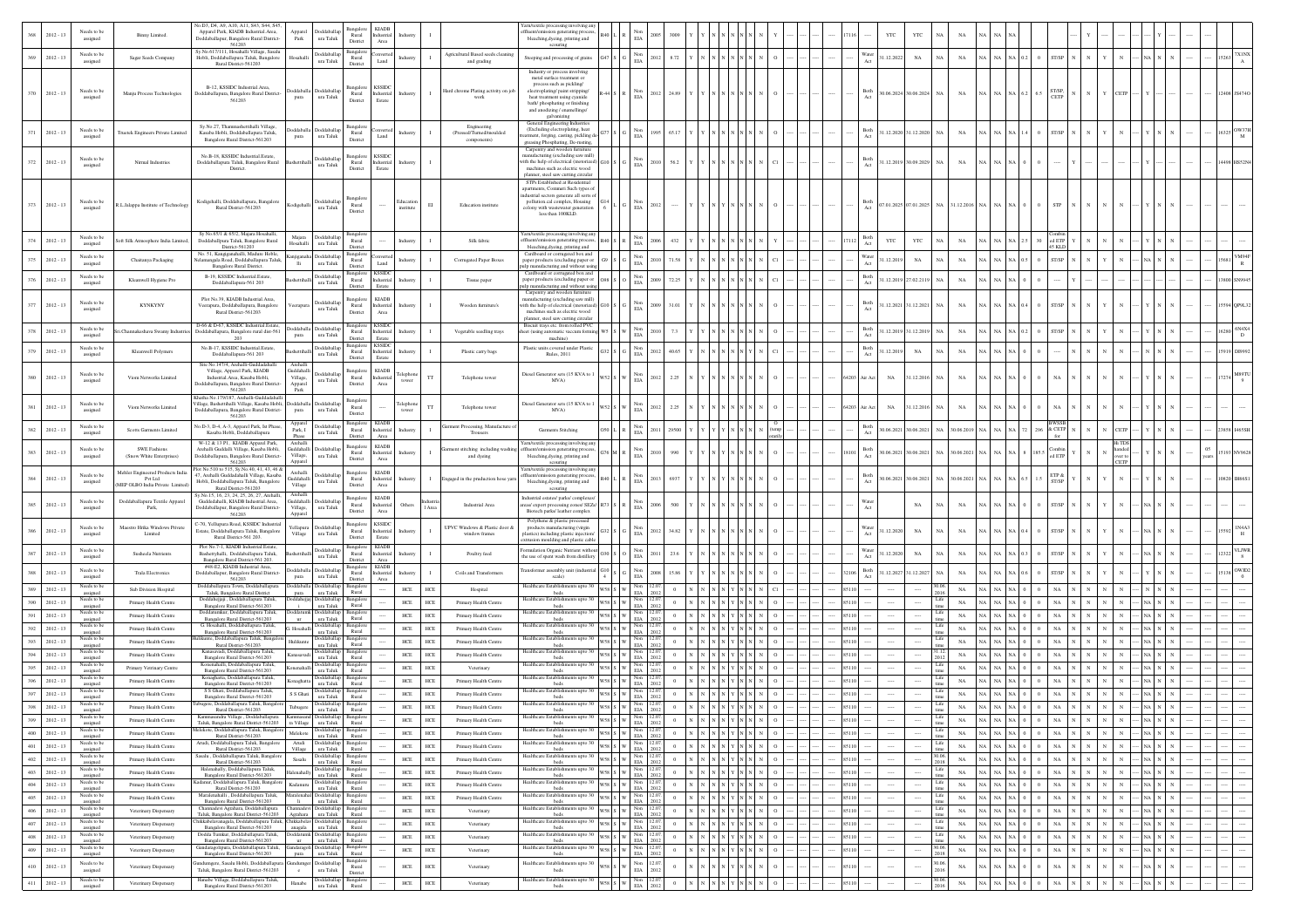| Sl. No. | Year | Status | Name | Address | Village | Taluk | District | Area | Type | Cat. | Activity | Code | Size | Colour | EIA | Year of Estb. | Investment (Rs. Lakhs) |
|---|---|---|---|---|---|---|---|---|---|---|---|---|---|---|---|---|---|
| 368 | 2012-13 | Needs to be assigned | Binny Limited. | No.D3, D4, A9, A10, A11, S43, S44, S45, Apparel Park, KIADB Industrial Area, Doddaballapur, Bangalore Rural District-561203 | Apparel Park | Doddaballapura Taluk | Bangalore Rural District | KIADB Industrial Area | Industry | I | Yarn/textile processing involving any effluent/emission generating process, bleaching,dyeing, printing and scouring | R40 | L | R | Non EIA | 2005 | 3009 |
| 369 | 2012-13 | Needs to be assigned | Sagar Seeds Company | Sy.No.617/111, Hosahalli Village, Sasalu Hobli, Doddaballapura Taluk, Bangalore Rural District-561203 | Hosahalli | Doddaballapura Taluk | Bangalore Rural District | Converted Land | Industry | I | Agricultural Based seeds cleaning and grading | G47 | S | G | Non EIA | 2012 | 8.72 |
| 370 | 2012-13 | Needs to be assigned | Manju Process Technologies | B-12, KSSIDC Industrial Area, Doddaballapura, Bangalore Rural District-561203 | Doddaballapura | Doddaballapura Taluk | Bangalore Rural District | KSSIDC Industrial Estate | Industry | I | Hard chrome Plating activity on job work | Industry or process involving metal surface treatment or process such as pickling/ electroplating/ paint stripping/ heat treatment using cyanide bath/ phosphating or finishing and anodizing / enamellings/ galvanizing | R-44 | S | R | Non EIA | 2012 | 24.89 |
| 371 | 2012-13 | Needs to be assigned | Trueteck Engineers Private Limited | Sy.No.27, Thammashettihalli Village, Kasaba Hobli, Doddaballapura Taluk, Bangalore Rural District-561203 | Doddaballapura | Doddaballapura Taluk | Bangalore Rural District | Converted Land | Industry | I | Engineering (Pressed/Turned/moulded components) | General Engineering Industries (Excluding electroplating, heat treatment, forging, casting, pickling de greasing Phosphating, De-rusting) | G77 | S | G | Non EIA | 1995 | 65.17 |
| 372 | 2012-13 | Needs to be assigned | Nirmal Industries | No.B-19, KSSIDC Industrial Estate, Doddaballapura Taluk, Bangalore Rural District | Bashettihalli | Doddaballapura Taluk | Bangalore Rural District | KSSIDC Industrial Estate | Industry | I | | Carpentry and wooden furniture manufacturing (excluding saw mill) with the help of electrical (motorized) machines such as electric wood planner, steel saw cutting circular | G10 | S | G | Non EIA | 2010 | 56.2 |
| 373 | 2012-13 | Needs to be assigned | R.L.Jalappa Institute of Technology | Kodigehalli, Doddaballapura, Bangalore Rural District-561203 | Kodigehalli | Doddaballapura Taluk | Bangalore Rural District | ---- | Education institute | III | Education institute | STPs Established at Residential apartments, Comment Such types of industrial sectors generate all sorts of pollution cal complex, Housing colony with wastewater generation less than 100KLD. | G14 6 | L | G | Non EIA | 2012 | ---- |
| 374 | 2012-13 | Needs to be assigned | Soft Silk Atmosphere India Limited. | Sy No.65/1 & 65/2, Majara Hosahalli, Doddaballapura Taluk, Bangalore Rural District-561203 | Majara Hosahalli | Doddaballapura Taluk | Bangalore Rural District | ---- | Industry | I | Silk fabric | Yarn/textile processing involving any effluent/emission generating process, bleaching,dyeing, printing and scouring | R40 | S | R | Non EIA | 2006 | 432 |
| 375 | 2012-13 | Needs to be assigned | Chaitanya Packaging | No. 51, Kanjiganahalli, Madure Hoble, Nelamangala Road, Doddaballapura Taluk, Bangalore Rural District. | Kanjiganahalli | Doddaballapura Taluk | Bangalore Rural District | Converted Land | Industry | I | Corrugated Paper Boxes | Cardboard or corrugated box and paper products (excluding paper or pulp manufacturing and without using | G9 | S | G | Non EIA | 2010 | 71.58 |
| 376 | 2012-13 | Needs to be assigned | Kleanwell Hygiene Pro | B-19, KSSIDC Industrial Estate, Doddaballapura-561 203 | Bashettihalli | Doddaballapura Taluk | Bangalore Rural District | KSSIDC Industrial Estate | Industry | I | Tissue paper | Cardboard or corrugated box and paper products (excluding paper or pulp manufacturing and without using | O48 | S | O | Non EIA | 2009 | 72.25 |
| 377 | 2012-13 | Needs to be assigned | KYNKYNY | Plot No.39, KIADB Industrial Area, Veerapura, Doddaballapura, Bangalore Rural District-561203 | Veerapura | Doddaballapura Taluk | Bangalore Rural District | KIADB Industrial Area | Industry | I | Wooden furniture's | Carpentry and wooden furniture manufacturing (excluding saw mill) with the help of electrical (motorized) machines such as electric wood planner, steel saw cutting circular | G10 | S | G | Non EIA | 2009 | 31.01 |
| 378 | 2012-13 | Needs to be assigned | Sri.Channakeshava Swamy Industries | D-66 & D-67, KSSIDC Industrial Estate, Doddaballapura, Bangalore rural dist-561 203 | Doddaballapura | Doddaballapura Taluk | Bangalore Rural District | KSSIDC Industrial Estate | Industry | I | Vegetable seedling trays | Plastic trays etc. from rolled PVC sheet (using automatic vacuum forming machine) | W5 | S | W | Non EIA | 2010 | 7.3 |
| 379 | 2012-13 | Needs to be assigned | Kleanwell Polymers | No.B-17, KSSIDC Industrial Estate, Doddaballapura-561 203 | Bashettihalli | Doddaballapura Taluk | Bangalore Rural District | KSSIDC Industrial Estate | Industry | I | Plastic carry bags | Plastic units covered under Plastic Rules, 2011 | G32 | S | G | Non EIA | 2012 | 40.65 |
| 380 | 2012-13 | Needs to be assigned | Viom Networks Limited | Site No.14/14, Arehalli-Guddadahalli Village, Apparel Park, KIADB Industrial Area, Kasaba Hobli, Doddaballapura, Bangalore Rural District-561203 | Arehalli Guddahalli Village, Apparel Park | Doddaballapura Taluk | Bangalore Rural District | KIADB Industrial Area | Telephone tower | TT | Telephone tower | Diesel Generator sets (15 KVA to 1 MVA) | W52 | S | W | Non EIA | 2012 | 2.25 |
| 381 | 2012-13 | Needs to be assigned | Viom Networks Limited | Khatha No.179/187, Arehalli-Guddadahalli Village, Bashettihalli Village, Kasaba Hobli, Doddaballapura, Bangalore Rural District-561203 | Doddaballapura | Doddaballapura Taluk | Bangalore Rural District | ---- | Telephone tower | TT | Telephone tower | Diesel Generator sets (15 KVA to 1 MVA) | W52 | S | W | Non EIA | 2012 | 2.25 |
| 382 | 2012-13 | Needs to be assigned | Scotts Garments Limited | No.D-3, D-4, A-3, Apparel Park, Ist Phase, Kasaba Hobli, Doddaballapura | Apparel Park, I Phase | Doddaballapura Taluk | Bangalore Rural District | KIADB Industrial Area | Industry | I | Garment Processing, Manufacture of Trousers | Garments Stitching | G50 | L | R | Non EIA | 2011 | 29500 |
| 383 | 2012-13 | Needs to be assigned | SWE Fashions (Snow White Enterprises) | W-12 & 13 P1, KIADB Apparel Park, Arehalli Guddahlli Village, Kasaba Hobli, Doddaballapura, Bangalore Rural District-561203 | Arehalli Guddahalli Village, Apparel Park | Doddaballapura Taluk | Bangalore Rural District | KIADB Industrial Area | Industry | I | Garment stitching: including washing and dyeing | Yarn/textile processing involving any effluent/emission generating process, bleaching,dyeing, printing and scouring | G76 | M | R | Non EIA | 2010 | 990 |
| 384 | 2012-13 | Needs to be assigned | Mahler Engineered Products India Pvt Ltd (MEP OLBO India Private Limited) | Plot No.510 to 515, Sy.No.40, 41, 43, 46 & 47, Arehalli Guddadahalli Village, Kasaba Hobli, Doddaballapura Taluk, Bangalore Rural District-561203 | Arehalli Guddahalli Village | Doddaballapura Taluk | Bangalore Rural District | KIADB Industrial Area | Industry | I | Engaged in the production hose yarn | Yarn/textile processing involving any effluent/emission generating process, bleaching,dyeing, printing and scouring | R40 | L | R | Non EIA | 2015 | 6937 |
| 385 | 2012-13 | Needs to be assigned | Doddaballapura Textile Apparel Park | Sy.No.15, 16, 23, 24, 25, 26, 27, Arehalli, Guddadahalli, KIADB Industrial Area, Doddaballapur, Bangalore Rural District-561203 | Arehalli Guddahalli Village, Apparel | Doddaballapura Taluk | Bangalore Rural District | KIADB Industrial Area | Others | Industrial Area | Industrial Area | Industrial estates/ parks/ complexes/ areas/ export processing zones/ SEZs/ Biotech parks/ leather complex | R73 | S | R | Non EIA | 2006 | 500 |
| 386 | 2012-13 | Needs to be assigned | Maestro Hitka Windows Private Limited | C-70, Yellapura Road, KSSIDC Industrial Estate, Doddaballapura Taluk, Bangalore Rural District-561 203. | Yellapura Village | Doddaballapura Taluk | Bangalore Rural District | KSSIDC Industrial Estate | Industry | I | UPVC Windows & Plastic door & window frames | Polythene & plastic processed products manufacturing (virgin plastics) including plastic injection/ extrusion moulding and plastic cable | G32 | S | G | Non EIA | 2012 | 34.82 |
| 387 | 2012-13 | Needs to be assigned | Susheela Nutrients | Plot No.7-1, KIADB Industrial Estate, Bashettyhalli, Doddaballapura Taluk, Bangalore Rural District-561 203 | Bashettihalli | Doddaballapura Taluk | Bangalore Rural District | KIADB Industrial Area | Industry | I | Poultry feed | Formulation Organic Nutrient without the use of spent wash from distillery | O30 | S | O | Non EIA | 2011 | 23.6 |
| 388 | 2012-13 | Needs to be assigned | Trala Electronics | #69-E2, KIADB Industrial Area, Doddaballapur, Bangalore Rural District-561203 | Doddaballapura | Doddaballapura Taluk | Bangalore Rural District | KIADB Industrial Area | Industry | I | Coils and Transformers | Transformer assembly unit (industrial scale) | G10 4 | S | G | Non EIA | 2008 | 15.86 |
| 389 | 2012-13 | Needs to be assigned | Sub Division Hospital | Doddaballapura Town, Doddaballapura Taluk, Bangalore Rural District | Doddaballapura | Doddaballapura Taluk | Bangalore Rural | ---- | HCE | HCE | Hospital | Healthcare Establishments upto 30 beds | W58 | S | W | Non EIA | 12.07.2012 | 0 |
| 390 | 2012-13 | Needs to be assigned | Primary Health Centre | Doddabelavangala, Doddaballapura Taluk, Bangalore Rural District-561203 | Doddabelavangala | Doddaballapura Taluk | Bangalore Rural | ---- | HCE | HCE | Primary Health Centre | Healthcare Establishments upto 30 beds | W58 | S | W | Non EIA | 12.07.2012 | 0 |
| 391 | 2012-13 | Needs to be assigned | Primary Health Centre | Doddatumkur, Doddaballapura Taluk, Bangalore Rural District-561203 | Doddatumkur | Doddaballapura Taluk | Bangalore Rural | ---- | HCE | HCE | Primary Health Centre | Healthcare Establishments upto 30 beds | W58 | S | W | Non EIA | 12.07.2012 | 0 |
| 392 | 2012-13 | Needs to be assigned | Primary Health Centre | G. Hosahalli, Doddaballapura Taluk, Bangalore Rural District-561203 | G. Hosahalli | Doddaballapura Taluk | Bangalore Rural | ---- | HCE | HCE | Primary Health Centre | Healthcare Establishments upto 30 beds | W58 | S | W | Non EIA | 12.07.2012 | 0 |
| 393 | 2012-13 | Needs to be assigned | Primary Health Centre | Hulikunte, Doddaballapura Taluk, Bangalore Rural District-561203 | Hulikunte | Doddaballapura Taluk | Bangalore Rural | ---- | HCE | HCE | Primary Health Centre | Healthcare Establishments upto 30 beds | W58 | S | W | Non EIA | 12.07.2012 | 0 |
| 394 | 2012-13 | Needs to be assigned | Primary Health Centre | Kanasavadi, Doddaballapura Taluk, Bangalore Rural District-561203 | Kanasavadi | Doddaballapura Taluk | Bangalore Rural | ---- | HCE | HCE | Primary Health Centre | Healthcare Establishments upto 30 beds | W58 | S | W | Non EIA | 12.07.2012 | 0 |
| 395 | 2012-13 | Needs to be assigned | Primary Veterinary Centre | Konenahalli, Doddaballapura Taluk, Bangalore Rural District-561203 | Konenahalli | Doddaballapura Taluk | Bangalore Rural | ---- | HCE | HCE | Veterinary | Healthcare Establishments upto 30 beds | W58 | S | W | Non EIA | 12.07.2012 | 0 |
| 396 | 2012-13 | Needs to be assigned | Primary Health Centre | Konaghatta, Doddaballapura Taluk, Bangalore Rural District-561203 | Konaghatta | Doddaballapura Taluk | Bangalore Rural | ---- | HCE | HCE | Primary Health Centre | Healthcare Establishments upto 30 beds | W58 | S | W | Non EIA | 12.07.2012 | 0 |
| 397 | 2012-13 | Needs to be assigned | Primary Health Centre | S S Ghati, Doddaballapura Taluk, Bangalore Rural District-561203 | S S Ghati | Doddaballapura Taluk | Bangalore Rural | ---- | HCE | HCE | Primary Health Centre | Healthcare Establishments upto 30 beds | W58 | S | W | Non EIA | 12.07.2012 | 0 |
| 398 | 2012-13 | Needs to be assigned | Primary Health Centre | Tubagere, Doddaballapura Taluk, Bangalore Rural District-561203 | Tubagere | Doddaballapura Taluk | Bangalore Rural | ---- | HCE | HCE | Primary Health Centre | Healthcare Establishments upto 30 beds | W58 | S | W | Non EIA | 12.07.2012 | 0 |
| 399 | 2012-13 | Needs to be assigned | Primary Health Centre | Kannamangala Village, Doddaballapura Taluk, Bangalore Rural District-561203 | Kannamangala Village | Doddaballapura Taluk | Bangalore Rural | ---- | HCE | HCE | Primary Health Centre | Healthcare Establishments upto 30 beds | W58 | S | W | Non EIA | 12.07.2012 | 0 |
| 400 | 2012-13 | Needs to be assigned | Primary Health Centre | Melekote, Doddaballapura Taluk, Bangalore Rural District-561203 | Melekote | Doddaballapura Taluk | Bangalore Rural | ---- | HCE | HCE | Primary Health Centre | Healthcare Establishments upto 30 beds | W58 | S | W | Non EIA | 12.07.2012 | 0 |
| 401 | 2012-13 | Needs to be assigned | Primary Health Centre | Arudi, Doddaballapura Taluk, Bangalore Rural District-561203 | Arudi Village | Doddaballapura Taluk | Bangalore Rural | ---- | HCE | HCE | Primary Health Centre | Healthcare Establishments upto 30 beds | W58 | S | W | Non EIA | 12.07.2012 | 0 |
| 402 | 2012-13 | Needs to be assigned | Primary Health Centre | Sasalu , Doddaballapura Taluk, Bangalore Rural District-561203 | Sasalu | Doddaballapura Taluk | Bangalore Rural | ---- | HCE | HCE | Primary Health Centre | Healthcare Establishments upto 30 beds | W58 | S | W | Non EIA | 12.07.2012 | 0 |
| 403 | 2012-13 | Needs to be assigned | Primary Health Centre | Halenahally, Doddaballapura Taluk, Bangalore Rural District-561203 | Halenahally | Doddaballapura Taluk | Bangalore Rural | ---- | HCE | HCE | Primary Health Centre | Healthcare Establishments upto 30 beds | W58 | S | W | Non EIA | 12.07.2012 | 0 |
| 404 | 2012-13 | Needs to be assigned | Primary Health Centre | Kadanur, Doddaballapura Taluk, Bangalore Rural District-561203 | Kadanur | Doddaballapura Taluk | Bangalore Rural | ---- | HCE | HCE | Primary Health Centre | Healthcare Establishments upto 30 beds | W58 | S | W | Non EIA | 12.07.2012 | 0 |
| 405 | 2012-13 | Needs to be assigned | Primary Health Centre | Maralenahalli , Doddaballapura Taluk, Bangalore Rural District-561203 | Maralenahalli | Doddaballapura Taluk | Bangalore Rural | ---- | HCE | HCE | Primary Health Centre | Healthcare Establishments upto 30 beds | W58 | S | W | Non EIA | 12.07.2012 | 0 |
| 406 | 2012-13 | Needs to be assigned | Veterinary Dispensary | Channadevi Agrahara, Doddaballapura Taluk, Bangalore Rural District-561203 | Channadevi Agrahara | Doddaballapura Taluk | Bangalore Rural | ---- | HCE | HCE | Veterinary | Healthcare Establishments upto 30 beds | W58 | S | W | Non EIA | 12.07.2012 | 0 |
| 407 | 2012-13 | Needs to be assigned | Veterinary Dispensary | Chikkabelavangala, Doddaballapura Taluk, Bangalore Rural District-561203 | Chikkabelavangala | Doddaballapura Taluk | Bangalore Rural | ---- | HCE | HCE | Veterinary | Healthcare Establishments upto 30 beds | W58 | S | W | Non EIA | 12.07.2012 | 0 |
| 408 | 2012-13 | Needs to be assigned | Veterinary Dispensary | Dodda Tumkur, Doddaballapura Taluk, Bangalore Rural District-561203 | Doddatumkur | Doddaballapura Taluk | Bangalore Rural | ---- | HCE | HCE | Veterinary | Healthcare Establishments upto 30 beds | W58 | S | W | Non EIA | 12.07.2012 | 0 |
| 409 | 2012-13 | Needs to be assigned | Veterinary Dispensary | Gundaragollapura, Doddaballapura Taluk, Bangalore Rural District-561203 | Gundaragollapura | Doddaballapura Taluk | Bangalore Rural | ---- | HCE | HCE | Veterinary | Healthcare Establishments upto 30 beds | W58 | S | W | Non EIA | 12.07.2012 | 0 |
| 410 | 2012-13 | Needs to be assigned | Veterinary Dispensary | Gundamgere, Sasalu Hobli, Doddaballapura Taluk, Bangalore Rural District-561203 | Gundamgere | Doddaballapura Taluk | Bangalore Rural District | ---- | HCE | HCE | Veterinary | Healthcare Establishments upto 30 beds | W58 | S | W | Non EIA | 12.07.2012 | 0 |
| 411 | 2012-13 | Needs to be assigned | Veterinary Dispensary | Hanabe Village, Doddaballapura Taluk, Bangalore Rural District-561203 | Hanabe | Doddaballapura Taluk | Bangalore Rural | ---- | HCE | HCE | Veterinary | Healthcare Establishments upto 30 beds | W58 | S | W | Non EIA | 12.07.2012 | 0 |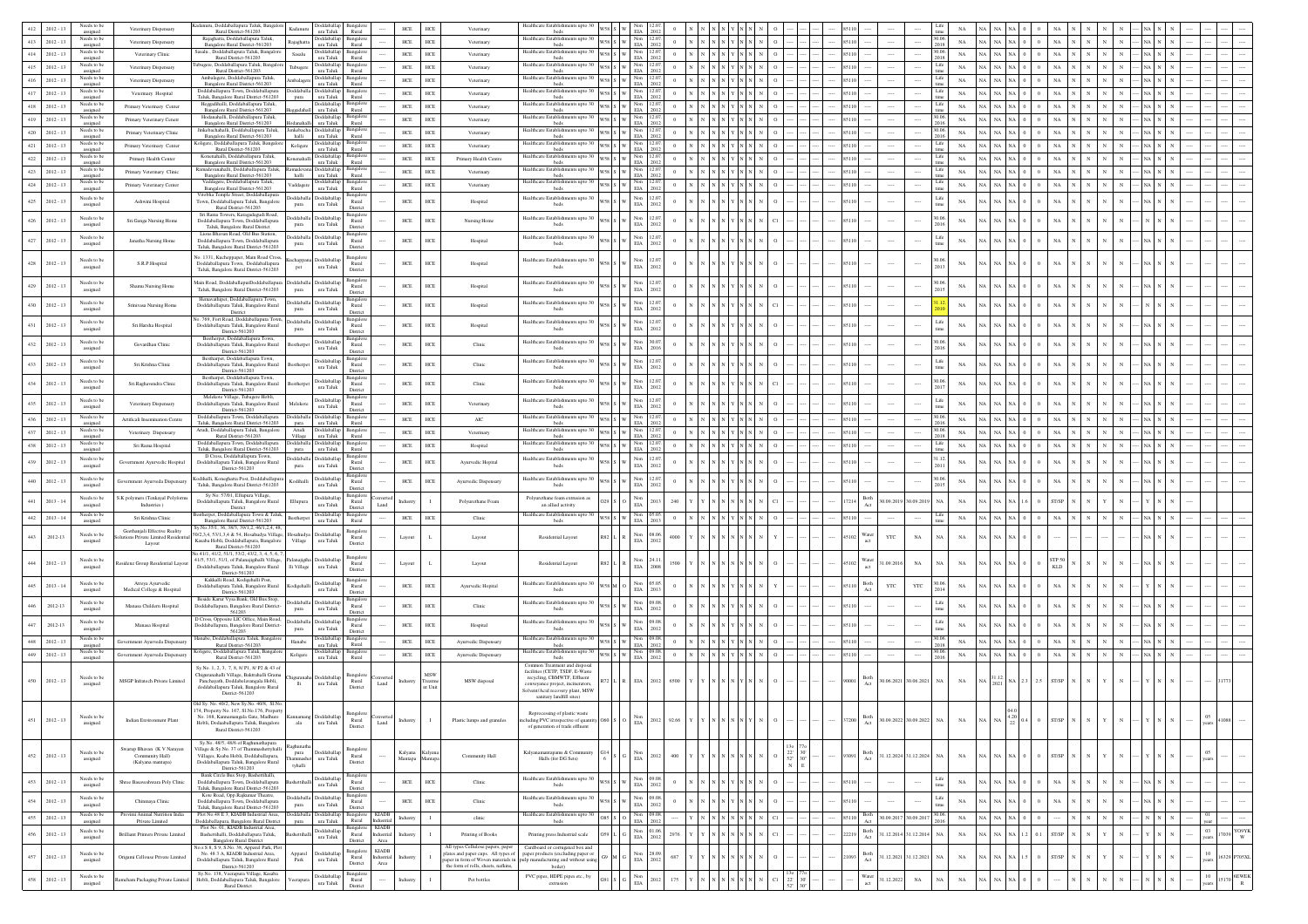| 412 | 2012 - 13 | Needs to be assigned | Veterinary Dispensary | Kudanuru, Doddaballapura Taluk, Bangalore Rural District-561203 | Kudanuru | Doddaballapura Taluk | Bangalore Rural | ---- | HCE | HCE | Veterinary | Healthcare Establishments upto 30 beds | W58 | S | W | Non EIA | 12.07.2012 | 0 | N | N | N | N | Y | N | N | N | O | ---- | ---- | ---- | 85110 | ---- | ---- | ---- | Life time | NA | NA | NA | NA | 0 | 0 | NA | 0 | N | N | N | N | ---- | NA | N | N | ---- | ---- |
|---|---|---|---|---|---|---|---|---|---|---|---|---|---|---|---|---|---|---|---|---|---|---|---|---|---|---|---|---|---|---|---|---|---|---|---|---|---|---|---|---|---|---|---|---|---|---|---|---|---|---|---|---|---|---|
| 413 | 2012 - 13 | Needs to be assigned | Veterinary Dispensary | Rajaghatta, Doddaballapura Taluk, Bangalore Rural District-561203 | Rajaghatta | Doddaballapura Taluk | Bangalore Rural | ---- | HCE | HCE | Veterinary | Healthcare Establishments upto 30 beds | W58 | S | W | Non EIA | 12.07.2012 | 0 | N | N | N | N | Y | N | N | N | O | ---- | ---- | ---- | 85110 | ---- | ---- | ---- | 30.06.2018 | NA | NA | NA | NA | 0 | 0 | NA | 0 | N | N | N | N | ---- | NA | N | N | ---- | ---- |
| 414 | 2012 - 13 | Needs to be assigned | Veterinary Clinic | Sasalu , Doddaballapura Taluk, Bangalore Rural District-561203 | Sasalu | Doddaballapura Taluk | Bangalore Rural | ---- | HCE | HCE | Veterinary | Healthcare Establishments upto 30 beds | W58 | S | W | Non EIA | 12.07.2012 | 0 | N | N | N | N | Y | N | N | N | O | ---- | ---- | ---- | 85110 | ---- | ---- | ---- | 30.06.2018 | NA | NA | NA | NA | 0 | 0 | NA | 0 | N | N | N | N | ---- | NA | N | N | ---- | ---- |
| 415 | 2012 - 13 | Needs to be assigned | Veterinary Dispensary | Tubagere, Doddaballapura Taluk, Bangalore Rural District-561203 | Tubagere | Doddaballapura Taluk | Bangalore Rural | ---- | HCE | HCE | Veterinary | Healthcare Establishments upto 30 beds | W58 | S | W | Non EIA | 12.07.2012 | 0 | N | N | N | N | Y | N | N | N | O | ---- | ---- | ---- | 85110 | ---- | ---- | ---- | Life time | NA | NA | NA | NA | 0 | 0 | NA | 0 | N | N | N | N | ---- | NA | N | N | ---- | ---- |
| 416 | 2012 - 13 | Needs to be assigned | Veterinary Dispensary | Ambalagere, Doddaballapura Taluk, Bangalore Rural District-561203 | Ambalagere | Doddaballapura Taluk | Bangalore Rural | ---- | HCE | HCE | Veterinary | Healthcare Establishments upto 30 beds | W58 | S | W | Non EIA | 12.07.2012 | 0 | N | N | N | N | Y | N | N | N | O | ---- | ---- | ---- | 85110 | ---- | ---- | ---- | Life time | NA | NA | NA | NA | 0 | 0 | NA | 0 | N | N | N | N | ---- | NA | N | N | ---- | ---- |
| 417 | 2012 - 13 | Needs to be assigned | Veterinary Hospital | Doddaballapura Town, Doddaballapura Taluk, Bangalore Rural District-561203 | Doddaballapura | Doddaballapura Taluk | Bangalore Rural | ---- | HCE | HCE | Veterinary | Healthcare Establishments upto 30 beds | W58 | S | W | Non EIA | 12.07.2012 | 0 | N | N | N | N | Y | N | N | N | O | ---- | ---- | ---- | 85110 | ---- | ---- | ---- | Life time | NA | NA | NA | NA | 0 | 0 | NA | 0 | N | N | N | N | ---- | NA | N | N | ---- | ---- |
| 418 | 2012 - 13 | Needs to be assigned | Primary Veterinary Center | Heggadihalli, Doddaballapura Taluk, Bangalore Rural District-561203 | Heggadihalli | Doddaballapura Taluk | Bangalore Rural | ---- | HCE | HCE | Veterinary | Healthcare Establishments upto 30 beds | W58 | S | W | Non EIA | 12.07.2012 | 0 | N | N | N | N | Y | N | N | N | O | ---- | ---- | ---- | 85110 | ---- | ---- | ---- | Life time | NA | NA | NA | NA | 0 | 0 | NA | 0 | N | N | N | N | ---- | NA | N | N | ---- | ---- |
| 419 | 2012 - 13 | Needs to be assigned | Primary Veterinary Center | Hodanahalli, Doddaballapura Taluk, Bangalore Rural District-561203 | Hodanahalli | Doddaballapura Taluk | Bangalore Rural | ---- | HCE | HCE | Veterinary | Healthcare Establishments upto 30 beds | W58 | S | W | Non EIA | 12.07.2012 | 0 | N | N | N | N | Y | N | N | N | O | ---- | ---- | ---- | 85110 | ---- | ---- | ---- | 30.06.2016 | NA | NA | NA | NA | 0 | 0 | NA | 0 | N | N | N | N | ---- | NA | N | N | ---- | ---- |
| 420 | 2012 - 13 | Needs to be assigned | Primary Veterinary Clinic | Jinkebachahalli, Doddaballapura Taluk, Bangalore Rural District-561203 | Jinkebachahalli | Doddaballapura Taluk | Bangalore Rural | ---- | HCE | HCE | Veterinary | Healthcare Establishments upto 30 beds | W58 | S | W | Non EIA | 12.07.2012 | 0 | N | N | N | N | Y | N | N | N | O | ---- | ---- | ---- | 85110 | ---- | ---- | ---- | 30.06.2016 | NA | NA | NA | NA | 0 | 0 | NA | 0 | N | N | N | N | ---- | NA | N | N | ---- | ---- |
| 421 | 2012 - 13 | Needs to be assigned | Primary Veterinary Center | Koligere, Doddaballapura Taluk, Bangalore Rural District-561203 | Koligere | Doddaballapura Taluk | Bangalore Rural | ---- | HCE | HCE | Veterinary | Healthcare Establishments upto 30 beds | W58 | S | W | Non EIA | 12.07.2012 | 0 | N | N | N | N | Y | N | N | N | O | ---- | ---- | ---- | 85110 | ---- | ---- | ---- | Life time | NA | NA | NA | NA | 0 | 0 | NA | 0 | N | N | N | N | ---- | NA | N | N | ---- | ---- |
| 422 | 2012 - 13 | Needs to be assigned | Primary Health Center | Konenahalli, Doddaballapura Taluk, Bangalore Rural District-561203 | Konenahalli | Doddaballapura Taluk | Bangalore Rural | ---- | HCE | HCE | Primary Health Centre | Healthcare Establishments upto 30 beds | W58 | S | W | Non EIA | 12.07.2012 | 0 | N | N | N | N | Y | N | N | N | O | ---- | ---- | ---- | 85110 | ---- | ---- | ---- | Life time | NA | NA | NA | NA | 0 | 0 | NA | 0 | N | N | N | N | ---- | NA | N | N | ---- | ---- |
| 423 | 2012 - 13 | Needs to be assigned | Primary Veterinary Clinic | Ramadevanahalli, Doddaballapura Taluk, Bangalore Rural District-561203 | Ramadevanahalli | Doddaballapura Taluk | Bangalore Rural | ---- | HCE | HCE | Veterinary | Healthcare Establishments upto 30 beds | W58 | S | W | Non EIA | 12.07.2012 | 0 | N | N | N | N | Y | N | N | N | O | ---- | ---- | ---- | 85110 | ---- | ---- | ---- | Life time | NA | NA | NA | NA | 0 | 0 | NA | 0 | N | N | N | N | ---- | NA | N | N | ---- | ---- |
| 424 | 2012 - 13 | Needs to be assigned | Primary Veterinary Center | Vaddagere, Doddaballapura Taluk, Bangalore Rural District-561203 | Vaddagere | Doddaballapura Taluk | Bangalore Rural | ---- | HCE | HCE | Veterinary | Healthcare Establishments upto 30 beds | W58 | S | W | Non EIA | 12.07.2012 | 0 | N | N | N | N | Y | N | N | N | O | ---- | ---- | ---- | 85110 | ---- | ---- | ---- | Life time | NA | NA | NA | NA | 0 | 0 | NA | 0 | N | N | N | N | ---- | NA | N | N | ---- | ---- |
| 425 | 2012 - 13 | Needs to be assigned | Ashwini Hospital | Vitobha Temple Street, Doddaballapura Town, Doddaballapura Taluk, Bangalore Rural District-561203 | Doddaballapura | Doddaballapura Taluk | Bangalore Rural District | ---- | HCE | HCE | Hospital | Healthcare Establishments upto 30 beds | W58 | S | W | Non EIA | 12.07.2012 | 0 | N | N | N | N | Y | N | N | N | O | ---- | ---- | ---- | 85110 | ---- | ---- | ---- | Life time | NA | NA | NA | NA | 0 | 0 | NA | 0 | N | N | N | N | ---- | NA | N | N | ---- | ---- |
| 426 | 2012 - 13 | Needs to be assigned | Sri Ganga Nursing Home | Sri Rama Towers, Kanagadapali Road, Doddaballapura Town, Doddaballapura Taluk, Bangalore Rural District | Doddaballapura | Doddaballapura Taluk | Bangalore Rural District | ---- | HCE | HCE | Nursing Home | Healthcare Establishments upto 30 beds | W58 | S | W | Non EIA | 12.07.2012 | 0 | N | N | N | N | Y | N | N | N | C1 | ---- | ---- | ---- | 85110 | ---- | ---- | ---- | 30.06.2016 | NA | NA | NA | NA | 0 | 0 | NA | 0 | N | N | N | N | ---- | NA | N | N | ---- | ---- |
| 427 | 2012 - 13 | Needs to be assigned | Janatha Nursing Home | Leone Bhavan Road, Old Bus Station, Doddaballapura Town, Doddaballapura Taluk, Bangalore Rural District-561203 | Doddaballapura | Doddaballapura Taluk | Bangalore Rural District | ---- | HCE | HCE | Hospital | Healthcare Establishments upto 30 beds | W58 | S | W | Non EIA | 12.07.2012 | 0 | N | N | N | N | Y | N | N | N | O | ---- | ---- | ---- | 85110 | ---- | ---- | ---- | Life time | NA | NA | NA | NA | 0 | 0 | NA | 0 | N | N | N | N | ---- | NA | N | N | ---- | ---- |
| 428 | 2012 - 13 | Needs to be assigned | S.R.P.Hospital | No. 1331, Kachappapet, Main Road Cross, Doddaballapura Town, Doddaballapura Taluk, Bangalore Rural District-561203 | Kachappapet | Doddaballapura Taluk | Bangalore Rural District | ---- | HCE | HCE | Hospital | Healthcare Establishments upto 30 beds | W58 | S | W | Non EIA | 12.07.2012 | 0 | N | N | N | N | Y | N | N | N | O | ---- | ---- | ---- | 85110 | ---- | ---- | ---- | 30.06.2013 | NA | NA | NA | NA | 0 | 0 | NA | 0 | N | N | N | N | ---- | NA | N | N | ---- | ---- |
| 429 | 2012 - 13 | Needs to be assigned | Shamu Nursing Home | Main Road, DoddaballapurDoddaballapura Taluk, Bangalore Rural District-561203 | Doddaballapura | Doddaballapura Taluk | Bangalore Rural District | ---- | HCE | HCE | Hospital | Healthcare Establishments upto 30 beds | W58 | S | W | Non EIA | 12.07.2012 | 0 | N | N | N | N | Y | N | N | N | O | ---- | ---- | ---- | 85110 | ---- | ---- | ---- | 30.06.2015 | NA | NA | NA | NA | 0 | 0 | NA | 0 | N | N | N | N | ---- | NA | N | N | ---- | ---- |
| 430 | 2012 - 13 | Needs to be assigned | Srinivasa Nursing Home | Hemavathipet, Doddaballapura Town, Doddaballapura Taluk, Bangalore Rural District | Doddaballapura | Doddaballapura Taluk | Bangalore Rural District | ---- | HCE | HCE | Hospital | Healthcare Establishments upto 30 beds | W58 | S | W | Non EIA | 12.07.2012 | 0 | N | N | N | N | Y | N | N | N | C1 | ---- | ---- | ---- | 85110 | ---- | ---- | ---- | 31.12.2010 | NA | NA | NA | NA | 0 | 0 | NA | 0 | N | N | N | N | ---- | NA | N | N | ---- | ---- |
| 431 | 2012 - 13 | Needs to be assigned | Sri Harsha Hospital | No. 769, Fort Road, Doddaballapura Town, Doddaballapura Taluk, Bangalore Rural District-561203 | Doddaballapura | Doddaballapura Taluk | Bangalore Rural District | ---- | HCE | HCE | Hospital | Healthcare Establishments upto 30 beds | W58 | S | W | Non EIA | 12.07.2012 | 0 | N | N | N | N | Y | N | N | N | O | ---- | ---- | ---- | 85110 | ---- | ---- | ---- | Life time | NA | NA | NA | NA | 0 | 0 | NA | 0 | N | N | N | N | ---- | NA | N | N | ---- | ---- |
| 432 | 2012 - 13 | Needs to be assigned | Govardhan Clinic | Bestherpet, Doddaballapura Town, Doddaballapura Taluk, Bangalore Rural District-561203 | Bestherpet | Doddaballapura Taluk | Bangalore Rural District | ---- | HCE | HCE | Clinic | Healthcare Establishments upto 30 beds | W58 | S | W | Non EIA | 30.07.2016 | 0 | N | N | N | N | Y | N | N | N | O | ---- | ---- | ---- | 85110 | ---- | ---- | ---- | 30.06.2016 | NA | NA | NA | NA | 0 | 0 | NA | 0 | N | N | N | N | ---- | NA | N | N | ---- | ---- |
| 433 | 2012 - 13 | Needs to be assigned | Sri Krishna Clinic | Bestherpet, Doddaballapura Town, Doddaballapura Taluk, Bangalore Rural District-561203 | Bestherpet | Doddaballapura Taluk | Bangalore Rural District | ---- | HCE | HCE | Clinic | Healthcare Establishments upto 30 beds | W58 | S | W | Non EIA | 12.07.2012 | 0 | N | N | N | N | Y | N | N | N | O | ---- | ---- | ---- | 85110 | ---- | ---- | ---- | Life time | NA | NA | NA | NA | 0 | 0 | NA | 0 | N | N | N | N | ---- | NA | N | N | ---- | ---- |
| 434 | 2012 - 13 | Needs to be assigned | Sri Raghavendra Clinic | Bestherpet, Doddaballapura Town, Doddaballapura Taluk, Bangalore Rural District-561203 | Bestherpet | Doddaballapura Taluk | Bangalore Rural District | ---- | HCE | HCE | Clinic | Healthcare Establishments upto 30 beds | W58 | S | W | Non EIA | 12.07.2012 | 0 | N | N | N | N | Y | N | N | N | C1 | ---- | ---- | ---- | 85110 | ---- | ---- | ---- | 30.06.2017 | NA | NA | NA | NA | 0 | 0 | NA | 0 | N | N | N | N | ---- | NA | N | N | ---- | ---- |
| 435 | 2012 - 13 | Needs to be assigned | Veterinary Dispensary | Melekote Village, Tubagere Hobli, Doddaballapura Taluk, Bangalore Rural District-561203 | Melekote | Doddaballapura Taluk | Bangalore Rural District | ---- | HCE | HCE | Veterinary | Healthcare Establishments upto 30 beds | W58 | S | W | Non EIA | 12.07.2012 | 0 | N | N | N | N | Y | N | N | N | O | ---- | ---- | ---- | 85110 | ---- | ---- | ---- | Life time | NA | NA | NA | NA | 0 | 0 | NA | 0 | N | N | N | N | ---- | NA | N | N | ---- | ---- |
| 436 | 2012 - 13 | Needs to be assigned | Artificial Insemination Centre | Doddaballapura Town, Doddaballapura Taluk, Bangalore Rural District-561203 | Doddaballapura | Doddaballapura Taluk | Bangalore Rural | ---- | HCE | HCE | AIC | Healthcare Establishments upto 30 beds | W58 | S | W | Non EIA | 12.07.2012 | 0 | N | N | N | N | Y | N | N | N | O | ---- | ---- | ---- | 85110 | ---- | ---- | ---- | 30.06.2016 | NA | NA | NA | NA | 0 | 0 | NA | 0 | N | N | N | N | ---- | NA | N | N | ---- | ---- |
| 437 | 2012 - 13 | Needs to be assigned | Veterinary Dispensary | Aradi, Doddaballapura Taluk, Bangalore Rural District-561203 | Aradi Village | Doddaballapura Taluk | Bangalore Rural | ---- | HCE | HCE | Veterinary | Healthcare Establishments upto 30 beds | W58 | S | W | Non EIA | 12.07.2012 | 0 | N | N | N | N | Y | N | N | N | O | ---- | ---- | ---- | 85110 | ---- | ---- | ---- | 30.06.2018 | NA | NA | NA | NA | 0 | 0 | NA | 0 | N | N | N | N | ---- | NA | N | N | ---- | ---- |
| 438 | 2012 - 13 | Needs to be assigned | Sri Rama Hospital | Doddaballapura Town, Doddaballapura Taluk, Bangalore Rural District-561203 | Doddaballapura | Doddaballapura Taluk | Bangalore Rural | ---- | HCE | HCE | Hospital | Healthcare Establishments upto 30 beds | W58 | S | W | Non EIA | 12.07.2012 | 0 | N | N | N | N | Y | N | N | N | O | ---- | ---- | ---- | 85110 | ---- | ---- | ---- | Life time | NA | NA | NA | NA | 0 | 0 | NA | 0 | N | N | N | N | ---- | NA | N | N | ---- | ---- |
| 439 | 2012 - 13 | Needs to be assigned | Government Ayurvedic Hospital | D Cross, Doddaballapura Town, Doddaballapura Taluk, Bangalore Rural District-561203 | Doddaballapura | Doddaballapura Taluk | Bangalore Rural District | ---- | HCE | HCE | Ayurvedic Hopital | Healthcare Establishments upto 30 beds | W58 | S | W | Non EIA | 12.07.2012 | 0 | N | N | N | N | Y | N | N | N | O | ---- | ---- | ---- | 85110 | ---- | ---- | ---- | 31.12.2011 | NA | NA | NA | NA | 0 | 0 | NA | 0 | N | N | N | N | ---- | NA | N | N | ---- | ---- |
| 440 | 2012 - 13 | Needs to be assigned | Government Ayurveda Dispensary | Kodihalli, Konaghatta Post, Doddaballapura Taluk, Bangalore Rural District-561203 | Kodihalli | Doddaballapura Taluk | Bangalore Rural District | ---- | HCE | HCE | Ayurvedic Dispensary | Healthcare Establishments upto 30 beds | W58 | S | W | Non EIA | 12.07.2012 | 0 | N | N | N | N | Y | N | N | N | O | ---- | ---- | ---- | 85110 | ---- | ---- | ---- | 30.06.2015 | NA | NA | NA | NA | 0 | 0 | NA | 0 | N | N | N | N | ---- | NA | N | N | ---- | ---- |
| 441 | 2013 - 14 | Needs to be assigned | S.K.polymers (Tonkayal Polyforms Industries) | Sy.No: 57/01, Ellupura Village, Doddaballapura Taluk, Bangalore Rural District | Ellupura | Doddaballapura Taluk | Bangalore Rural District | Converted Land | Industry | I | Polyurethane Foam | Polyurethane foam extrusion as an allied activity | G29 | S | O | Non EIA | 2013 | 240 | Y | Y | N | N | N | N | N | N | C1 | ---- | ---- | ---- | 17214 | Both Act | 30.09.2019 | 30.09.2019 | NA | NA | NA | NA | 1.6 | 0 | ST/SP | N | N | N | Y | N | ---- | Y | N | N | ---- | ---- |
| 442 | 2013 - 14 | Needs to be assigned | Sri Krishna Clinic | Bestherpet, Doddaballapura Town & Taluk, Bangalore Rural District-561203 | Bestherpet | Doddaballapura Taluk | Bangalore Rural | ---- | HCE | HCE | Clinic | Healthcare Establishments upto 30 beds | W58 | S | W | Non EIA | 05.05.2013 | 0 | N | N | N | N | Y | N | N | N | O | ---- | ---- | ---- | 85110 | ---- | ---- | ---- | Life time | NA | NA | NA | NA | 0 | 0 | NA | 0 | N | N | N | N | ---- | NA | N | N | ---- | ---- |
| 443 | 2012-13 | Needs to be assigned | Geethanjali Effective Reality Solutions Private Limited Residential Layout | Sy.No.35/1, 36, 38/3, 30/1,2, 46/1,2,4, 48, 50/2,3,4, 53/1,3,4 & 54, Hosahudya Village, Kasaba Hobli, Doddaballapura, Bangalore Rural District-561203 | Hosahudya Village | Doddaballapura Taluk | Bangalore Rural District | ---- | Layout | L | Layout | Residential Layout | R82 | L | R | Non EIA | 09.06.2012 | 4000 | Y | N | N | N | N | N | N | N | Y | ---- | ---- | ---- | 45102 | Water act | YTC | NA | NA | NA | NA | NA | 0 | 0 | NA | 0 | N | N | N | N | ---- | NA | N | N | ---- | ---- |
| 444 | 2012 - 13 | Needs to be assigned | Ruushree Group Residential Layout | No.41/1, 41/2, 51/1, 53/2, 43/2, 3, 4, 5, 6, 7, 41/5, 53/1, 51/1, of Palanajoghalli Village, Doddaballapura Taluk, Bangalore Rural District-561203 | Palanajogihalli Village | Doddaballapura Taluk | Bangalore Rural District | ---- | Layout | L | Layout | Residential Layout | R82 | L | R | Non EIA | 24.11.2008 | 1500 | Y | N | N | N | N | N | N | N | O | ---- | ---- | ---- | 45102 | Water act | 31.09.2016 | NA | NA | NA | NA | NA | 0 | 0 | STP 50 KLD | N | N | N | N | N | ---- | NA | N | N | ---- | ---- |
| 445 | 2013 - 14 | Needs to be assigned | Atreya Ayurvedic Medical College & Hospital | Kakkalli Road, Kodigehalli Post, Doddaballapura Taluk, Bangalore Rural District-561203 | Kodigehalli | Doddaballapura Taluk | Bangalore Rural District | ---- | HCE | HCE | Ayurvedic Hopital | Healthcare Establishments upto 30 beds | W58 | M | O | Non EIA | 05.05.2013 | 0 | N | N | N | N | Y | N | N | N | Y | ---- | ---- | ---- | 85110 | Both Act | YTC | YTC | 30.06.2014 | NA | NA | NA | NA | 0 | 0 | NA | 0 | N | N | N | Y | ---- | Y | N | N | ---- | ---- |
| 446 | 2012-13 | Needs to be assigned | Manasa Children Hospital | Beside Karur Vysa Bank, Old Bus Stop, Doddaballapura, Bangalore Rural District-561203 | Doddaballapura | Doddaballapura Taluk | Bangalore Rural District | ---- | HCE | HCE | Clinic | Healthcare Establishments upto 30 beds | W58 | S | W | Non EIA | 09.08.2012 | 0 | N | N | N | N | Y | N | N | N | O | ---- | ---- | ---- | 85110 | ---- | ---- | ---- | Life time | NA | NA | NA | NA | 0 | 0 | NA | 0 | N | N | N | N | ---- | NA | N | N | ---- | ---- |
| 447 | 2012-13 | Needs to be assigned | Manasa Hospital | D Cross, Opposite LIC Office, Main Road, Doddaballapura, Bangalore Rural District-561203 | Doddaballapura | Doddaballapura Taluk | Bangalore Rural District | ---- | HCE | HCE | Hospital | Healthcare Establishments upto 30 beds | W58 | S | W | Non EIA | 09.08.2012 | 0 | N | N | N | N | Y | N | N | N | O | ---- | ---- | ---- | 85110 | ---- | ---- | ---- | Life time | NA | NA | NA | NA | 0 | 0 | NA | 0 | N | N | N | N | ---- | NA | N | N | ---- | ---- |
| 448 | 2012 - 13 | Needs to be assigned | Government Ayurveda Dispensary | Hanabe, Doddaballapura Taluk, Bangalore Rural District-561203 | Hanabe | Doddaballapura Taluk | Bangalore Rural | ---- | HCE | HCE | Ayurvedic Dispensary | Healthcare Establishments upto 30 beds | W58 | S | W | Non EIA | 09.08.2012 | 0 | N | N | N | N | Y | N | N | N | O | ---- | ---- | ---- | 85110 | ---- | ---- | ---- | 30.06.2018 | NA | NA | NA | NA | 0 | 0 | NA | 0 | N | N | N | N | ---- | NA | N | N | ---- | ---- |
| 449 | 2012 - 13 | Needs to be assigned | Government Ayurveda Dispensary | Koligere, Doddaballapura Taluk, Bangalore Rural District-561203 | Koligere | Doddaballapura Taluk | Bangalore Rural | ---- | HCE | HCE | Ayurvedic Dispensary | Healthcare Establishments upto 30 beds | W58 | S | W | Non EIA | 09.08.2012 | 0 | N | N | N | N | Y | N | N | N | O | ---- | ---- | ---- | 85110 | ---- | ---- | ---- | 30.06.2016 | NA | NA | NA | NA | 0 | 0 | NA | 0 | N | N | N | N | ---- | NA | N | N | ---- | ---- |
| 450 | 2012 - 13 | Needs to be assigned | MSGP Infratech Private Limited | Sy.No. 1, 2, 3, 7, 8, 8/ P1, 8/ P2 & 43 of Chigaranahalli Village, Bakshahalli Grama Panchayath, Doddabelavangala Hobli, doddaballapura Taluk, Bangalore Rural District-561203 | Chigaranahalli | Doddaballapura Taluk | Bangalore Rural District | Converted Land | Industry | MSW Treatment Unit | MSW disposal | Common Treatment and disposal facilities (CETP, TSDF, E-Waste recycling, CBMWTF, Effluent conveyance project, incinerators, Solvent/Acid recovery plant, MSW sanitary landfill sites) | R72 | L | R | EIA | 2012 | 6500 | Y | Y | N | N | N | Y | N | N | O | ---- | ---- | ---- | 90001 | Both Act | 30.06.2021 | 30.06.2021 | NA | NA | NA | 31.12.2021 | NA | 2.3 | 2.5 | ST/SP | N | N | N | Y | N | ---- | Y | N | N | ---- | 31773 |
| 451 | 2012 - 13 | Needs to be assigned | Indian Environment Plant | Old Sy. No. 40/2, New Sy.No. 40/6, Sl.No. 174, Property No. 167, Sl.No.176, Property No. 168, Kannamangala Gate, Madhure Hobli, Doddaballapura Taluk, Bangalore Rural District-561203 | Kannamangala | Doddaballapura Taluk | Bangalore Rural District | Converted Land | Industry | I | Plastic lumps and granules | Reprocessing of plastic waste including PVC irrespective of quantity of generation of trade effluent | O60 | S | O | Non EIA | 2012 | 92.66 | Y | Y | N | N | N | Y | N | N | O | ---- | ---- | ---- | 37200 | Both Act | 30.09.2022 | 30.09.2022 | NA | NA | NA | 04.04.2022 | 0.4 | 0 | ST/SP | N | N | N | Y | N | ---- | Y | N | N | 05 years | 41088 |
| 452 | 2012 - 13 | Needs to be assigned | Swarup Bhavan (K V Narayan Community Hall) (Kalyana mantapa) | Sy.No. 48/5, 48/6 of Raghunathapura Village & Sy.No. 37 of Thammashettyhalli Villages, Kasba Hobli, Doddaballapura, Doddaballapura Taluk, Bangalore Rural District-561203 | Raghunathapura Thammashettyhalli | Doddaballapura Taluk | Bangalore Rural District | ---- | Kalyana Mantapa | Kalyana Mantapa | Community Hall | Kalyanamantapams & Community Halls (for DG Sets) | G14 6 | S | G | Non EIA | 2012 | 400 | Y | Y | N | N | N | N | N | N | O | 13o 22' 52" N | 77o 30' 50" E | ---- | 93091 | Both Act | 31.12.2024 | 31.12.2024 | NA | NA | NA | NA | 0 | 0 | ST/SP | N | N | N | Y | N | ---- | Y | N | N | 05 years | ---- |
| 453 | 2012 - 13 | Needs to be assigned | Shree Basaveshwara Poly Clinic | Bank Circle Bus Stop, Bashettihalli, Doddaballapura Taluk, Bangalore Rural District-561203 | Bashettihalli | Doddaballapura Taluk | Bangalore Rural District | ---- | HCE | HCE | Clinic | Healthcare Establishments upto 30 beds | W58 | S | W | Non EIA | 09.08.2012 | 0 | N | N | N | N | Y | N | N | N | O | ---- | ---- | ---- | 85110 | ---- | ---- | ---- | Life time | NA | NA | NA | NA | 0 | 0 | NA | 0 | N | N | N | N | ---- | NA | N | N | ---- | ---- |
| 454 | 2012 - 13 | Needs to be assigned | Chinmaya Clinic | Kote Road, Opp.Rajkumar Theatre, Doddaballapura Town, Doddaballapura Taluk, Bangalore Rural District-561203 | Doddaballapura | Doddaballapura Taluk | Bangalore Rural District | ---- | HCE | HCE | Clinic | Healthcare Establishments upto 30 beds | W58 | S | W | Non EIA | 09.08.2012 | 0 | N | N | N | N | Y | N | N | N | O | ---- | ---- | ---- | 85110 | ---- | ---- | ---- | Life time | NA | NA | NA | NA | 0 | 0 | NA | 0 | N | N | N | N | ---- | NA | N | N | ---- | ---- |
| 455 | 2012 - 13 | Needs to be assigned | Provimi Animal Nutrition India Private Limited | Plot No.48 E 3, KIADB Industrial Area, Doddaballapura, Bangalore Rural District | Doddaballapura | Doddaballapura Taluk | Bangalore Rural | KIADB Industrial Area | Industry | I | clinic | Healthcare Establishments upto 30 beds | O85 | S | O | Non EIA | 09.08.2012 | ---- | Y | N | N | N | N | N | N | N | C1 | ---- | ---- | ---- | 85110 | Both Act | 30.09.2017 | 30.09.2017 | 30.06.2016 | NA | NA | NA | NA | 0 | 0 | NA | 0 | N | N | N | N | ---- | NA | N | N | 01 year | ---- |
| 456 | 2012 - 13 | Needs to be assigned | Brilliant Printers Private Limited | Plot No. 01, KIADB Industrial Area, Bashettihalli, Doddaballapura Taluk, Bangalore Rural District | Bashettihalli | Doddaballapura Taluk | Bangalore Rural District | KIADB Industrial Area | Industry | I | Printing of Books | Printing press Industrial scale | O59 | L | O | Non EIA | 2012 | 2978 | Y | Y | N | N | N | N | N | N | C1 | ---- | ---- | ---- | 22219 | Both Act | 31.12.2014 | 31.12.2014 | NA | NA | NA | NA | 1.2 | 0.1 | ST/SP | N | N | N | Y | N | ---- | Y | N | N | 03 years | 37039 YOSYKW |
| 457 | 2012 - 13 | Needs to be assigned | Origami Cellwrap Private Limited | No.s 8, S-9, S.No. 38, Apparel Park, Plot No. 48 3 A, KIADB Industrial Area, Doddaballapura Taluk, Bangalore Rural District-561203 | Apparel Park | Doddaballapura Taluk | Bangalore Rural District | KIADB Industrial Area | Industry | I | All types Cellulose papers, paper plates and paper cups. All types of paper in form of Woven materials in the form of rolls, sheets, napkins, | Cardboard or corrugated box and paper products (excluding paper or pulp manufacturing and without using boilers) | G9 | M | G | Non EIA | 28.09.2012 | 687 | Y | Y | N | N | N | N | N | N | O | ---- | ---- | ---- | 21093 | Both Act | 31.12.2021 | 31.12.2021 | NA | NA | NA | NA | 1.5 | 0 | ST/SP | N | N | N | Y | N | ---- | Y | N | N | 10 years | 36320 P7OXL |
| 458 | 2012 - 13 | Needs to be assigned | Ramcharn Packaging Private Limited | Sy.No. 138, Veerapura Village, Kasaba Hobli, Doddaballapura Taluk, Bangalore Rural District | Veerapura | Doddaballapura Taluk | Bangalore Rural District | ---- | Industry | I | Pet bottles | PVC pipes, HDPE pipes etc., by extrusion | G91 | S | G | Non EIA | 2012 | 175 | Y | Y | N | N | N | N | N | N | C1 | 13o 22' 52" | 77o 30' 30" | ---- | ---- | Water act | 31.12.2022 | NA | NA | NA | NA | NA | 0 | 0 | 0 | N | N | N | N | N | ---- | N | N | N | 10 years | 45170 6EWEKR |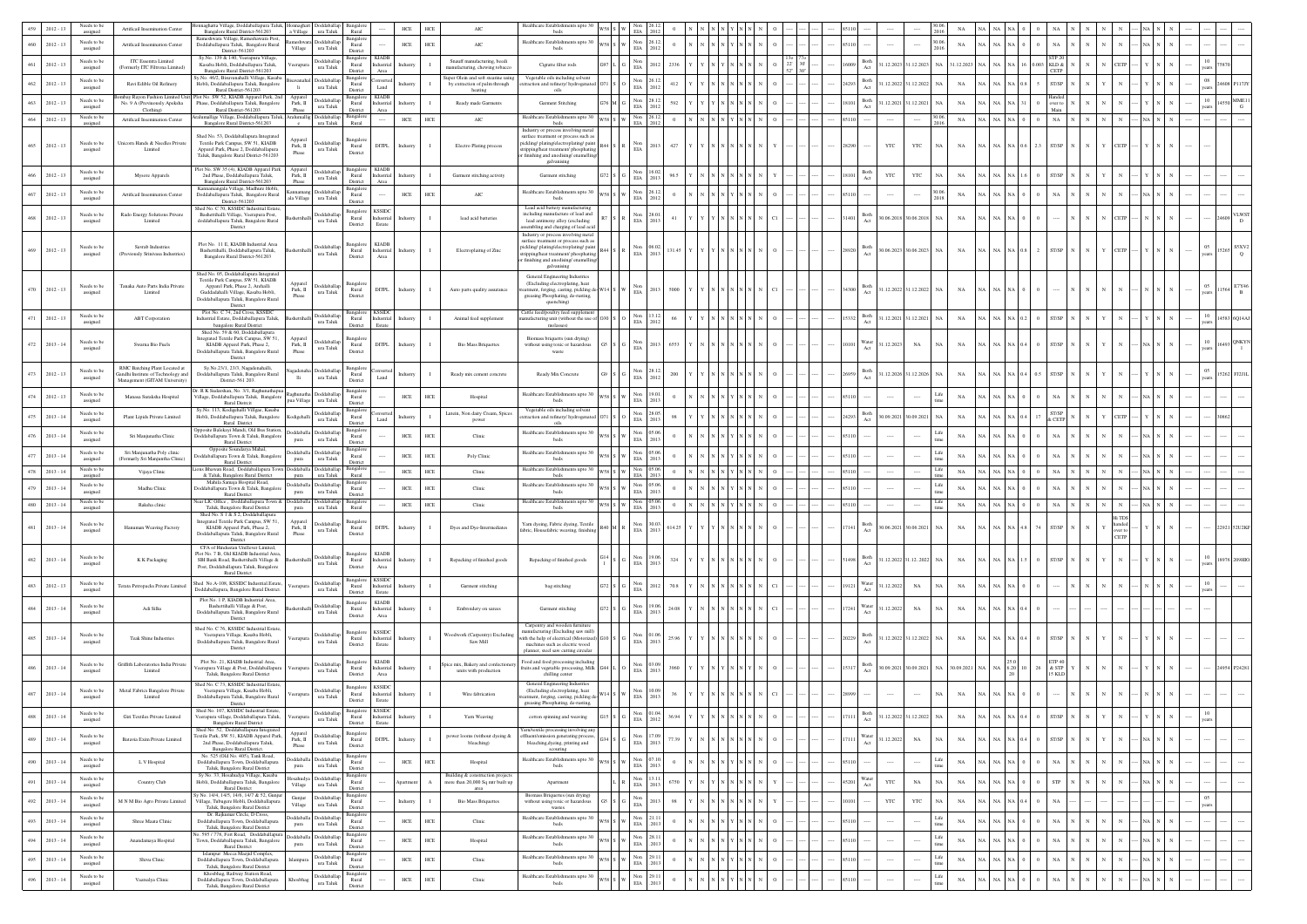| 459 | 2012 - 13 | Needs to be assigned | Artificial Insemination Center | Honnaghatta Village, Doddaballapura Taluk, Bangalore Rural District-561203 | Honnaghatta Village | Doddaballapura Taluk | Bangalore Rural District | ---- | HCE | HCE | AIC | Healthcare Establishments upto 30 beds | W58 | S | W | Non EIA | 28.12.2012 | 0 | N | N | N | N | Y | N | N | N | O | ---- | ---- | ---- | 85110 | ---- | ---- | ---- | 30.06.2016 | NA | NA | NA | NA | 0 | 0 | NA | N | N | N | ---- | NA | N | N | ---- | ---- |
|---|---|---|---|---|---|---|---|---|---|---|---|---|---|---|---|---|---|---|---|---|---|---|---|---|---|---|---|---|---|---|---|---|---|---|---|---|---|---|---|---|---|---|---|---|---|---|---|---|---|---|---|---|---|---|
| 460 | 2012 - 13 | Needs to be assigned | Artificial Insemination Center | Rameshwaram Village, Rameshwaram Post, Doddaballapura Taluk, Bangalore Rural District-561203 | Rameshwara Village | Doddaballapura Taluk | Bangalore Rural District | ---- | HCE | HCE | AIC | Healthcare Establishments upto 30 beds | W58 | S | W | Non EIA | 28.12.2012 | 0 | N | N | N | N | Y | N | N | N | O | ---- | ---- | ---- | 85110 | ---- | ---- | ---- | 30.06.2016 | NA | NA | NA | NA | 0 | 0 | NA | N | N | N | ---- | NA | N | N | ---- | ---- |
| 461 | 2012 - 13 | Needs to be assigned | ITC Essentra Limited (Formerly ITC Filtrona Limited) | Sy.No. 139 & 140, Veerapura Village, Kasaba Hobli, Doddaballapura Taluk, Bangalore Rural District-561203 | Veerapura | Doddaballapura Taluk | Bangalore Rural District | KIADB Industrial Area | Industry | I | Snauff manufacturing, beedi manufacturing, chewing tobacco | Cigratte filter rods | G87 | L | G | Non EIA | 2012 | 2336 | Y | Y | N | Y | N | N | N | N | O | 13o 22' 52" | 77o 30' 30" | ---- | 16009 | Both Act | 31.12.2023 | 31.12.2023 | NA | 31.12.2023 | NA | NA | 16 | 0.003 | STP 20 KLD & CETP | N | N | CETP | ---- | Y | N | N | 10 years | 75870 | ---- |
| 462 | 2012 - 13 | Needs to be assigned | Ravi Edible Oil Refinery | Sy.No. 46/2, Bisuvanahalli Village, Kasaba Hobli, Doddaballapura Taluk, Bangalore Rural District-561203 | Bisuvanahalli | Doddaballapura Taluk | Bangalore Rural District | Converted Land | Industry | I | Super Olein and soft stearine using by extraction of palm through heating | Vegetable oils including solvent extraction and refinery/ hydrogenated oils | O71 | S | O | Non EIA | 28.12.2012 | 412 | Y | Y | N | N | N | N | N | N | O | ---- | ---- | ---- | 24293 | Both Act | 31.12.2022 | 31.12.2022 | NA | NA | NA | NA | 0.8 | 5 | ST/SP | N | N | Y | N | ---- | Y | N | N | 08 years | 24608 | P1173Y |
| 463 | 2012 - 13 | Needs to be assigned | Bombay Rayon Fashion Limited Unit No. 9 A (Previously Apeksha Clothing) | Plot No. SW 52, KIADB Apparel Park, 2nd Phase, Doddaballapura Taluk, Bangalore Rural District-561203 | Apparel Park, II Phase | Doddaballapura Taluk | Bangalore Rural District | KIADB Industrial Area | Industry | I | Ready made Garments | Garment Stitching | G76 | M | G | Non EIA | 28.12.2012 | 592 | Y | Y | Y | N | N | N | N | N | O | ---- | ---- | ---- | 18101 | Both Act | 31.12.2021 | 31.12.2021 | NA | NA | NA | NA | 31 | 0 | Handed over to Main | N | N | N | ---- | Y | N | N | 10 years | 44550 | MMEL1 C |
| 464 | 2012 - 13 | Needs to be assigned | Artificial Insemination Center | Aralumallige Village, Doddaballapura Taluk, Bangalore Rural District-561203 | Aralumallige | Doddaballapura Taluk | Bangalore Rural District | ---- | HCE | HCE | AIC | Healthcare Establishments upto 30 beds | W58 | S | W | Non EIA | 28.12.2012 | 0 | N | N | N | N | Y | N | N | N | O | ---- | ---- | ---- | 85110 | ---- | ---- | ---- | 30.06.2016 | NA | NA | NA | NA | 0 | 0 | NA | N | N | N | ---- | NA | N | N | ---- | ---- |
| 465 | 2012 - 13 | Needs to be assigned | Unicorn Hands & Needles Private Limited | Shed No. 53, Doddaballapura Integrated Textile Park Campus, SW 51, KIADB Apparel Park, Phase 2, Doddaballapura Taluk, Bangalore Rural District-561203 | Apparel Park, II Phase | Doddaballapura Taluk | Bangalore Rural District | DITPL | Industry | I | Electro Plating process | Industry or process involving metal surface treatment or process such as pickling/ plating/electroplating/ paint stripping/heat treatment/ phosphating or finishing and anodising/ enamelling/ galvanising | R44 | S | R | Non EIA | 2013 | 427 | Y | Y | N | N | N | N | N | Y | ---- | ---- | ---- | ---- | 28290 | ---- | YTC | YTC | NA | NA | NA | NA | 0.6 | 2.3 | ST/SP | N | N | Y | CETP | ---- | Y | N | N | ---- | ---- |
| 466 | 2012 - 13 | Needs to be assigned | Mysore Apparels | Plot No. SW 35 (4), KIADB Apparel Park 2nd Phase, Doddaballapura Taluk, Bangalore Rural District-561203 | Apparel Park, II Phase | Doddaballapura Taluk | Bangalore Rural District | KIADB Industrial Area | Industry | I | Garment stitching activity | Garment stitching | G72 | S | G | Non EIA | 18.02.2013 | 96.5 | Y | Y | N | N | N | N | N | Y | ---- | ---- | ---- | ---- | 18101 | Both Act | YTC | YTC | NA | NA | NA | NA | 1.6 | 0 | ST/SP | N | N | Y | N | ---- | N | N | ---- | ---- |
| 467 | 2012 - 13 | Needs to be assigned | Artificial Insemination Center | Kannamangala Village, Madhure Hobli, Doddaballapura Taluk, Bangalore Rural District-561203 | Kannamangala Village | Doddaballapura Taluk | Bangalore Rural District | ---- | HCE | HCE | AIC | Healthcare Establishments upto 30 beds | W58 | S | W | Non EIA | 28.12.2012 | 0 | N | N | N | N | Y | N | N | N | O | ---- | ---- | ---- | 85110 | ---- | ---- | ---- | 30.06.2018 | NA | NA | NA | NA | 0 | 0 | NA | N | N | N | ---- | NA | N | N | ---- | ---- |
| 468 | 2012 - 13 | Needs to be assigned | Rado Energy Solutions Private Limited | Shed No. C 76, KSSIDC Industrial Estate, Bashettihalli Village, Veerapura Post, doddaballapura Taluk, Bangalore Rural District | Bashettihalli | Doddaballapura Taluk | Bangalore Rural District | KSSIDC Industrial Estate | Industry | I | lead acid batteries | Lead acid battery manufacturing including manufacture of lead and lead antimony alloy (excluding assembling and charging of lead acid | R7 | S | R | Non EIA | 28.01.2013 | 41 | Y | Y | Y | N | N | N | N | N | C1 | ---- | ---- | ---- | 31401 | Both Act | 30.06.2018 | 30.06.2018 | NA | NA | NA | NA | 0 | 0 | ---- | N | N | N | CETP | ---- | N | N | 24609 | VLWST D |
| 469 | 2012 - 13 | Needs to be assigned | Sawrab Industries (Previously Srinivasa Industries) | Plot No. 11 E, KIADB Industrial Area Bashettihalli, Doddaballapura Taluk, Bangalore Rural District-561203 | Bashettihalli | Doddaballapura Taluk | Bangalore Rural District | KIADB Industrial Area | Industry | I | Electroplating of Zinc | Industry or process involving metal surface treatment or process such as pickling/ plating/electroplating/ paint stripping/heat treatment/ phosphating or finishing and anodising/ enamelling/ galvanising | R44 | S | R | Non EIA | 08.02.2013 | 131.45 | Y | Y | Y | N | N | N | N | N | O | ---- | ---- | ---- | 28920 | Both Act | 30.06.2023 | 30.06.2023 | NA | NA | NA | NA | 0.8 | 2 | ST/SP | N | N | Y | CETP | ---- | Y | N | N | 05 years | 15265 | S5XV2 Q |
| 470 | 2012 - 13 | Needs to be assigned | Tanaka Auto Parts India Private Limited | Shed No. 05, Doddaballapura Integrated Textile Park Campus, SW 51, KIADB Apparel Park, Phase 2, Arehalli, Guddadahalli Village, Kasaba Hobli, Doddaballapura Taluk, Bangalore Rural District | Apparel Park, II Phase | Doddaballapura Taluk | Bangalore Rural District | DITPL | Industry | I | Auto parts quality assurance | General Engineering Industries (Excluding electroplating, heat treatment, forging, casting, pickling de-greasing Phosphating, de-rusting, quenching) | W14 | S | W | Non EIA | 2013 | 5000 | Y | Y | N | N | N | N | N | N | C1 | ---- | ---- | ---- | 34300 | Both Act | 31.12.2022 | 31.12.2022 | NA | NA | NA | NA | 0 | 0 | ---- | N | N | N | ---- | Y | N | N | 05 years | 11564 | ET7Y6 B |
| 471 | 2012 - 13 | Needs to be assigned | ABT Corporation | Plot No. C 74, 2nd Cross, KSSIDC Industrial Estate, Doddaballapura Taluk, bangalore Rural District | Bashettihalli | Doddaballapura Taluk | Bangalore Rural District | KSSIDC Industrial Estate | Industry | I | Animal feed supplement | Cattle feed/poultry feed supplement manufacturing unit (without the use of molasses) | G30 | S | O | Non EIA | 13.12.2012 | 66 | Y | Y | N | N | N | N | N | N | O | ---- | ---- | ---- | 15332 | Both Act | 31.12.2021 | 31.12.2021 | NA | NA | NA | NA | 0.2 | 0 | ST/SP | N | N | N | ---- | Y | N | N | 10 years | 14583 | 6Q14AJ |
| 472 | 2013 - 14 | Needs to be assigned | Swarna Bio Fuels | Shed No. 59 & 60, Doddaballapura Integrated Textile Park Campus, SW 51, KIADB Apparel Park, Phase 2, Doddaballapura Taluk, Bangalore Rural District | Apparel Park, II Phase | Doddaballapura Taluk | Bangalore Rural District | DITPL | Industry | I | Bio Mass Briquettes | Biomass briquetts (sun drying) without using toxic or hazardous waste | G5 | S | G | Non EIA | 2013 | 6553 | Y | Y | N | N | N | N | N | N | O | ---- | ---- | ---- | 10101 | Water Act | 31.12.2023 | NA | NA | NA | NA | NA | 0.4 | 0 | ST/SP | N | N | Y | N | ---- | NA | N | N | 10 years | 16493 | QNKYN I |
| 473 | 2012 - 13 | Needs to be assigned | RMC Batching Plant Located at Gandhi Institute of Technology and Management (GITAM University) | Sy.No.23/1, 23/3, Nagadenahalli, Doddaballapura Taluk, Bangalore Rural District-561203 | Nagadenaha lli | Doddaballapura Taluk | Bangalore Rural District | Converted Land | Industry | I | Ready mix cement concrete | Ready Mix Concrete | G9 | S | G | Non EIA | 28.12.2012 | 200 | Y | Y | N | N | N | N | N | N | O | ---- | ---- | ---- | 26959 | Both Act | 31.12.2026 | 31.12.2026 | NA | NA | NA | NA | 0.4 | 0.5 | ST/SP | N | N | Y | N | ---- | Y | N | N | 05 years | 15262 | FF2J1L |
| 474 | 2012 - 13 | Needs to be assigned | Manasa Suraksha Hospital | Dr. R K Sadasivan; No. 3/1, Raghunathapura Village, Doddaballapura Taluk, Bangalore Rural District | Raghunatha pura Village | Doddaballapura Taluk | Bangalore Rural District | ---- | HCE | HCE | Hospital | Healthcare Establishments upto 30 beds | W58 | S | W | Non EIA | 19.01.2013 | 0 | N | N | N | N | Y | N | N | N | O | ---- | ---- | ---- | 85110 | ---- | ---- | ---- | Life time | NA | NA | NA | NA | 0 | 0 | NA | N | N | N | ---- | NA | N | N | ---- | ---- |
| 475 | 2013 - 14 | Needs to be assigned | Plane Lipids Private Limited | Sy.No. 113, Kodigehalli Village, Kasaba Hobli, Doddaballapura Taluk, Bangalore Rural District | Kodigehalli | Doddaballapura Taluk | Bangalore Rural District | Converted Land | Industry | I | Lecitin, Non dairy Cream, Spices power | Vegetable oils including solvent extraction and refinery/ hydrogenated oils | O71 | S | O | Non EIA | 28.05.2013 | 98 | Y | Y | N | N | N | N | N | N | O | ---- | ---- | ---- | 24293 | Both Act | 30.09.2021 | 30.09.2021 | NA | NA | NA | NA | 0.4 | 17 | ST/SP & CETP | N | N | Y | CETP | ---- | Y | N | N | ---- | 30862 | ---- |
| 476 | 2013 - 14 | Needs to be assigned | Sri Manjunatha Clinic | Opposite Balekayi Mandi, Old Bus Station, Doddaballapura Town & Taluk, Bangalore Rural District | Doddaballa pura | Doddaballapura Taluk | Bangalore Rural District | ---- | HCE | HCE | Clinic | Healthcare Establishments upto 30 beds | W58 | S | W | Non EIA | 05.06.2013 | 0 | N | N | N | N | Y | N | N | N | O | ---- | ---- | ---- | 85110 | ---- | ---- | ---- | Life time | NA | NA | NA | NA | 0 | 0 | NA | N | N | N | ---- | NA | N | N | ---- | ---- |
| 477 | 2013 - 14 | Needs to be assigned | Sri Manjunatha Poly clinic (Formarly Sri Manjunatha Clinic) | Opposite Soundarya Mahal, Doddaballapura Town & Taluk, Bangalore Rural District | Doddaballa pura | Doddaballapura Taluk | Bangalore Rural District | ---- | HCE | HCE | Poly Clinic | Healthcare Establishments upto 30 beds | W58 | S | W | Non EIA | 05.06.2013 | 0 | N | N | N | N | Y | N | N | N | O | ---- | ---- | ---- | 85110 | ---- | ---- | ---- | Life time | NA | NA | NA | NA | 0 | 0 | NA | N | N | N | ---- | NA | N | N | ---- | ---- |
| 478 | 2013 - 14 | Needs to be assigned | Vijaya Clinic | Lions Bhawan Road,, Doddaballapura Town & Taluk, Bangalore Rural District | Doddaballa pura | Doddaballapura Taluk | Bangalore Rural | ---- | HCE | HCE | Clinic | Healthcare Establishments upto 30 beds | W58 | S | W | Non EIA | 05.06.2013 | 0 | N | N | N | N | Y | N | N | N | O | ---- | ---- | ---- | 85110 | ---- | ---- | ---- | Life time | NA | NA | NA | NA | 0 | 0 | NA | N | N | N | ---- | NA | N | N | ---- | ---- |
| 479 | 2013 - 14 | Needs to be assigned | Madhu Clinic | Mahila Samaja Hospital Road, Doddaballapura Town & Taluk, Bangalore Rural District | Doddaballa pura | Doddaballapura Taluk | Bangalore Rural District | ---- | HCE | HCE | Clinic | Healthcare Establishments upto 30 beds | W58 | S | W | Non EIA | 05.06.2013 | 0 | N | N | N | N | Y | N | N | N | O | ---- | ---- | ---- | 85110 | ---- | ---- | ---- | Life time | NA | NA | NA | NA | 0 | 0 | NA | N | N | N | ---- | NA | N | N | ---- | ---- |
| 480 | 2013 - 14 | Needs to be assigned | Raksha clinic | Near LIC Office , Doddaballapura Town & Taluk, Bangalore Rural District | Doddaballa pura | Doddaballapura Taluk | Bangalore Rural District | ---- | HCE | HCE | Clinic | Healthcare Establishments upto 30 beds | W58 | S | W | Non EIA | 05.06.2013 | 0 | N | N | N | N | Y | N | N | N | O | ---- | ---- | ---- | 85110 | ---- | ---- | ---- | Life time | NA | NA | NA | NA | 0 | 0 | NA | N | N | N | ---- | NA | N | N | ---- | ---- |
| 481 | 2013 - 14 | Needs to be assigned | Hanuman Weaving Factory | Shed No. S 1 & S 2, Doddaballapura Integrated Textile Park Campus, SW 51, KIADB Apparel Park, Phase 2, Doddaballapura Taluk, Bangalore Rural District | Apparel Park, II Phase | Doddaballapura Taluk | Bangalore Rural District | DITPL | Industry | I | Dyes and Dye-Intermediates | Yarn dyeing, Fabric dyeing, Textile fabric, House fabric weaving, finishing | R40 | M | R | Non EIA | 30.03.2013 | 614.25 | Y | Y | Y | N | N | N | N | N | O | ---- | ---- | ---- | 17141 | Both Act | 30.06.2021 | 30.06.2021 | NA | NA | NA | NA | 4.8 | 74 | ST/SP | N | N | Y | Hi-TDS handed over to CETP | ---- | Y | N | N | ---- | 22821 | 52U2KF |
| 482 | 2013 - 14 | Needs to be assigned | K K Packaging | CFA of Hindustan Unilever Limited, Plot No. 7 B, Old KIADB Industrial Area, SBI Bank Road, Bashettihalli Village & Post, Doddaballapura Taluk, Bangalore Rural District | Bashettihalli | Doddaballapura Taluk | Bangalore Rural District | KIADB Industrial Area | Industry | I | Repacking of finished goods | Repacking of finished goods | G14 1 | S | G | Non EIA | 19.06.2013 | 324 | Y | Y | N | N | N | N | N | N | O | ---- | ---- | ---- | 51498 | Both Act | 31.12.2022 | 31.12. 2022 | NA | NA | NA | NA | 1.5 | 0 | ST/SP | N | N | Y | N | ---- | Y | N | N | 10 years | 28976 | 209HIO |
| 483 | 2012 - 13 | Needs to be assigned | Teratu Petropacks Private Limited | Shed No.A-106, KSSIDC Industrial Estate, Doddaballapura, Bangalore Rural District. | Veerapura | Doddaballapura Taluk | Bangalore Rural District | KSSIDC Industrial Estate | Industry | I | Garment stitching | bag stitching | G72 | S | G | Non EIA | 2012 | 70.8 | Y | Y | N | N | N | N | N | N | C1 | ---- | ---- | ---- | 19121 | Water Act | 31.12.2022 | NA | NA | NA | NA | NA | 0 | 0 | ---- | N | N | N | ---- | Y | N | N | 10 years | ---- | ---- |
| 484 | 2013 - 14 | Needs to be assigned | Adi Silks | Plot No. 1 P, KIADB Industrial Area, Bashettihalli Village & Post, Doddaballapura Taluk, Bangalore Rural District | Bashettihalli | Doddaballapura Taluk | Bangalore Rural District | KIADB Industrial Area | Industry | I | Embroidery on sarees | Garment stitching | G72 | S | G | Non EIA | 19.06.2013 | 24.08 | Y | Y | N | N | N | N | N | N | C1 | ---- | ---- | ---- | 17241 | Water Act | 31.12.2022 | NA | NA | NA | NA | NA | 0.4 | 0 | ---- | N | N | N | ---- | Y | N | N | ---- | ---- |
| 485 | 2013 - 14 | Needs to be assigned | Teak Shine Industries | Shed No. C 76, KSSIDC Industrial Estate, Veerapura Village, Kasaba Hobli, Doddaballapura Taluk, Bangalore Rural District | Veerapura | Doddaballapura Taluk | Bangalore Rural District | KSSIDC Industrial Estate | Industry | I | Woodwork (Carpentry) Excluding Saw Mill | Carpentry and wooden furniture manufacturing (Excluding saw mill) with the help of electrical (Motorized) machines such as electric wood planer, steel saw cutting circular | G20 | S | G | Non EIA | 01.06.2013 | 25.96 | Y | Y | N | N | N | N | N | N | O | ---- | ---- | ---- | 20229 | Both Act | 31.12.2022 | 31.12.2022 | NA | NA | NA | NA | 0.4 | 0 | ST/SP | N | N | Y | N | ---- | N | N | ---- | ---- |
| 486 | 2013 - 14 | Needs to be assigned | Griffith Laboratories India Private Limited | Plot No. 21, KIADB Industrial Area, Veerapura Village & Post, Doddaballapura Taluk, Bangalore Rural District | Veerapura | Doddaballapura Taluk | Bangalore Rural District | KIADB Industrial Area | Industry | I | Spice mix, Bakery and confectionery units with production | Food and food processing including fruits and vegetable processing, Milk chilling center | G44 | L | O | Non EIA | 03.09.2013 | 3960 | Y | Y | N | Y | Y | N | N | Y | O | ---- | ---- | ---- | 15317 | Both Act | 30.09.2021 | 30.09.2021 | NA | 30.09.2021 | NA | NA | 25.0 6.20 20 | 10 | 28 | ETP 48 & STP 15 KLD | N | N | N | ---- | Y | N | N | ---- | 24954 | P24261 |
| 487 | 2013 - 14 | Needs to be assigned | Metal Fabrics Bangalore Private Limited | Shed No. C 73, KSSIDC Industrial Estate, Veerapura Village, Kasaba Hobli, Doddaballapura Taluk, Bangalore Rural District | Veerapura | Doddaballapura Taluk | Bangalore Rural District | KSSIDC Industrial Estate | Industry | I | Wire fabrication | General Engineering Industries (Excluding electroplating, heat treatment, forging, casting, pickling de-greasing Phosphating, de-rusting, | W14 | S | W | Non EIA | 10.09.2013 | 36 | Y | Y | N | N | N | N | N | N | O | ---- | ---- | ---- | 28999 | ---- | ---- | ---- | Life time | NA | NA | NA | NA | 0 | 0 | NA | N | N | N | ---- | N | N | ---- | ---- |
| 488 | 2013 - 14 | Needs to be assigned | Giri Textiles Private Limited | Shed No. 107, KSSIDC Industrial Estate, Veerapura village, Doddaballapura Taluk, Bangalore Rural District | Veerapura | Doddaballapura Taluk | Bangalore Rural District | KSSIDC Industrial Estate | Industry | I | Yarn Weaving | cotton spinning and weaving | G15 | S | G | Non EIA | 01.04.2012 | 56.94 | Y | Y | N | N | N | N | N | N | O | ---- | ---- | ---- | 17111 | Both Act | 31.12.2022 | 31.12.2022 | NA | NA | NA | NA | 0.4 | 0 | ST/SP | N | N | N | ---- | Y | N | N | 10 years | ---- | ---- |
| 489 | 2013 - 14 | Needs to be assigned | Baravis Exim Private Limited | Shed No. 52, Doddaballapura Integrated Textile Park, SW 51, KIADB Apparel Park, 2nd Phase, Doddaballapura Taluk, Bangalore Rural District. | Apparel Park, II Phase | Doddaballapura Taluk | Bangalore Rural District | DITPL | Industry | I | power looms (without dyeing & bleaching) | Yarn/textile processing involving any effluent/emission generating process, bleaching,dyeing, printing and scouring | G34 | S | G | Non EIA | 17.09.2013 | 77.39 | Y | Y | N | N | N | N | N | N | O | ---- | ---- | ---- | 17111 | Water Act | 31.12.2022 | NA | NA | NA | NA | NA | 0.4 | 0 | ST/SP | N | N | N | ---- | Y | N | N | ---- | ---- |
| 490 | 2013 - 14 | Needs to be assigned | L V Hospital | No. 525 (Old No. 405), Tank Road, Doddaballapura Town, Doddaballapura Taluk, Bangalore Rural District | Doddaballa pura | Doddaballapura Taluk | Bangalore Rural District | ---- | HCE | HCE | Hospital | Healthcare Establishments upto 30 beds | W58 | S | W | Non EIA | 07.10.2013 | 0 | N | N | N | N | Y | N | N | N | O | ---- | ---- | ---- | 85110 | ---- | ---- | ---- | Life time | NA | NA | NA | NA | 0 | 0 | NA | N | N | N | ---- | NA | N | N | ---- | ---- |
| 491 | 2013 - 14 | Needs to be assigned | Country Club | Sy No. 33, Hosahudya Village, Kasaba Hobli, Doddaballapura Taluk, Bangalore Rural District | Hosahudya Village | Doddaballapura Taluk | Bangalore Rural District | ---- | Apartment | A | Building & construction projects more than 20,000 Sq.mtr built up area | Apartment | ---- | L | R | Non EIA | 13.11.2013 | 6750 | Y | Y | Y | N | N | N | N | Y | ---- | ---- | ---- | ---- | 45201 | Water Act | YTC | NA | NA | NA | NA | NA | 0 | 0 | STP | N | N | N | ---- | Y | N | N | ---- | ---- |
| 492 | 2013 - 14 | Needs to be assigned | M N M Bio Agro Private Limited | Sy No. 14/4, 14/5, 14/6, 14/7 & 52, Gunjur Village, Tubagere Hobli, Doddaballapura Taluk, Bangalore Rural District | Gunjur Village | Doddaballapura Taluk | Bangalore Rural District | ---- | Industry | I | Bio Mass Briquettes | Biomass Briquettes (sun drying) without using toxic or hazardous wastes | G5 | S | G | Non EIA | 2013 | 98 | Y | Y | N | N | N | N | N | N | O | ---- | ---- | ---- | 10101 | ---- | YTC | YTC | NA | NA | NA | NA | 0.4 | 0 | NA | N | N | N | ---- | Y | N | N | 05 years | ---- | ---- |
| 493 | 2013 - 14 | Needs to be assigned | Shree Maatu Clinic | Dr. Rajkumar Circle, D Cross, Doddaballapura Town, Doddaballapura Taluk, Bangalore Rural District | Doddaballa pura | Doddaballapura Taluk | Bangalore Rural District | ---- | HCE | HCE | Clinic | Healthcare Establishments upto 30 beds | W58 | S | W | Non EIA | 21.11.2013 | 0 | N | N | N | N | Y | N | N | N | O | ---- | ---- | ---- | 85110 | ---- | ---- | ---- | Life time | NA | NA | NA | NA | 0 | 0 | NA | N | N | N | ---- | NA | N | N | ---- | ---- |
| 494 | 2013 - 14 | Needs to be assigned | Anandamaya Hospital | No. 595 / 776, Fort Road, Doddaballapura Town, Doddaballapura Taluk, Bangalore Rural District | Doddaballa pura | Doddaballapura Taluk | Bangalore Rural District | ---- | HCE | HCE | Hospital | Healthcare Establishments upto 30 beds | W58 | S | W | Non EIA | 28.11.2013 | 0 | N | N | N | N | Y | N | N | N | O | ---- | ---- | ---- | 85110 | ---- | ---- | ---- | Life time | NA | NA | NA | NA | 0 | 0 | NA | N | N | N | ---- | NA | N | N | ---- | ---- |
| 495 | 2013 - 14 | Needs to be assigned | Shiva Clinic | Islampur Mecca Masjid Complex, Doddaballapura Town, Doddaballapura Taluk, Bangalore Rural District | Islampura | Doddaballapura Taluk | Bangalore Rural District | ---- | HCE | HCE | Clinic | Healthcare Establishments upto 30 beds | W58 | S | W | Non EIA | 29.11.2013 | 0 | N | N | N | N | Y | N | N | N | O | ---- | ---- | ---- | 85110 | ---- | ---- | ---- | Life time | NA | NA | NA | NA | 0 | 0 | NA | N | N | N | ---- | NA | N | N | ---- | ---- |
| 496 | 2013 - 14 | Needs to be assigned | Vasnavya Clinic | Khoshbag, Railway Station Road, Doddaballapura Town, Doddaballapura Taluk, Bangalore Rural District | Khoshbag | Doddaballapura Taluk | Bangalore Rural District | ---- | HCE | HCE | Clinic | Healthcare Establishments upto 30 beds | W58 | S | W | Non EIA | 29.11.2013 | 0 | N | N | N | N | Y | N | N | N | O | ---- | ---- | ---- | 85110 | ---- | ---- | ---- | Life time | NA | NA | NA | NA | 0 | 0 | NA | N | N | N | ---- | NA | N | N | ---- | ---- |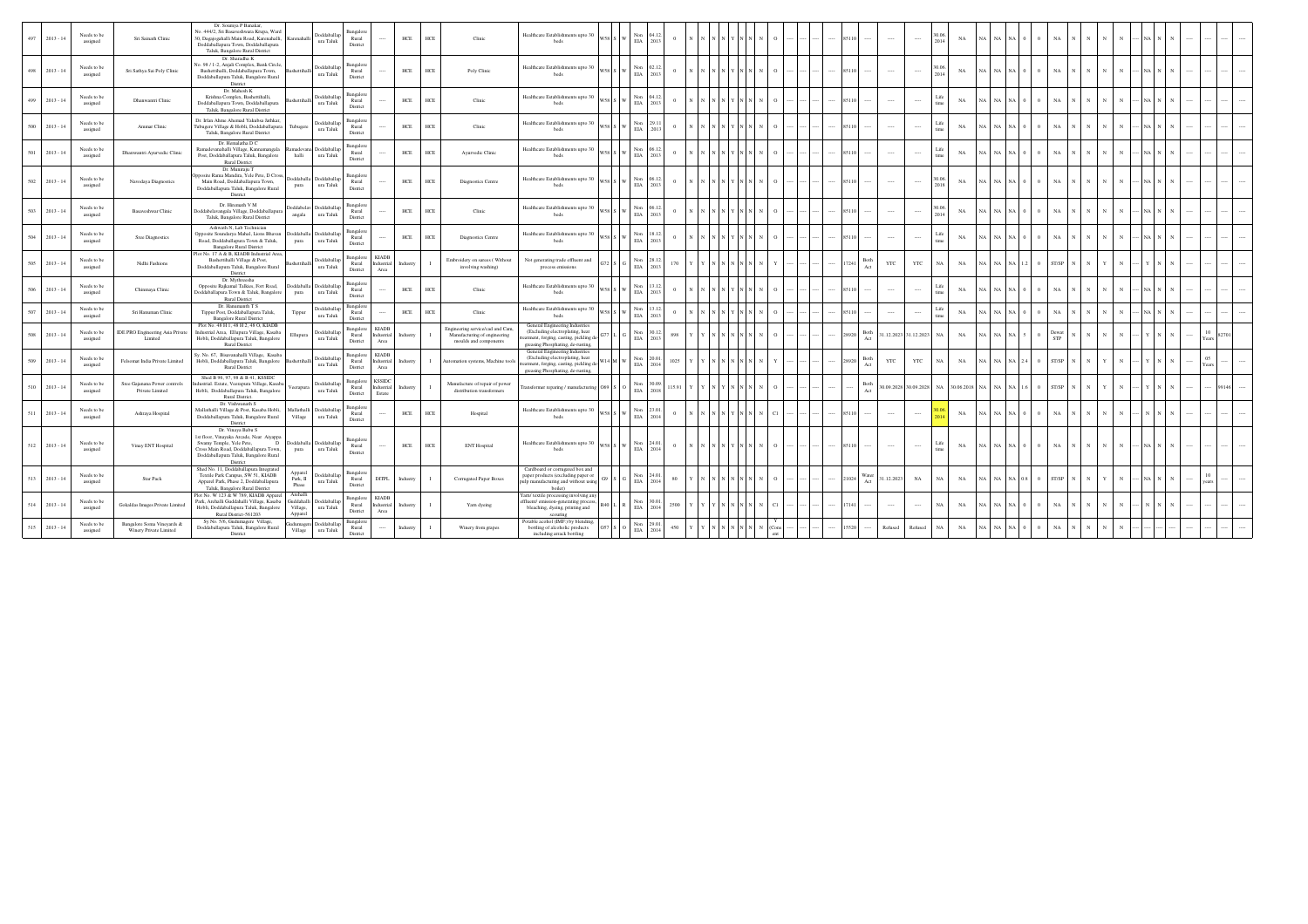| | | | | | | | | | | | | | | | | | | | | | | | | | | | | | | | | | | | | | | | | | | | | | | | | | | | | | | |
|---|---|---|---|---|---|---|---|---|---|---|---|---|---|---|---|---|---|---|---|---|---|---|---|---|---|---|---|---|---|---|---|---|---|---|---|---|---|---|---|---|---|---|---|---|---|---|---|---|---|---|---|---|---|---|
| 497 | 2013 - 14 | Needs to be assigned | Sri Sainath Clinic | Dr. Soumya P Banakar, No. 444/2, Sri Basaveshwara Krupa, Ward 30, Dagajogihalli Main Road, Karenahalli, Doddaballapura Town, Doddaballapura Taluk, Bangalore Rural District | Karenahalli | Doddaballapura Taluk | Bangalore Rural District | ---- | HCE | HCE | Clinic | Healthcare Establishments upto 30 beds | W58 | S | W | Non EIA | 04.12.2013 | 0 | N | N | N | N | Y | N | N | N | O | ---- | ---- | ---- | 85110 | ---- | ---- | ---- | 30.06.2014 | NA | NA | NA | NA | 0 | 0 | NA | N | N | N | N | ---- | NA | N | N | ---- | ---- | ---- | ---- |
| 498 | 2013 - 14 | Needs to be assigned | Sri Sathya Sai Poly Clinic | Dr. Sharadha K, No. 98 / 1-2, Anjali Complex, Bank Circle, Bashettihalli, Doddaballapura Town, Doddaballapura Taluk, Bangalore Rural District | Bashettihalli | Doddaballapura Taluk | Bangalore Rural District | ---- | HCE | HCE | Poly Clinic | Healthcare Establishments upto 30 beds | W58 | S | W | Non EIA | 02.12.2013 | 0 | N | N | N | N | Y | N | N | N | O | ---- | ---- | ---- | 85110 | ---- | ---- | ---- | 30.06.2014 | NA | NA | NA | NA | 0 | 0 | NA | N | N | N | N | ---- | NA | N | N | ---- | ---- | ---- | ---- |
| 499 | 2013 - 14 | Needs to be assigned | Dhanwantri Clinic | Dr. Mahesh K, Krishna Complex, Bashettihalli, Doddaballapura Town, Doddaballapura Taluk, Bangalore Rural District | Bashettihalli | Doddaballapura Taluk | Bangalore Rural District | ---- | HCE | HCE | Clinic | Healthcare Establishments upto 30 beds | W58 | S | W | Non EIA | 04.12.2013 | 0 | N | N | N | N | Y | N | N | N | O | ---- | ---- | ---- | 85110 | ---- | ---- | ---- | Life time | NA | NA | NA | NA | 0 | 0 | NA | N | N | N | N | ---- | NA | N | N | ---- | ---- | ---- | ---- |
| 500 | 2013 - 14 | Needs to be assigned | Ammar Clinic | Dr. Irfan Ahme Ahemad Yakubsa Jathkar, Tubagere Village & Hobli, Doddaballapura Taluk, Bangalore Rural District | Tubagere | Doddaballapura Taluk | Bangalore Rural District | ---- | HCE | HCE | Clinic | Healthcare Establishments upto 30 beds | W58 | S | W | Non EIA | 29.11.2013 | 0 | N | N | N | N | Y | N | N | N | O | ---- | ---- | ---- | 85110 | ---- | ---- | ---- | Life time | NA | NA | NA | NA | 0 | 0 | NA | N | N | N | N | ---- | NA | N | N | ---- | ---- | ---- | ---- |
| 501 | 2013 - 14 | Needs to be assigned | Dhanwantri Ayurvedic Clinic | Dr. Hemalatha D C, Ramadevanahalli Village, Kannamangala Post, Doddaballapura Taluk, Bangalore Rural District | Ramadevanahalli | Doddaballapura Taluk | Bangalore Rural District | ---- | HCE | HCE | Ayurvedic Clinic | Healthcare Establishments upto 30 beds | W58 | S | W | Non EIA | 06.12.2013 | 0 | N | N | N | N | Y | N | N | N | G | ---- | ---- | ---- | 85110 | ---- | ---- | ---- | Life time | NA | NA | NA | NA | 0 | 0 | NA | N | N | N | N | ---- | NA | N | N | ---- | ---- | ---- | ---- |
| 502 | 2013 - 14 | Needs to be assigned | Navodaya Diagnostics | Dr. Muniraju T, Opposite Rama Mandira, Yele Pete, D Cross Main Road, Doddaballapura Town, Doddaballapura Taluk, Bangalore Rural District | Doddaballapura | Doddaballapura Taluk | Bangalore Rural District | ---- | HCE | HCE | Diagnostics Centre | Healthcare Establishments upto 30 beds | W58 | S | W | Non EIA | 06.12.2013 | 0 | N | N | N | N | Y | N | N | N | O | ---- | ---- | ---- | 85110 | ---- | ---- | ---- | 30.06.2018 | NA | NA | NA | NA | 0 | 0 | NA | N | N | N | N | ---- | NA | N | N | ---- | ---- | ---- | ---- |
| 503 | 2013 - 14 | Needs to be assigned | Basaveshwar Clinic | Dr. Hiremath V M, Doddabelavangala Village, Doddaballapura Taluk, Bangalore Rural District | Doddabelavangala | Doddaballapura Taluk | Bangalore Rural District | ---- | HCE | HCE | Clinic | Healthcare Establishments upto 30 beds | W58 | S | W | Non EIA | 06.12.2013 | 0 | N | N | N | N | Y | N | N | N | O | ---- | ---- | ---- | 85110 | ---- | ---- | ---- | 30.06.2014 | NA | NA | NA | NA | 0 | 0 | NA | N | N | N | N | ---- | NA | N | N | ---- | ---- | ---- | ---- |
| 504 | 2013 - 14 | Needs to be assigned | Sree Diagnostics | Ashwath N, Lab Technician, Opposite Soundarya Mahal, Lions Bhavan Road, Doddaballapura Town & Taluk, Bangalore Rural District | Doddaballapura | Doddaballapura Taluk | Bangalore Rural District | ---- | HCE | HCE | Diagnostics Centre | Healthcare Establishments upto 30 beds | W58 | S | W | Non EIA | 19.12.2013 | 0 | N | N | N | N | Y | N | N | N | O | ---- | ---- | ---- | 85110 | ---- | ---- | ---- | Life time | NA | NA | NA | NA | 0 | 0 | NA | N | N | N | N | ---- | NA | N | N | ---- | ---- | ---- | ---- |
| 505 | 2013 - 14 | Needs to be assigned | Nidhi Fashions | Plot No: 17 A & B, KIADB Industrial Area, Bashettihalli Village & Post, Doddaballapura Taluk, Bangalore Rural District | Bashettihalli | Doddaballapura Taluk | Bangalore Rural District | KIADB Industrial Area | Industry | I | Embroidery on sarees ( Without involving washing) | Not generating trade effluent and process emissions | G72 | S | G | Non EIA | 28.12.2013 | 170 | Y | Y | N | N | N | N | N | N | Y | ---- | ---- | ---- | 17241 | Both Act | YTC | YTC | NA | NA | NA | NA | NA | 1.2 | 0 | ST/SP | N | N | Y | N | ---- | Y | N | N | ---- | ---- | ---- | ---- |
| 506 | 2013 - 14 | Needs to be assigned | Chinmaya Clinic | Dr. Mythreesha, Opposite Rajkamal Talkies, Fort Road, Doddaballapura Town & Taluk, Bangalore Rural District | Doddaballapura | Doddaballapura Taluk | Bangalore Rural District | ---- | HCE | HCE | Clinic | Healthcare Establishments upto 30 beds | W58 | S | W | Non EIA | 13.12.2013 | 0 | N | N | N | N | Y | N | N | N | O | ---- | ---- | ---- | 85110 | ---- | ---- | ---- | Life time | NA | NA | NA | NA | 0 | 0 | NA | N | N | N | N | ---- | NA | N | N | ---- | ---- | ---- | ---- |
| 507 | 2013 - 14 | Needs to be assigned | Sri Hanuman Clinic | Dr. Hanumaiah T S, Tippur Post, Doddaballapura Taluk, Bangalore Rural District | Tippur | Doddaballapura Taluk | Bangalore Rural District | ---- | HCE | HCE | Clinic | Healthcare Establishments upto 30 beds | W58 | S | W | Non EIA | 13.12.2013 | 0 | N | N | N | N | Y | N | N | N | O | ---- | ---- | ---- | 85110 | ---- | ---- | ---- | Life time | NA | NA | NA | NA | 0 | 0 | NA | N | N | N | N | ---- | NA | N | N | ---- | ---- | ---- | ---- |
| 508 | 2013 - 14 | Needs to be assigned | IDE PRO Engineering Asia Private Limited | Plot No. 48 H 1, 48 H 2, 48 O, KIADB Industrial Area, Ellupura Village, Kasaba Hobli, Doddaballapura Taluk, Bangalore Rural District | Ellupura | Doddaballapura Taluk | Bangalore Rural District | KIADB Industrial Area | Industry | I | Engineering service/cad and Cam, Manufacturing of engineering moulds and components | General Engineering Industries (Excluding electroplating, heat treatment, forging, casting, pickling de-greasing Phosphating, de-rusting. | G77 | L | G | Non EIA | 30.12.2013 | 898 | Y | Y | N | N | N | N | N | N | O | ---- | ---- | ---- | 28920 | Both Act | 31.12.2023 | 31.12.2023 | NA | NA | NA | NA | NA | 5 | 0 | Dewat STP | N | N | N | N | ---- | Y | N | N | ---- | 10 Years | 82701 | ---- |
| 509 | 2013 - 14 | Needs to be assigned | Felsomat India Private Limited | Sy. No. 67, Bisuvanahalli Village, Kasaba Hobli, Doddaballapura Taluk, Bangalore Rural District | Bashettihalli | Doddaballapura Taluk | Bangalore Rural District | KIADB Industrial Area | Industry | I | Automation systems, Machine tools | General Engineering Industries (Excluding electroplating, heat treatment, forging, casting, pickling de-greasing Phosphating, de-rusting. | W14 | M | W | Non EIA | 20.01.2014 | 1025 | Y | Y | N | N | N | N | N | N | Y | ---- | ---- | ---- | 28920 | Both Act | YTC | YTC | NA | NA | NA | NA | NA | 2.4 | 0 | ST/SP | N | N | Y | N | ---- | Y | N | N | ---- | 05 Years | ---- | ---- |
| 510 | 2013 - 14 | Needs to be assigned | Sree Gajanana Power controls Private Limited | Shed B 96, 97, 98 & B 41, KSSIDC Industrial Estate, Veerapura Village, Kasaba Hobli, Doddaballapura Taluk, Bangalore Rural District | Veerapura | Doddaballapura Taluk | Bangalore Rural District | KSSIDC Industrial Estate | Industry | I | Manufacture of repair of power distribution transformers | Transformer repairing / manufacturing | O60 | S | O | Non EIA | 30.09.2018 | 115.91 | Y | Y | N | Y | N | N | N | N | O | ---- | ---- | ---- | ---- | Both Act | 30.09.2028 | 30.09.2028 | NA | 30.09.2028 | NA | NA | NA | 1.6 | 0 | ST/SP | N | N | Y | N | ---- | Y | N | N | ---- | ---- | 89146 | ---- |
| 511 | 2013 - 14 | Needs to be assigned | Ashraya Hospital | Dr. Vishwanath S, Mallathalli Village & Post, Kasaba Hobli, Doddaballapura Taluk, Bangalore Rural District | Mallathalli Village | Doddaballapura Taluk | Bangalore Rural District | ---- | HCE | HCE | Hospital | Healthcare Establishments upto 30 beds | W58 | S | W | Non EIA | 23.01.2014 | 0 | N | N | N | N | Y | N | N | N | C1 | ---- | ---- | ---- | 85110 | ---- | ---- | ---- | 30.06.2014 | NA | NA | NA | NA | 0 | 0 | NA | N | N | N | N | ---- | N | N | N | ---- | ---- | ---- | ---- |
| 512 | 2013 - 14 | Needs to be assigned | Vinay ENT Hospital | Dr. Vinaya Babu S, 1st floor, Vinayaka Arcade, Near Anjappa Swamy Temple, Yele Pete, D Cross Main Road, Doddaballapura Town, Doddaballapura Taluk, Bangalore Rural District | Doddaballapura | Doddaballapura Taluk | Bangalore Rural District | ---- | HCE | HCE | ENT Hospital | Healthcare Establishments upto 30 beds | W58 | S | W | Non EIA | 24.01.2014 | 0 | N | N | N | N | Y | N | N | N | G | ---- | ---- | ---- | 85110 | ---- | ---- | ---- | Life time | NA | NA | NA | NA | 0 | 0 | NA | N | N | N | N | ---- | NA | N | N | ---- | ---- | ---- | ---- |
| 513 | 2013 - 14 | Needs to be assigned | Star Pack | Shed No. 11, Doddaballapura Integrated Textile Park Campus, SW 51, KIADB Apparel Park, Phase 2, Doddaballapura Taluk, Bangalore Rural District | Apparel Park, II Phase | Doddaballapura Taluk | Bangalore Rural District | DITPL | Industry | I | Corrugated Paper Boxes | Cardboard or corrugated box and paper products (excluding paper or pulp manufacturing and without using boiler) | G9 | S | G | Non EIA | 24.01.2014 | 80 | Y | N | N | N | N | N | N | N | O | ---- | ---- | ---- | 21024 | Water Act | 31.12.2023 | NA | NA | NA | NA | NA | NA | 0.8 | 0 | ST/SP | N | N | Y | N | ---- | NA | N | N | ---- | 10 years | ---- | ---- |
| 514 | 2013 - 14 | Needs to be assigned | Gokaldas Images Private Limited | Plot No. W 123 & W 789, KIADB Apparel Park, Arehalli Guddahalli Village, Kasaba Hobli, Doddaballapura Taluk, Bangalore Rural District-561203 | Arehalli Guddahalli Village, Apparel | Doddaballapura Taluk | Bangalore Rural District | KIADB Industrial Area | Industry | I | Yarn dyeing | Yarn/ textile processing involving any effluent/ emission-generating process, bleaching, dyeing, printing and scouring | R40 | L | R | Non EIA | 30.01.2014 | 2500 | Y | Y | Y | N | N | N | N | N | C1 | ---- | ---- | ---- | 17141 | ---- | ---- | ---- | NA | NA | NA | NA | NA | 0 | 0 | NA | N | N | N | N | ---- | N | N | N | ---- | ---- | ---- | ---- |
| 515 | 2013 - 14 | Needs to be assigned | Bangalore Soma Vineyards & Winery Private Limited | Sy No. 5/6, Gudumagere Village, Doddaballapura Taluk, Bangalore Rural District | Gudumagere Village | Doddaballapura Taluk | Bangalore Rural District | ---- | Industry | I | Winery from grapes | Potable alcohol (IMF) by blending, bottling of alcoholic products including arrack bottling | O57 | S | O | Non EIA | 29.01.2014 | 450 | Y | Y | N | N | N | N | N | N | Y (Consent) | ---- | ---- | ---- | 15520 | ---- | Refused | Refused | NA | NA | NA | NA | NA | 0 | 0 | NA | N | N | N | N | ---- | ---- | ---- | ---- | ---- | ---- | ---- | ---- |